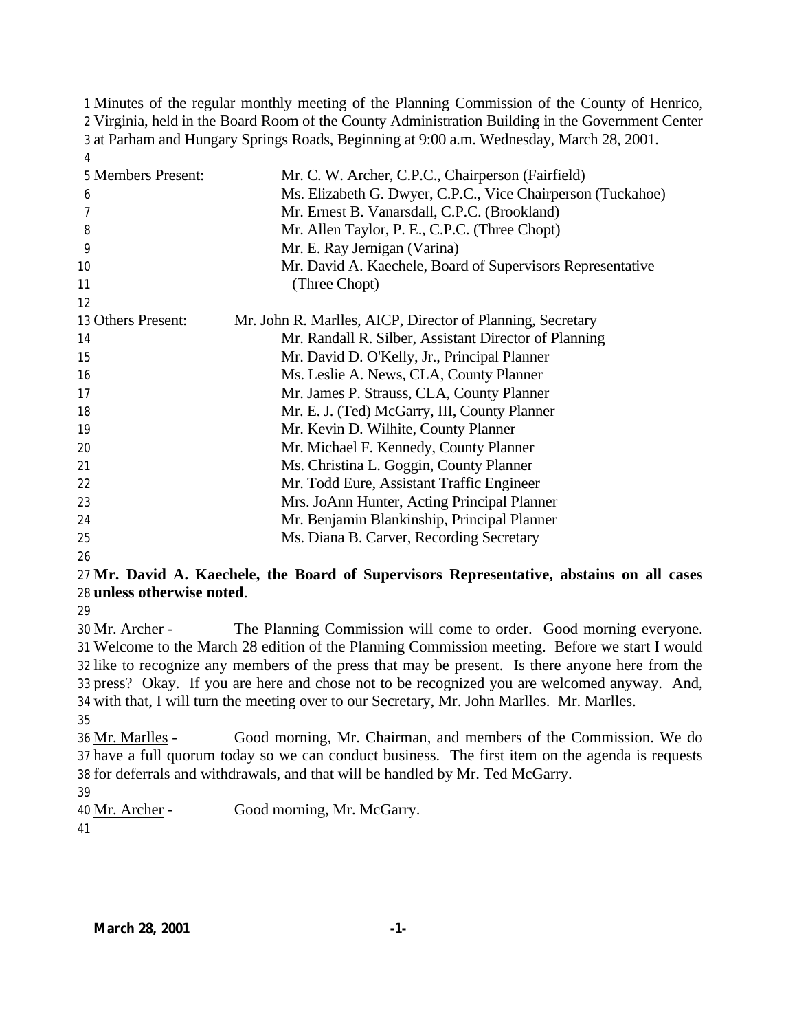Minutes of the regular monthly meeting of the Planning Commission of the County of Henrico, Virginia, held in the Board Room of the County Administration Building in the Government Center at Parham and Hungary Springs Roads, Beginning at 9:00 a.m. Wednesday, March 28, 2001.

| | |
|---|---|
| Members Present: | Mr. C. W. Archer, C.P.C., Chairperson (Fairfield) |
| | Ms. Elizabeth G. Dwyer, C.P.C., Vice Chairperson (Tuckahoe) |
| | Mr. Ernest B. Vanarsdall, C.P.C. (Brookland) |
| | Mr. Allen Taylor, P. E., C.P.C. (Three Chopt) |
| | Mr. E. Ray Jernigan (Varina) |
| | Mr. David A. Kaechele, Board of Supervisors Representative (Three Chopt) |
| Others Present: | Mr. John R. Marlles, AICP, Director of Planning, Secretary |
| | Mr. Randall R. Silber, Assistant Director of Planning |
| | Mr. David D. O'Kelly, Jr., Principal Planner |
| | Ms. Leslie A. News, CLA, County Planner |
| | Mr. James P. Strauss, CLA, County Planner |
| | Mr. E. J. (Ted) McGarry, III, County Planner |
| | Mr. Kevin D. Wilhite, County Planner |
| | Mr. Michael F. Kennedy, County Planner |
| | Ms. Christina L. Goggin, County Planner |
| | Mr. Todd Eure, Assistant Traffic Engineer |
| | Mrs. JoAnn Hunter, Acting Principal Planner |
| | Mr. Benjamin Blankinship, Principal Planner |
| | Ms. Diana B. Carver, Recording Secretary |

**Mr. David A. Kaechele, the Board of Supervisors Representative, abstains on all cases unless otherwise noted**.

Mr. Archer - The Planning Commission will come to order. Good morning everyone. Welcome to the March 28 edition of the Planning Commission meeting. Before we start I would like to recognize any members of the press that may be present. Is there anyone here from the press? Okay. If you are here and chose not to be recognized you are welcomed anyway. And, with that, I will turn the meeting over to our Secretary, Mr. John Marlles. Mr. Marlles.

Mr. Marlles - Good morning, Mr. Chairman, and members of the Commission. We do have a full quorum today so we can conduct business. The first item on the agenda is requests for deferrals and withdrawals, and that will be handled by Mr. Ted McGarry.

Mr. Archer - Good morning, Mr. McGarry.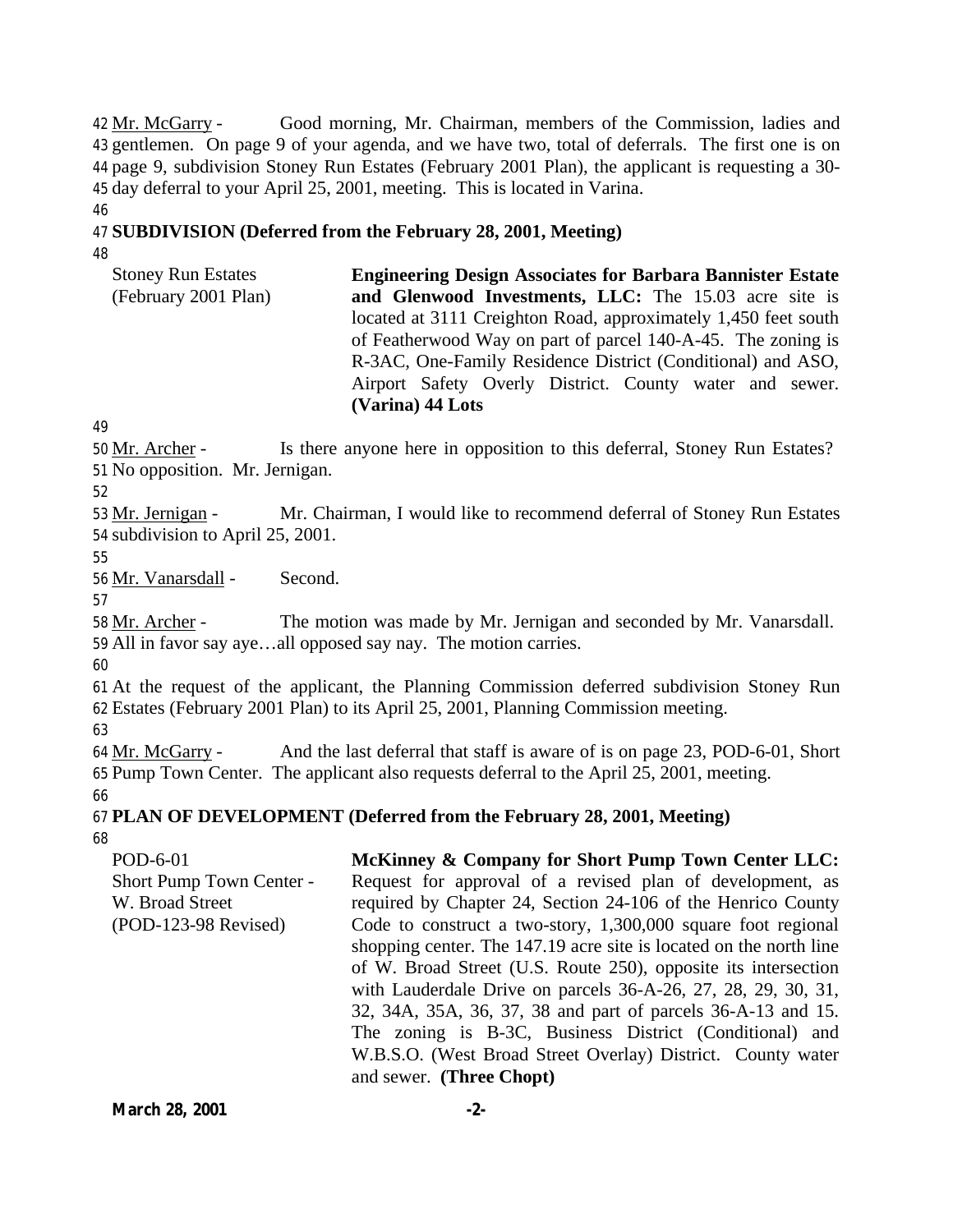Mr. McGarry - Good morning, Mr. Chairman, members of the Commission, ladies and gentlemen. On page 9 of your agenda, and we have two, total of deferrals. The first one is on page 9, subdivision Stoney Run Estates (February 2001 Plan), the applicant is requesting a 30-day deferral to your April 25, 2001, meeting. This is located in Varina.

**SUBDIVISION (Deferred from the February 28, 2001, Meeting)**

| | |
|---|---|
| Stoney Run Estates (February 2001 Plan) | **Engineering Design Associates for Barbara Bannister Estate and Glenwood Investments, LLC:** The 15.03 acre site is located at 3111 Creighton Road, approximately 1,450 feet south of Featherwood Way on part of parcel 140-A-45. The zoning is R-3AC, One-Family Residence District (Conditional) and ASO, Airport Safety Overly District. County water and sewer. **(Varina) 44 Lots** |

Mr. Archer - Is there anyone here in opposition to this deferral, Stoney Run Estates? No opposition. Mr. Jernigan.

Mr. Jernigan - Mr. Chairman, I would like to recommend deferral of Stoney Run Estates subdivision to April 25, 2001.

Mr. Vanarsdall - Second.

Mr. Archer - The motion was made by Mr. Jernigan and seconded by Mr. Vanarsdall. All in favor say aye…all opposed say nay. The motion carries.

At the request of the applicant, the Planning Commission deferred subdivision Stoney Run Estates (February 2001 Plan) to its April 25, 2001, Planning Commission meeting.

Mr. McGarry - And the last deferral that staff is aware of is on page 23, POD-6-01, Short Pump Town Center. The applicant also requests deferral to the April 25, 2001, meeting.

**PLAN OF DEVELOPMENT (Deferred from the February 28, 2001, Meeting)**

| | |
|---|---|
| POD-6-01 Short Pump Town Center - W. Broad Street (POD-123-98 Revised) | **McKinney & Company for Short Pump Town Center LLC:** Request for approval of a revised plan of development, as required by Chapter 24, Section 24-106 of the Henrico County Code to construct a two-story, 1,300,000 square foot regional shopping center. The 147.19 acre site is located on the north line of W. Broad Street (U.S. Route 250), opposite its intersection with Lauderdale Drive on parcels 36-A-26, 27, 28, 29, 30, 31, 32, 34A, 35A, 36, 37, 38 and part of parcels 36-A-13 and 15. The zoning is B-3C, Business District (Conditional) and W.B.S.O. (West Broad Street Overlay) District. County water and sewer. **(Three Chopt)** |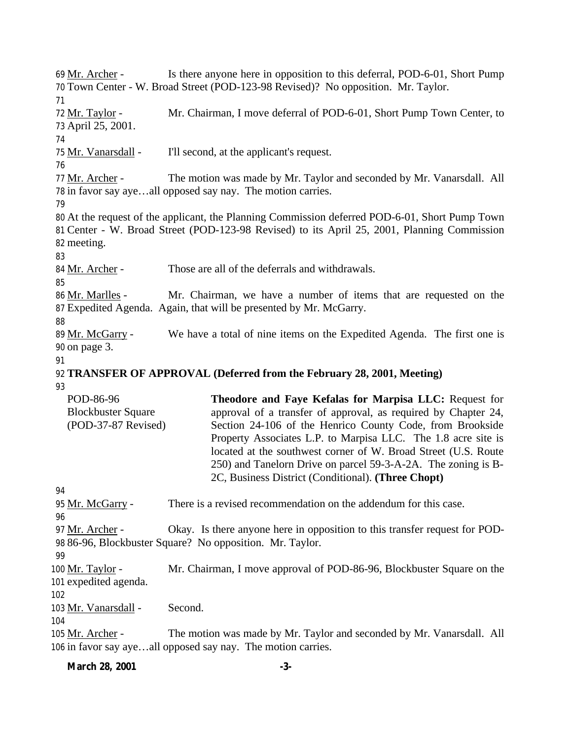Mr. Archer - Is there anyone here in opposition to this deferral, POD-6-01, Short Pump Town Center - W. Broad Street (POD-123-98 Revised)? No opposition. Mr. Taylor.

Mr. Taylor - Mr. Chairman, I move deferral of POD-6-01, Short Pump Town Center, to April 25, 2001.

Mr. Vanarsdall - I'll second, at the applicant's request.

Mr. Archer - The motion was made by Mr. Taylor and seconded by Mr. Vanarsdall. All in favor say aye…all opposed say nay. The motion carries.

At the request of the applicant, the Planning Commission deferred POD-6-01, Short Pump Town Center - W. Broad Street (POD-123-98 Revised) to its April 25, 2001, Planning Commission meeting.

Mr. Archer - Those are all of the deferrals and withdrawals.

Mr. Marlles - Mr. Chairman, we have a number of items that are requested on the Expedited Agenda. Again, that will be presented by Mr. McGarry.

Mr. McGarry - We have a total of nine items on the Expedited Agenda. The first one is on page 3.

**TRANSFER OF APPROVAL (Deferred from the February 28, 2001, Meeting)**

POD-86-96
Blockbuster Square
(POD-37-87 Revised)

**Theodore and Faye Kefalas for Marpisa LLC:** Request for approval of a transfer of approval, as required by Chapter 24, Section 24-106 of the Henrico County Code, from Brookside Property Associates L.P. to Marpisa LLC. The 1.8 acre site is located at the southwest corner of W. Broad Street (U.S. Route 250) and Tanelorn Drive on parcel 59-3-A-2A. The zoning is B-2C, Business District (Conditional). **(Three Chopt)**

Mr. McGarry - There is a revised recommendation on the addendum for this case.

Mr. Archer - Okay. Is there anyone here in opposition to this transfer request for POD-86-96, Blockbuster Square? No opposition. Mr. Taylor.

Mr. Taylor - Mr. Chairman, I move approval of POD-86-96, Blockbuster Square on the expedited agenda.

Mr. Vanarsdall - Second.

Mr. Archer - The motion was made by Mr. Taylor and seconded by Mr. Vanarsdall. All in favor say aye…all opposed say nay. The motion carries.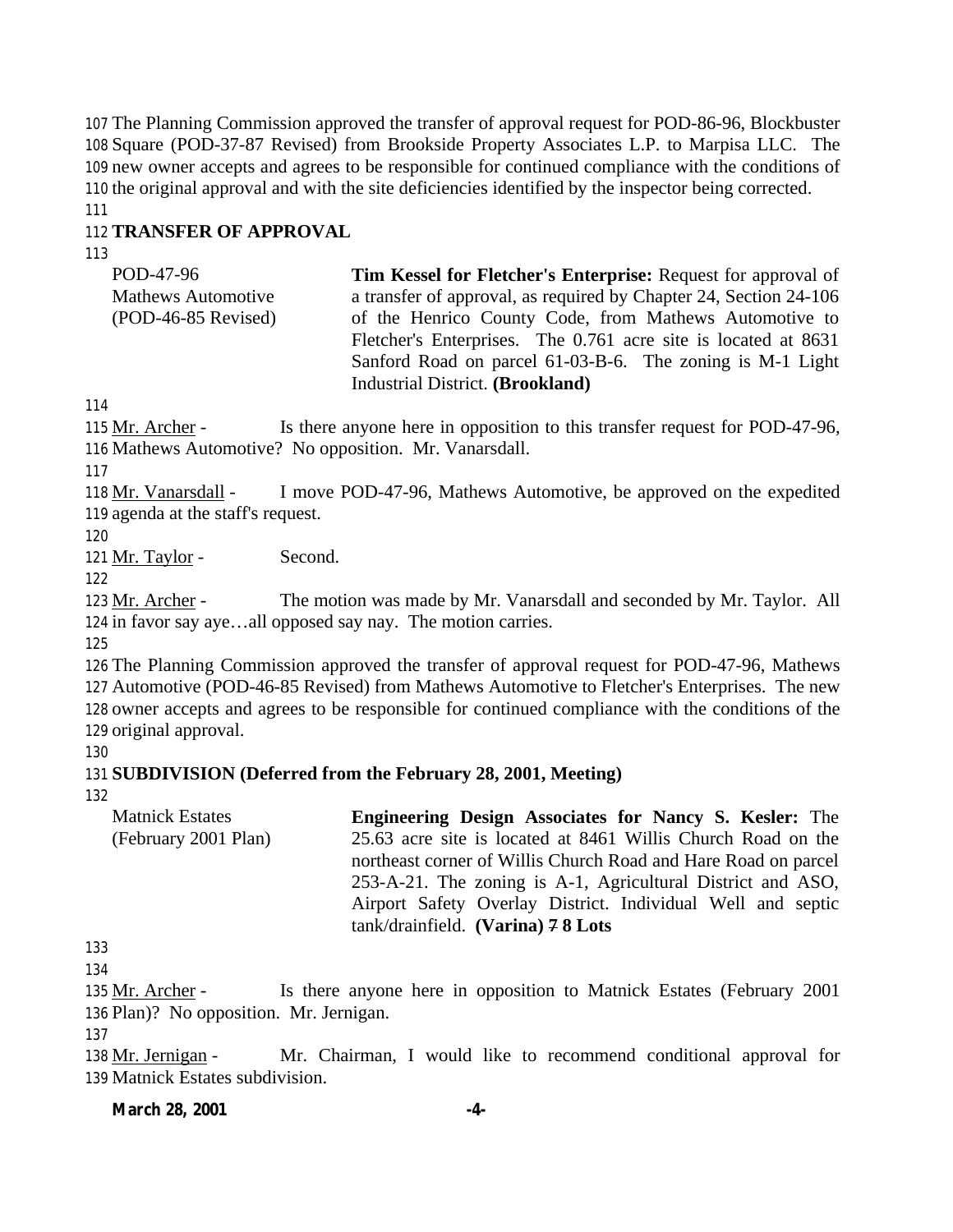The Planning Commission approved the transfer of approval request for POD-86-96, Blockbuster Square (POD-37-87 Revised) from Brookside Property Associates L.P. to Marpisa LLC. The new owner accepts and agrees to be responsible for continued compliance with the conditions of the original approval and with the site deficiencies identified by the inspector being corrected.

**TRANSFER OF APPROVAL**

| | |
|---|---|
| POD-47-96<br>Mathews Automotive<br>(POD-46-85 Revised) | **Tim Kessel for Fletcher's Enterprise:** Request for approval of a transfer of approval, as required by Chapter 24, Section 24-106 of the Henrico County Code, from Mathews Automotive to Fletcher's Enterprises. The 0.761 acre site is located at 8631 Sanford Road on parcel 61-03-B-6. The zoning is M-1 Light Industrial District. **(Brookland)** |

Mr. Archer - Is there anyone here in opposition to this transfer request for POD-47-96, Mathews Automotive? No opposition. Mr. Vanarsdall.

Mr. Vanarsdall - I move POD-47-96, Mathews Automotive, be approved on the expedited agenda at the staff's request.

Mr. Taylor - Second.

Mr. Archer - The motion was made by Mr. Vanarsdall and seconded by Mr. Taylor. All in favor say aye…all opposed say nay. The motion carries.

The Planning Commission approved the transfer of approval request for POD-47-96, Mathews Automotive (POD-46-85 Revised) from Mathews Automotive to Fletcher's Enterprises. The new owner accepts and agrees to be responsible for continued compliance with the conditions of the original approval.

**SUBDIVISION (Deferred from the February 28, 2001, Meeting)**

| | |
|---|---|
| Matnick Estates<br>(February 2001 Plan) | **Engineering Design Associates for Nancy S. Kesler:** The 25.63 acre site is located at 8461 Willis Church Road on the northeast corner of Willis Church Road and Hare Road on parcel 253-A-21. The zoning is A-1, Agricultural District and ASO, Airport Safety Overlay District. Individual Well and septic tank/drainfield. **(Varina) ~~7~~ 8 Lots** |

Mr. Archer - Is there anyone here in opposition to Matnick Estates (February 2001 Plan)? No opposition. Mr. Jernigan.

Mr. Jernigan - Mr. Chairman, I would like to recommend conditional approval for Matnick Estates subdivision.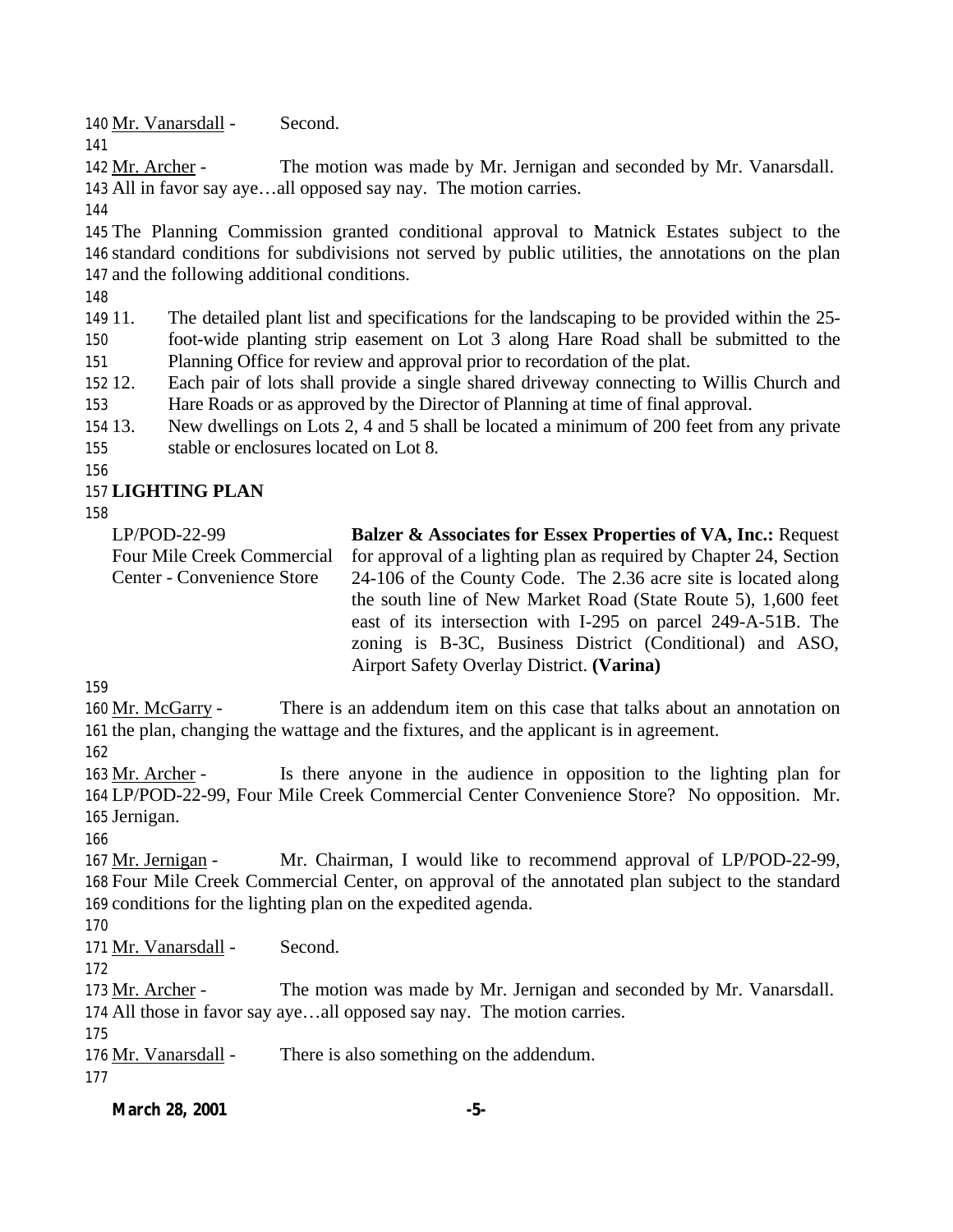Mr. Vanarsdall - Second.

Mr. Archer - The motion was made by Mr. Jernigan and seconded by Mr. Vanarsdall. All in favor say aye…all opposed say nay. The motion carries.

The Planning Commission granted conditional approval to Matnick Estates subject to the standard conditions for subdivisions not served by public utilities, the annotations on the plan and the following additional conditions.

11. The detailed plant list and specifications for the landscaping to be provided within the 25-foot-wide planting strip easement on Lot 3 along Hare Road shall be submitted to the Planning Office for review and approval prior to recordation of the plat.
12. Each pair of lots shall provide a single shared driveway connecting to Willis Church and Hare Roads or as approved by the Director of Planning at time of final approval.
13. New dwellings on Lots 2, 4 and 5 shall be located a minimum of 200 feet from any private stable or enclosures located on Lot 8.

**LIGHTING PLAN**

LP/POD-22-99
Four Mile Creek Commercial Center - Convenience Store

**Balzer & Associates for Essex Properties of VA, Inc.:** Request for approval of a lighting plan as required by Chapter 24, Section 24-106 of the County Code. The 2.36 acre site is located along the south line of New Market Road (State Route 5), 1,600 feet east of its intersection with I-295 on parcel 249-A-51B. The zoning is B-3C, Business District (Conditional) and ASO, Airport Safety Overlay District. **(Varina)**

Mr. McGarry - There is an addendum item on this case that talks about an annotation on the plan, changing the wattage and the fixtures, and the applicant is in agreement.

Mr. Archer - Is there anyone in the audience in opposition to the lighting plan for LP/POD-22-99, Four Mile Creek Commercial Center Convenience Store? No opposition. Mr. Jernigan.

Mr. Jernigan - Mr. Chairman, I would like to recommend approval of LP/POD-22-99, Four Mile Creek Commercial Center, on approval of the annotated plan subject to the standard conditions for the lighting plan on the expedited agenda.

Mr. Vanarsdall - Second.

Mr. Archer - The motion was made by Mr. Jernigan and seconded by Mr. Vanarsdall. All those in favor say aye…all opposed say nay. The motion carries.

Mr. Vanarsdall - There is also something on the addendum.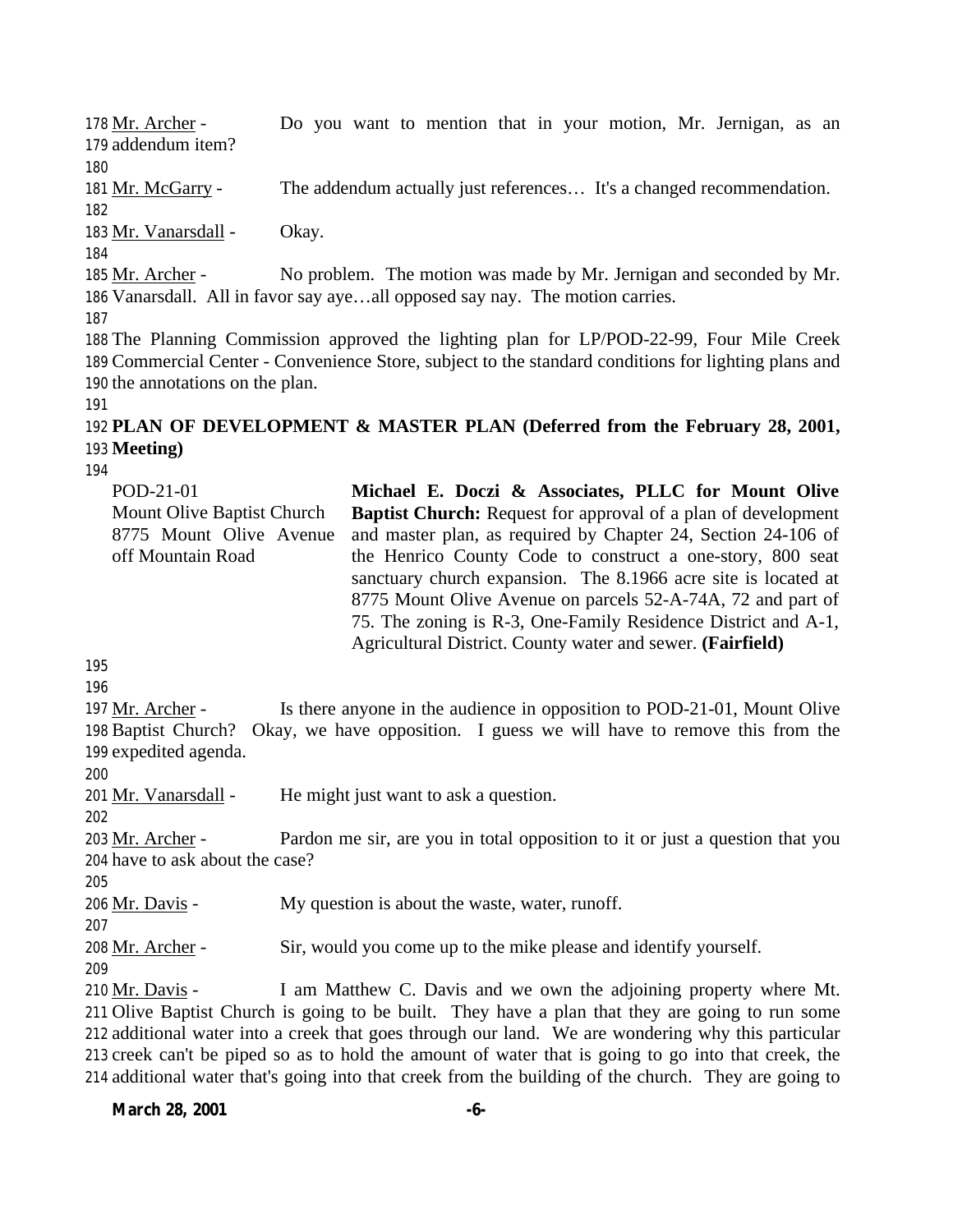Mr. Archer - Do you want to mention that in your motion, Mr. Jernigan, as an addendum item?

Mr. McGarry - The addendum actually just references… It's a changed recommendation.

Mr. Vanarsdall - Okay.

Mr. Archer - No problem. The motion was made by Mr. Jernigan and seconded by Mr. Vanarsdall. All in favor say aye…all opposed say nay. The motion carries.

The Planning Commission approved the lighting plan for LP/POD-22-99, Four Mile Creek Commercial Center - Convenience Store, subject to the standard conditions for lighting plans and the annotations on the plan.

**PLAN OF DEVELOPMENT & MASTER PLAN (Deferred from the February 28, 2001, Meeting)**

POD-21-01
Mount Olive Baptist Church
8775 Mount Olive Avenue off Mountain Road

**Michael E. Doczi & Associates, PLLC for Mount Olive Baptist Church:** Request for approval of a plan of development and master plan, as required by Chapter 24, Section 24-106 of the Henrico County Code to construct a one-story, 800 seat sanctuary church expansion. The 8.1966 acre site is located at 8775 Mount Olive Avenue on parcels 52-A-74A, 72 and part of 75. The zoning is R-3, One-Family Residence District and A-1, Agricultural District. County water and sewer. **(Fairfield)**

Mr. Archer - Is there anyone in the audience in opposition to POD-21-01, Mount Olive Baptist Church? Okay, we have opposition. I guess we will have to remove this from the expedited agenda.

Mr. Vanarsdall - He might just want to ask a question.

Mr. Archer - Pardon me sir, are you in total opposition to it or just a question that you have to ask about the case?

Mr. Davis - My question is about the waste, water, runoff.

Mr. Archer - Sir, would you come up to the mike please and identify yourself.

Mr. Davis - I am Matthew C. Davis and we own the adjoining property where Mt. Olive Baptist Church is going to be built. They have a plan that they are going to run some additional water into a creek that goes through our land. We are wondering why this particular creek can't be piped so as to hold the amount of water that is going to go into that creek, the additional water that's going into that creek from the building of the church. They are going to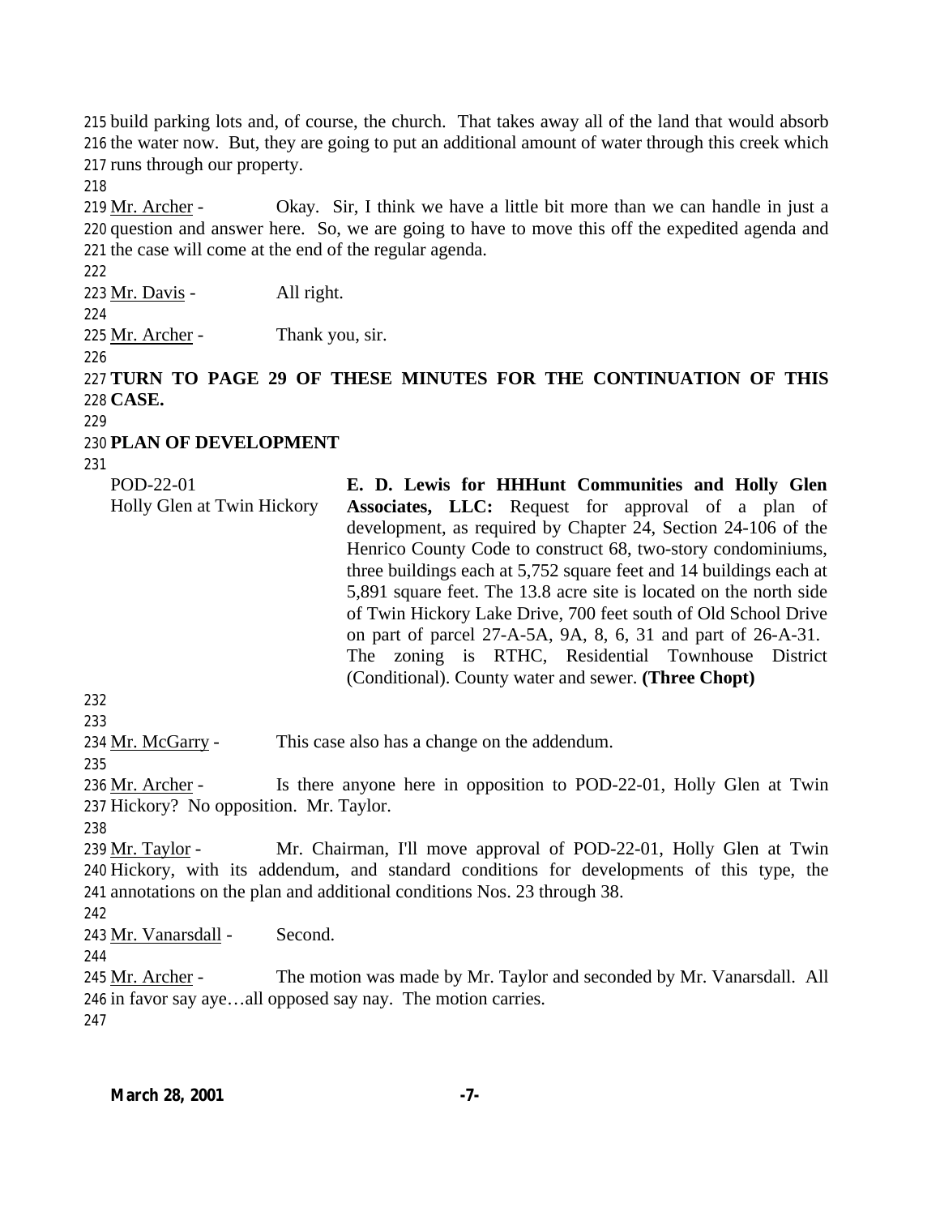build parking lots and, of course, the church. That takes away all of the land that would absorb the water now. But, they are going to put an additional amount of water through this creek which runs through our property.

Mr. Archer - Okay. Sir, I think we have a little bit more than we can handle in just a question and answer here. So, we are going to have to move this off the expedited agenda and the case will come at the end of the regular agenda.

Mr. Davis - All right.

Mr. Archer - Thank you, sir.

**TURN TO PAGE 29 OF THESE MINUTES FOR THE CONTINUATION OF THIS CASE.**

**PLAN OF DEVELOPMENT**

POD-22-01
Holly Glen at Twin Hickory

**E. D. Lewis for HHHunt Communities and Holly Glen Associates, LLC:** Request for approval of a plan of development, as required by Chapter 24, Section 24-106 of the Henrico County Code to construct 68, two-story condominiums, three buildings each at 5,752 square feet and 14 buildings each at 5,891 square feet. The 13.8 acre site is located on the north side of Twin Hickory Lake Drive, 700 feet south of Old School Drive on part of parcel 27-A-5A, 9A, 8, 6, 31 and part of 26-A-31. The zoning is RTHC, Residential Townhouse District (Conditional). County water and sewer. **(Three Chopt)**

Mr. McGarry - This case also has a change on the addendum.

Mr. Archer - Is there anyone here in opposition to POD-22-01, Holly Glen at Twin Hickory? No opposition. Mr. Taylor.

Mr. Taylor - Mr. Chairman, I'll move approval of POD-22-01, Holly Glen at Twin Hickory, with its addendum, and standard conditions for developments of this type, the annotations on the plan and additional conditions Nos. 23 through 38.

Mr. Vanarsdall - Second.

Mr. Archer - The motion was made by Mr. Taylor and seconded by Mr. Vanarsdall. All in favor say aye…all opposed say nay. The motion carries.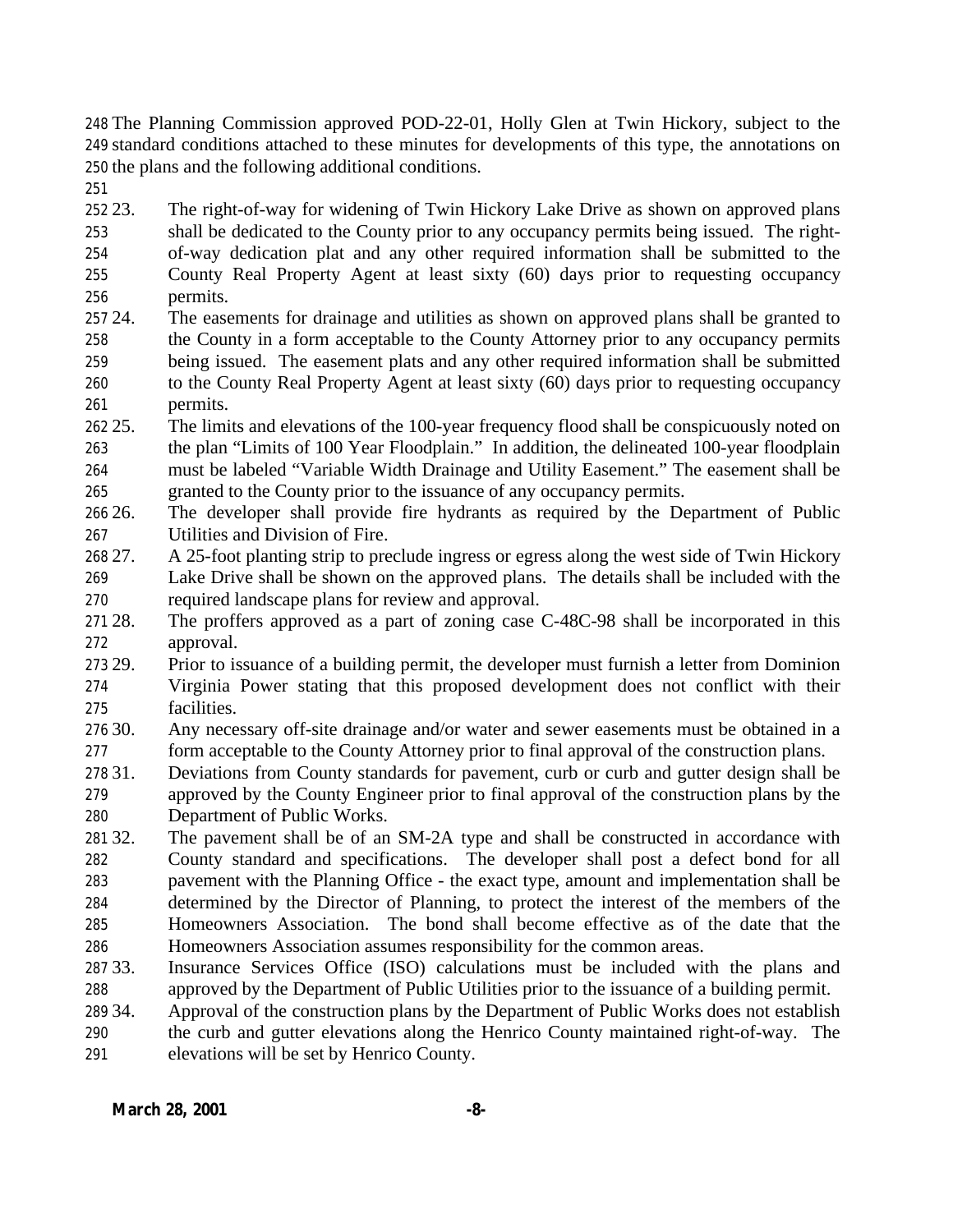The Planning Commission approved POD-22-01, Holly Glen at Twin Hickory, subject to the standard conditions attached to these minutes for developments of this type, the annotations on the plans and the following additional conditions.

23. The right-of-way for widening of Twin Hickory Lake Drive as shown on approved plans shall be dedicated to the County prior to any occupancy permits being issued. The right-of-way dedication plat and any other required information shall be submitted to the County Real Property Agent at least sixty (60) days prior to requesting occupancy permits.
24. The easements for drainage and utilities as shown on approved plans shall be granted to the County in a form acceptable to the County Attorney prior to any occupancy permits being issued. The easement plats and any other required information shall be submitted to the County Real Property Agent at least sixty (60) days prior to requesting occupancy permits.
25. The limits and elevations of the 100-year frequency flood shall be conspicuously noted on the plan "Limits of 100 Year Floodplain." In addition, the delineated 100-year floodplain must be labeled "Variable Width Drainage and Utility Easement." The easement shall be granted to the County prior to the issuance of any occupancy permits.
26. The developer shall provide fire hydrants as required by the Department of Public Utilities and Division of Fire.
27. A 25-foot planting strip to preclude ingress or egress along the west side of Twin Hickory Lake Drive shall be shown on the approved plans. The details shall be included with the required landscape plans for review and approval.
28. The proffers approved as a part of zoning case C-48C-98 shall be incorporated in this approval.
29. Prior to issuance of a building permit, the developer must furnish a letter from Dominion Virginia Power stating that this proposed development does not conflict with their facilities.
30. Any necessary off-site drainage and/or water and sewer easements must be obtained in a form acceptable to the County Attorney prior to final approval of the construction plans.
31. Deviations from County standards for pavement, curb or curb and gutter design shall be approved by the County Engineer prior to final approval of the construction plans by the Department of Public Works.
32. The pavement shall be of an SM-2A type and shall be constructed in accordance with County standard and specifications. The developer shall post a defect bond for all pavement with the Planning Office - the exact type, amount and implementation shall be determined by the Director of Planning, to protect the interest of the members of the Homeowners Association. The bond shall become effective as of the date that the Homeowners Association assumes responsibility for the common areas.
33. Insurance Services Office (ISO) calculations must be included with the plans and approved by the Department of Public Utilities prior to the issuance of a building permit.
34. Approval of the construction plans by the Department of Public Works does not establish the curb and gutter elevations along the Henrico County maintained right-of-way. The elevations will be set by Henrico County.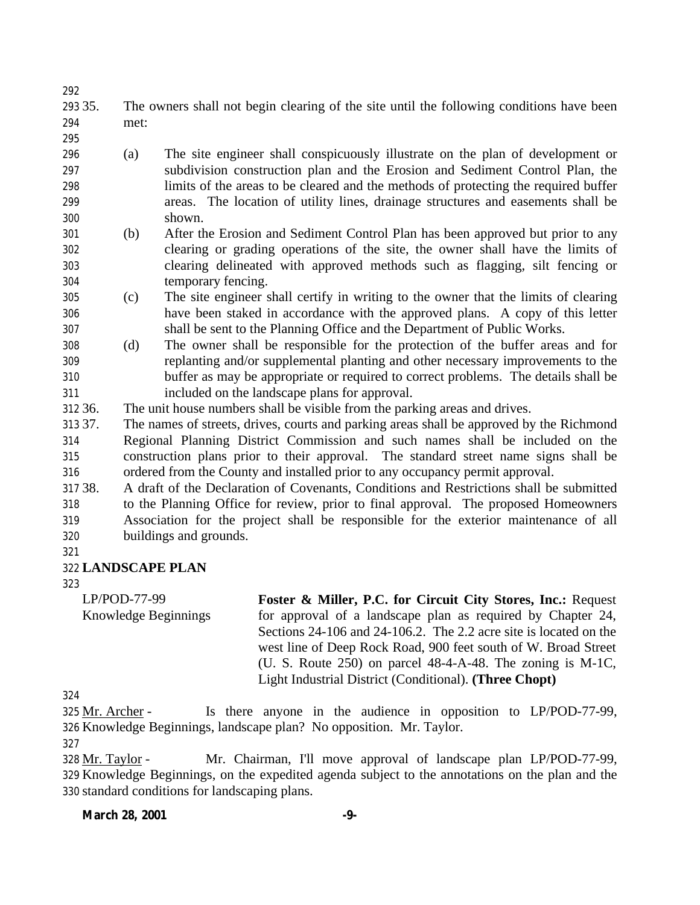35. The owners shall not begin clearing of the site until the following conditions have been met:

   (a) The site engineer shall conspicuously illustrate on the plan of development or subdivision construction plan and the Erosion and Sediment Control Plan, the limits of the areas to be cleared and the methods of protecting the required buffer areas. The location of utility lines, drainage structures and easements shall be shown.
   (b) After the Erosion and Sediment Control Plan has been approved but prior to any clearing or grading operations of the site, the owner shall have the limits of clearing delineated with approved methods such as flagging, silt fencing or temporary fencing.
   (c) The site engineer shall certify in writing to the owner that the limits of clearing have been staked in accordance with the approved plans. A copy of this letter shall be sent to the Planning Office and the Department of Public Works.
   (d) The owner shall be responsible for the protection of the buffer areas and for replanting and/or supplemental planting and other necessary improvements to the buffer as may be appropriate or required to correct problems. The details shall be included on the landscape plans for approval.

36. The unit house numbers shall be visible from the parking areas and drives.
37. The names of streets, drives, courts and parking areas shall be approved by the Richmond Regional Planning District Commission and such names shall be included on the construction plans prior to their approval. The standard street name signs shall be ordered from the County and installed prior to any occupancy permit approval.
38. A draft of the Declaration of Covenants, Conditions and Restrictions shall be submitted to the Planning Office for review, prior to final approval. The proposed Homeowners Association for the project shall be responsible for the exterior maintenance of all buildings and grounds.

**LANDSCAPE PLAN**

LP/POD-77-99
Knowledge Beginnings

**Foster & Miller, P.C. for Circuit City Stores, Inc.:** Request for approval of a landscape plan as required by Chapter 24, Sections 24-106 and 24-106.2. The 2.2 acre site is located on the west line of Deep Rock Road, 900 feet south of W. Broad Street (U. S. Route 250) on parcel 48-4-A-48. The zoning is M-1C, Light Industrial District (Conditional). **(Three Chopt)**

Mr. Archer - Is there anyone in the audience in opposition to LP/POD-77-99, Knowledge Beginnings, landscape plan? No opposition. Mr. Taylor.

Mr. Taylor - Mr. Chairman, I'll move approval of landscape plan LP/POD-77-99, Knowledge Beginnings, on the expedited agenda subject to the annotations on the plan and the standard conditions for landscaping plans.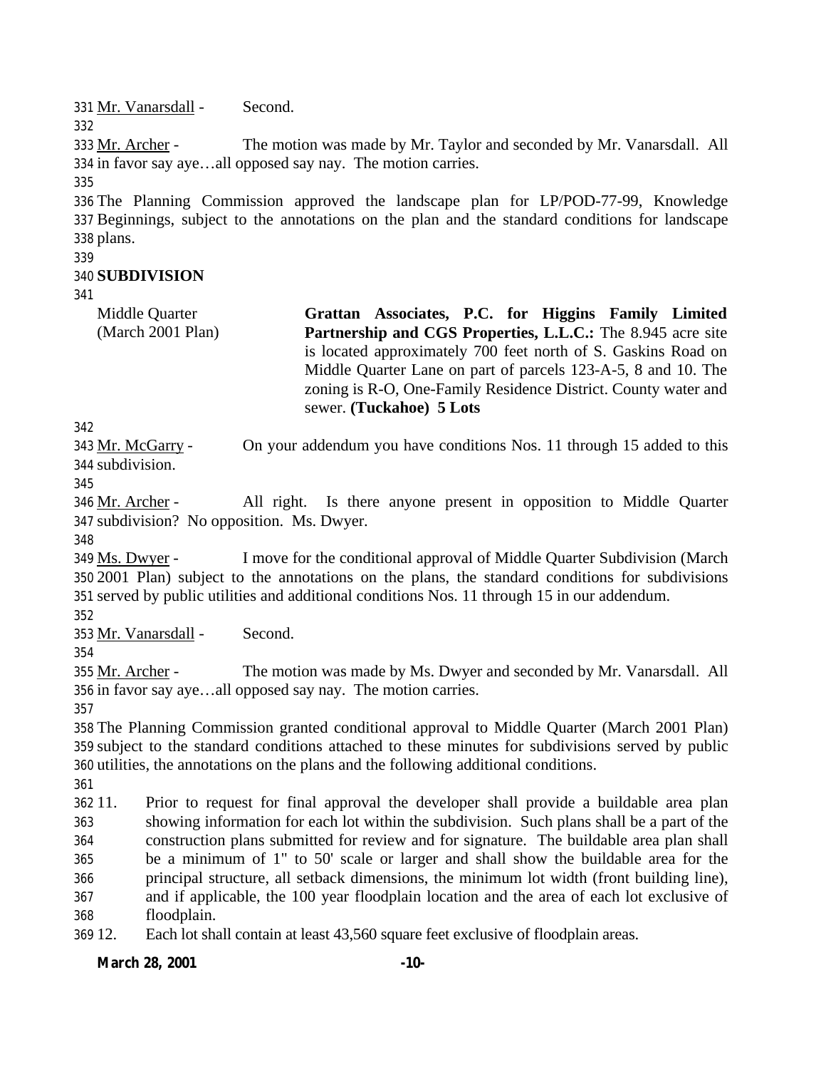Mr. Vanarsdall - Second.

Mr. Archer - The motion was made by Mr. Taylor and seconded by Mr. Vanarsdall. All in favor say aye…all opposed say nay. The motion carries.

The Planning Commission approved the landscape plan for LP/POD-77-99, Knowledge Beginnings, subject to the annotations on the plan and the standard conditions for landscape plans.

**SUBDIVISION**

Middle Quarter (March 2001 Plan) **Grattan Associates, P.C. for Higgins Family Limited Partnership and CGS Properties, L.L.C.:** The 8.945 acre site is located approximately 700 feet north of S. Gaskins Road on Middle Quarter Lane on part of parcels 123-A-5, 8 and 10. The zoning is R-O, One-Family Residence District. County water and sewer. **(Tuckahoe) 5 Lots**

Mr. McGarry - On your addendum you have conditions Nos. 11 through 15 added to this subdivision.

Mr. Archer - All right. Is there anyone present in opposition to Middle Quarter subdivision? No opposition. Ms. Dwyer.

Ms. Dwyer - I move for the conditional approval of Middle Quarter Subdivision (March 2001 Plan) subject to the annotations on the plans, the standard conditions for subdivisions served by public utilities and additional conditions Nos. 11 through 15 in our addendum.

Mr. Vanarsdall - Second.

Mr. Archer - The motion was made by Ms. Dwyer and seconded by Mr. Vanarsdall. All in favor say aye…all opposed say nay. The motion carries.

The Planning Commission granted conditional approval to Middle Quarter (March 2001 Plan) subject to the standard conditions attached to these minutes for subdivisions served by public utilities, the annotations on the plans and the following additional conditions.

11. Prior to request for final approval the developer shall provide a buildable area plan showing information for each lot within the subdivision. Such plans shall be a part of the construction plans submitted for review and for signature. The buildable area plan shall be a minimum of 1" to 50' scale or larger and shall show the buildable area for the principal structure, all setback dimensions, the minimum lot width (front building line), and if applicable, the 100 year floodplain location and the area of each lot exclusive of floodplain.
12. Each lot shall contain at least 43,560 square feet exclusive of floodplain areas.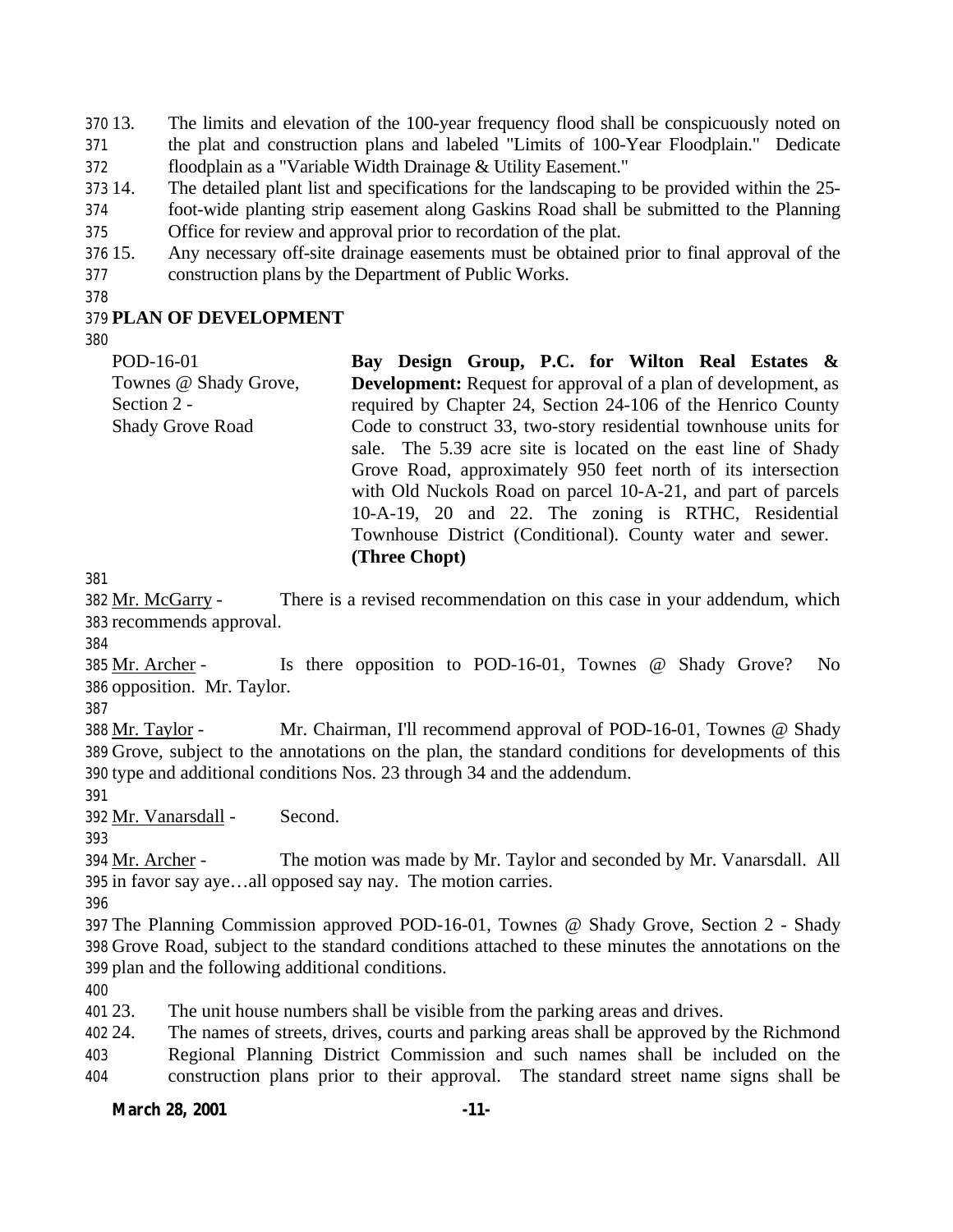13. The limits and elevation of the 100-year frequency flood shall be conspicuously noted on the plat and construction plans and labeled "Limits of 100-Year Floodplain." Dedicate floodplain as a "Variable Width Drainage & Utility Easement."
14. The detailed plant list and specifications for the landscaping to be provided within the 25-foot-wide planting strip easement along Gaskins Road shall be submitted to the Planning Office for review and approval prior to recordation of the plat.
15. Any necessary off-site drainage easements must be obtained prior to final approval of the construction plans by the Department of Public Works.

## PLAN OF DEVELOPMENT

POD-16-01
Townes @ Shady Grove, Section 2 -
Shady Grove Road

**Bay Design Group, P.C. for Wilton Real Estates & Development:** Request for approval of a plan of development, as required by Chapter 24, Section 24-106 of the Henrico County Code to construct 33, two-story residential townhouse units for sale. The 5.39 acre site is located on the east line of Shady Grove Road, approximately 950 feet north of its intersection with Old Nuckols Road on parcel 10-A-21, and part of parcels 10-A-19, 20 and 22. The zoning is RTHC, Residential Townhouse District (Conditional). County water and sewer. **(Three Chopt)**

Mr. McGarry - There is a revised recommendation on this case in your addendum, which recommends approval.

Mr. Archer - Is there opposition to POD-16-01, Townes @ Shady Grove? No opposition. Mr. Taylor.

Mr. Taylor - Mr. Chairman, I'll recommend approval of POD-16-01, Townes @ Shady Grove, subject to the annotations on the plan, the standard conditions for developments of this type and additional conditions Nos. 23 through 34 and the addendum.

Mr. Vanarsdall - Second.

Mr. Archer - The motion was made by Mr. Taylor and seconded by Mr. Vanarsdall. All in favor say aye…all opposed say nay. The motion carries.

The Planning Commission approved POD-16-01, Townes @ Shady Grove, Section 2 - Shady Grove Road, subject to the standard conditions attached to these minutes the annotations on the plan and the following additional conditions.

23. The unit house numbers shall be visible from the parking areas and drives.
24. The names of streets, drives, courts and parking areas shall be approved by the Richmond Regional Planning District Commission and such names shall be included on the construction plans prior to their approval. The standard street name signs shall be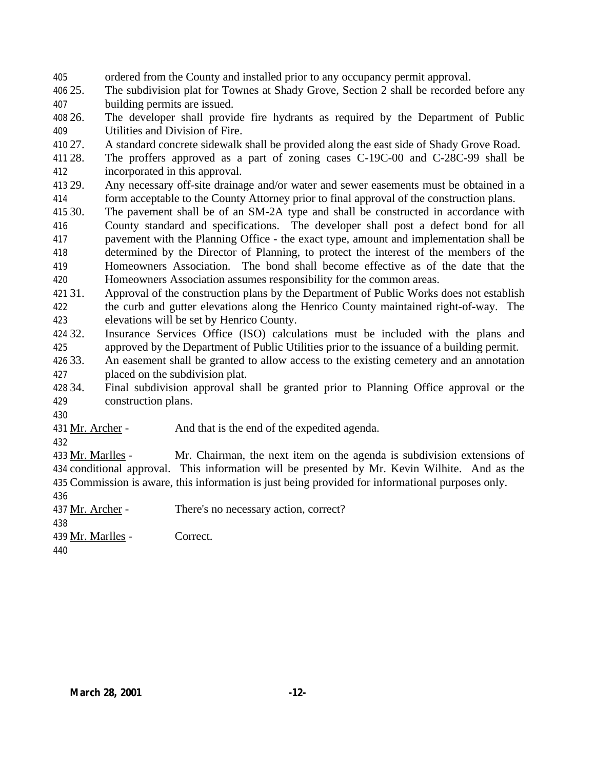ordered from the County and installed prior to any occupancy permit approval.

25. The subdivision plat for Townes at Shady Grove, Section 2 shall be recorded before any building permits are issued.
26. The developer shall provide fire hydrants as required by the Department of Public Utilities and Division of Fire.
27. A standard concrete sidewalk shall be provided along the east side of Shady Grove Road.
28. The proffers approved as a part of zoning cases C-19C-00 and C-28C-99 shall be incorporated in this approval.
29. Any necessary off-site drainage and/or water and sewer easements must be obtained in a form acceptable to the County Attorney prior to final approval of the construction plans.
30. The pavement shall be of an SM-2A type and shall be constructed in accordance with County standard and specifications. The developer shall post a defect bond for all pavement with the Planning Office - the exact type, amount and implementation shall be determined by the Director of Planning, to protect the interest of the members of the Homeowners Association. The bond shall become effective as of the date that the Homeowners Association assumes responsibility for the common areas.
31. Approval of the construction plans by the Department of Public Works does not establish the curb and gutter elevations along the Henrico County maintained right-of-way. The elevations will be set by Henrico County.
32. Insurance Services Office (ISO) calculations must be included with the plans and approved by the Department of Public Utilities prior to the issuance of a building permit.
33. An easement shall be granted to allow access to the existing cemetery and an annotation placed on the subdivision plat.
34. Final subdivision approval shall be granted prior to Planning Office approval or the construction plans.

Mr. Archer - And that is the end of the expedited agenda.

Mr. Marlles - Mr. Chairman, the next item on the agenda is subdivision extensions of conditional approval. This information will be presented by Mr. Kevin Wilhite. And as the Commission is aware, this information is just being provided for informational purposes only.

Mr. Archer - There's no necessary action, correct?

Mr. Marlles - Correct.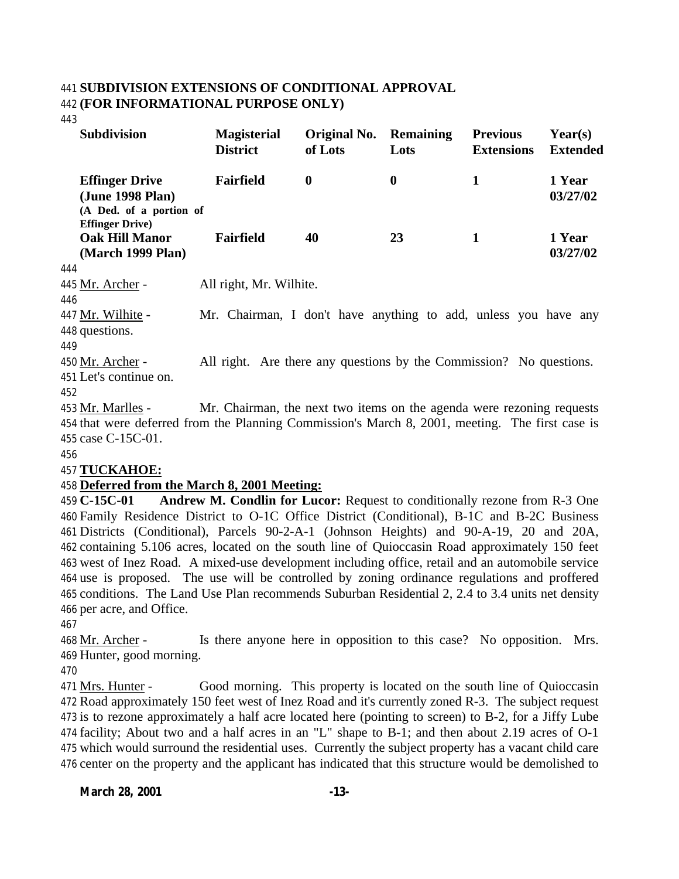**SUBDIVISION EXTENSIONS OF CONDITIONAL APPROVAL**
**(FOR INFORMATIONAL PURPOSE ONLY)**

| Subdivision | Magisterial District | Original No. of Lots | Remaining Lots | Previous Extensions | Year(s) Extended |
|---|---|---|---|---|---|
| **Effinger Drive (June 1998 Plan)** (A Ded. of a portion of Effinger Drive) | **Fairfield** | **0** | **0** | **1** | **1 Year 03/27/02** |
| **Oak Hill Manor (March 1999 Plan)** | **Fairfield** | **40** | **23** | **1** | **1 Year 03/27/02** |

Mr. Archer - All right, Mr. Wilhite.

Mr. Wilhite - Mr. Chairman, I don't have anything to add, unless you have any questions.

Mr. Archer - All right. Are there any questions by the Commission? No questions. Let's continue on.

Mr. Marlles - Mr. Chairman, the next two items on the agenda were rezoning requests that were deferred from the Planning Commission's March 8, 2001, meeting. The first case is case C-15C-01.

**TUCKAHOE:**

**Deferred from the March 8, 2001 Meeting:**

**C-15C-01 Andrew M. Condlin for Lucor:** Request to conditionally rezone from R-3 One Family Residence District to O-1C Office District (Conditional), B-1C and B-2C Business Districts (Conditional), Parcels 90-2-A-1 (Johnson Heights) and 90-A-19, 20 and 20A, containing 5.106 acres, located on the south line of Quioccasin Road approximately 150 feet west of Inez Road. A mixed-use development including office, retail and an automobile service use is proposed. The use will be controlled by zoning ordinance regulations and proffered conditions. The Land Use Plan recommends Suburban Residential 2, 2.4 to 3.4 units net density per acre, and Office.

Mr. Archer - Is there anyone here in opposition to this case? No opposition. Mrs. Hunter, good morning.

Mrs. Hunter - Good morning. This property is located on the south line of Quioccasin Road approximately 150 feet west of Inez Road and it's currently zoned R-3. The subject request is to rezone approximately a half acre located here (pointing to screen) to B-2, for a Jiffy Lube facility; About two and a half acres in an "L" shape to B-1; and then about 2.19 acres of O-1 which would surround the residential uses. Currently the subject property has a vacant child care center on the property and the applicant has indicated that this structure would be demolished to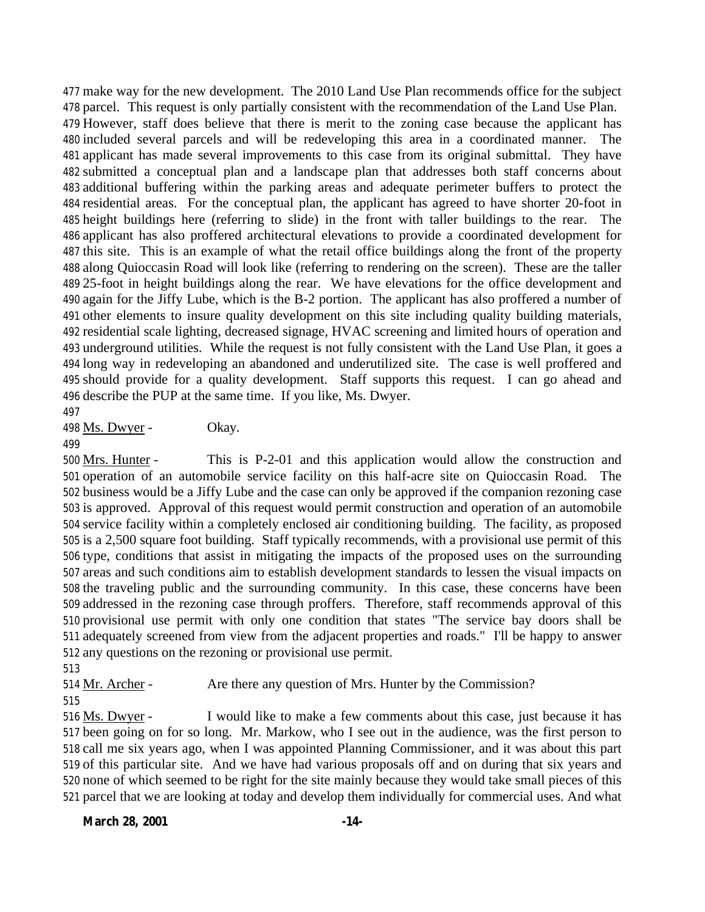477 make way for the new development. The 2010 Land Use Plan recommends office for the subject 478 parcel. This request is only partially consistent with the recommendation of the Land Use Plan. 479 However, staff does believe that there is merit to the zoning case because the applicant has 480 included several parcels and will be redeveloping this area in a coordinated manner. The 481 applicant has made several improvements to this case from its original submittal. They have 482 submitted a conceptual plan and a landscape plan that addresses both staff concerns about 483 additional buffering within the parking areas and adequate perimeter buffers to protect the 484 residential areas. For the conceptual plan, the applicant has agreed to have shorter 20-foot in 485 height buildings here (referring to slide) in the front with taller buildings to the rear. The 486 applicant has also proffered architectural elevations to provide a coordinated development for 487 this site. This is an example of what the retail office buildings along the front of the property 488 along Quioccasin Road will look like (referring to rendering on the screen). These are the taller 489 25-foot in height buildings along the rear. We have elevations for the office development and 490 again for the Jiffy Lube, which is the B-2 portion. The applicant has also proffered a number of 491 other elements to insure quality development on this site including quality building materials, 492 residential scale lighting, decreased signage, HVAC screening and limited hours of operation and 493 underground utilities. While the request is not fully consistent with the Land Use Plan, it goes a 494 long way in redeveloping an abandoned and underutilized site. The case is well proffered and 495 should provide for a quality development. Staff supports this request. I can go ahead and 496 describe the PUP at the same time. If you like, Ms. Dwyer.

497

498 Ms. Dwyer - Okay.

499

500 Mrs. Hunter - This is P-2-01 and this application would allow the construction and 501 operation of an automobile service facility on this half-acre site on Quioccasin Road. The 502 business would be a Jiffy Lube and the case can only be approved if the companion rezoning case 503 is approved. Approval of this request would permit construction and operation of an automobile 504 service facility within a completely enclosed air conditioning building. The facility, as proposed 505 is a 2,500 square foot building. Staff typically recommends, with a provisional use permit of this 506 type, conditions that assist in mitigating the impacts of the proposed uses on the surrounding 507 areas and such conditions aim to establish development standards to lessen the visual impacts on 508 the traveling public and the surrounding community. In this case, these concerns have been 509 addressed in the rezoning case through proffers. Therefore, staff recommends approval of this 510 provisional use permit with only one condition that states "The service bay doors shall be 511 adequately screened from view from the adjacent properties and roads." I'll be happy to answer 512 any questions on the rezoning or provisional use permit.

513

514 Mr. Archer - Are there any question of Mrs. Hunter by the Commission?

515

516 Ms. Dwyer - I would like to make a few comments about this case, just because it has 517 been going on for so long. Mr. Markow, who I see out in the audience, was the first person to 518 call me six years ago, when I was appointed Planning Commissioner, and it was about this part 519 of this particular site. And we have had various proposals off and on during that six years and 520 none of which seemed to be right for the site mainly because they would take small pieces of this 521 parcel that we are looking at today and develop them individually for commercial uses. And what

**March 28, 2001**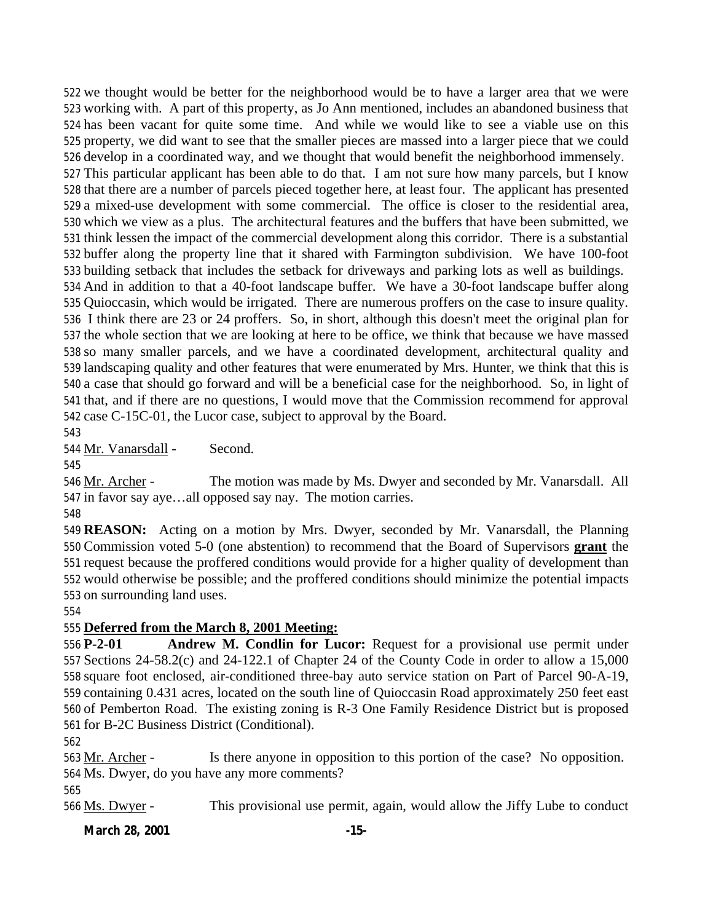we thought would be better for the neighborhood would be to have a larger area that we were working with. A part of this property, as Jo Ann mentioned, includes an abandoned business that has been vacant for quite some time. And while we would like to see a viable use on this property, we did want to see that the smaller pieces are massed into a larger piece that we could develop in a coordinated way, and we thought that would benefit the neighborhood immensely. This particular applicant has been able to do that. I am not sure how many parcels, but I know that there are a number of parcels pieced together here, at least four. The applicant has presented a mixed-use development with some commercial. The office is closer to the residential area, which we view as a plus. The architectural features and the buffers that have been submitted, we think lessen the impact of the commercial development along this corridor. There is a substantial buffer along the property line that it shared with Farmington subdivision. We have 100-foot building setback that includes the setback for driveways and parking lots as well as buildings. And in addition to that a 40-foot landscape buffer. We have a 30-foot landscape buffer along Quioccasin, which would be irrigated. There are numerous proffers on the case to insure quality. I think there are 23 or 24 proffers. So, in short, although this doesn't meet the original plan for the whole section that we are looking at here to be office, we think that because we have massed so many smaller parcels, and we have a coordinated development, architectural quality and landscaping quality and other features that were enumerated by Mrs. Hunter, we think that this is a case that should go forward and will be a beneficial case for the neighborhood. So, in light of that, and if there are no questions, I would move that the Commission recommend for approval case C-15C-01, the Lucor case, subject to approval by the Board.

Mr. Vanarsdall - Second.

Mr. Archer - The motion was made by Ms. Dwyer and seconded by Mr. Vanarsdall. All in favor say aye…all opposed say nay. The motion carries.

**REASON:** Acting on a motion by Mrs. Dwyer, seconded by Mr. Vanarsdall, the Planning Commission voted 5-0 (one abstention) to recommend that the Board of Supervisors **grant** the request because the proffered conditions would provide for a higher quality of development than would otherwise be possible; and the proffered conditions should minimize the potential impacts on surrounding land uses.

**Deferred from the March 8, 2001 Meeting:**

**P-2-01 Andrew M. Condlin for Lucor:** Request for a provisional use permit under Sections 24-58.2(c) and 24-122.1 of Chapter 24 of the County Code in order to allow a 15,000 square foot enclosed, air-conditioned three-bay auto service station on Part of Parcel 90-A-19, containing 0.431 acres, located on the south line of Quioccasin Road approximately 250 feet east of Pemberton Road. The existing zoning is R-3 One Family Residence District but is proposed for B-2C Business District (Conditional).

Mr. Archer - Is there anyone in opposition to this portion of the case? No opposition. Ms. Dwyer, do you have any more comments?

Ms. Dwyer - This provisional use permit, again, would allow the Jiffy Lube to conduct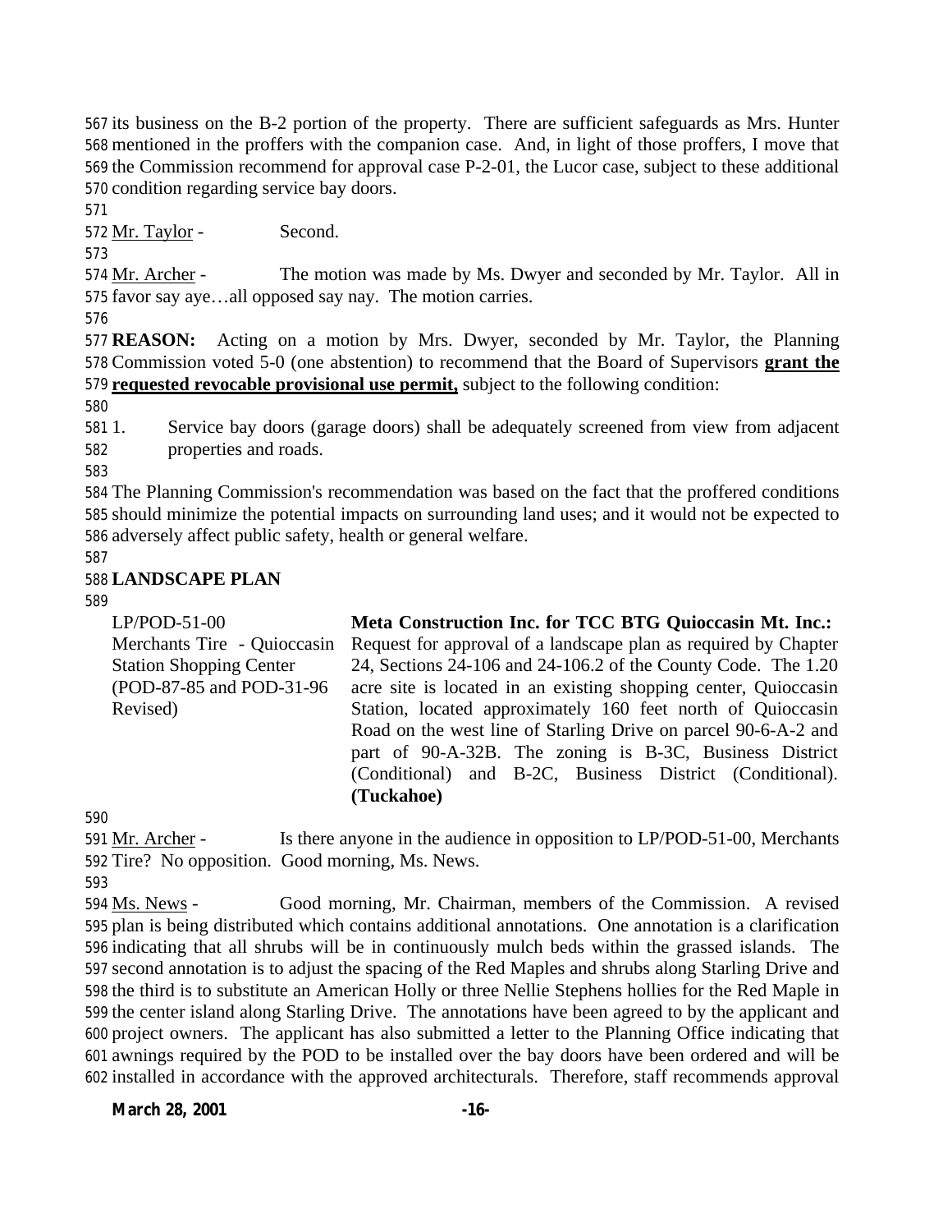its business on the B-2 portion of the property. There are sufficient safeguards as Mrs. Hunter mentioned in the proffers with the companion case. And, in light of those proffers, I move that the Commission recommend for approval case P-2-01, the Lucor case, subject to these additional condition regarding service bay doors.

Mr. Taylor - Second.

Mr. Archer - The motion was made by Ms. Dwyer and seconded by Mr. Taylor. All in favor say aye…all opposed say nay. The motion carries.

**REASON:** Acting on a motion by Mrs. Dwyer, seconded by Mr. Taylor, the Planning Commission voted 5-0 (one abstention) to recommend that the Board of Supervisors **grant the requested revocable provisional use permit,** subject to the following condition:

1. Service bay doors (garage doors) shall be adequately screened from view from adjacent properties and roads.

The Planning Commission's recommendation was based on the fact that the proffered conditions should minimize the potential impacts on surrounding land uses; and it would not be expected to adversely affect public safety, health or general welfare.

**LANDSCAPE PLAN**

LP/POD-51-00
Merchants Tire - Quioccasin Station Shopping Center (POD-87-85 and POD-31-96 Revised)

**Meta Construction Inc. for TCC BTG Quioccasin Mt. Inc.:** Request for approval of a landscape plan as required by Chapter 24, Sections 24-106 and 24-106.2 of the County Code. The 1.20 acre site is located in an existing shopping center, Quioccasin Station, located approximately 160 feet north of Quioccasin Road on the west line of Starling Drive on parcel 90-6-A-2 and part of 90-A-32B. The zoning is B-3C, Business District (Conditional) and B-2C, Business District (Conditional). **(Tuckahoe)**

Mr. Archer - Is there anyone in the audience in opposition to LP/POD-51-00, Merchants Tire? No opposition. Good morning, Ms. News.

Ms. News - Good morning, Mr. Chairman, members of the Commission. A revised plan is being distributed which contains additional annotations. One annotation is a clarification indicating that all shrubs will be in continuously mulch beds within the grassed islands. The second annotation is to adjust the spacing of the Red Maples and shrubs along Starling Drive and the third is to substitute an American Holly or three Nellie Stephens hollies for the Red Maple in the center island along Starling Drive. The annotations have been agreed to by the applicant and project owners. The applicant has also submitted a letter to the Planning Office indicating that awnings required by the POD to be installed over the bay doors have been ordered and will be installed in accordance with the approved architecturals. Therefore, staff recommends approval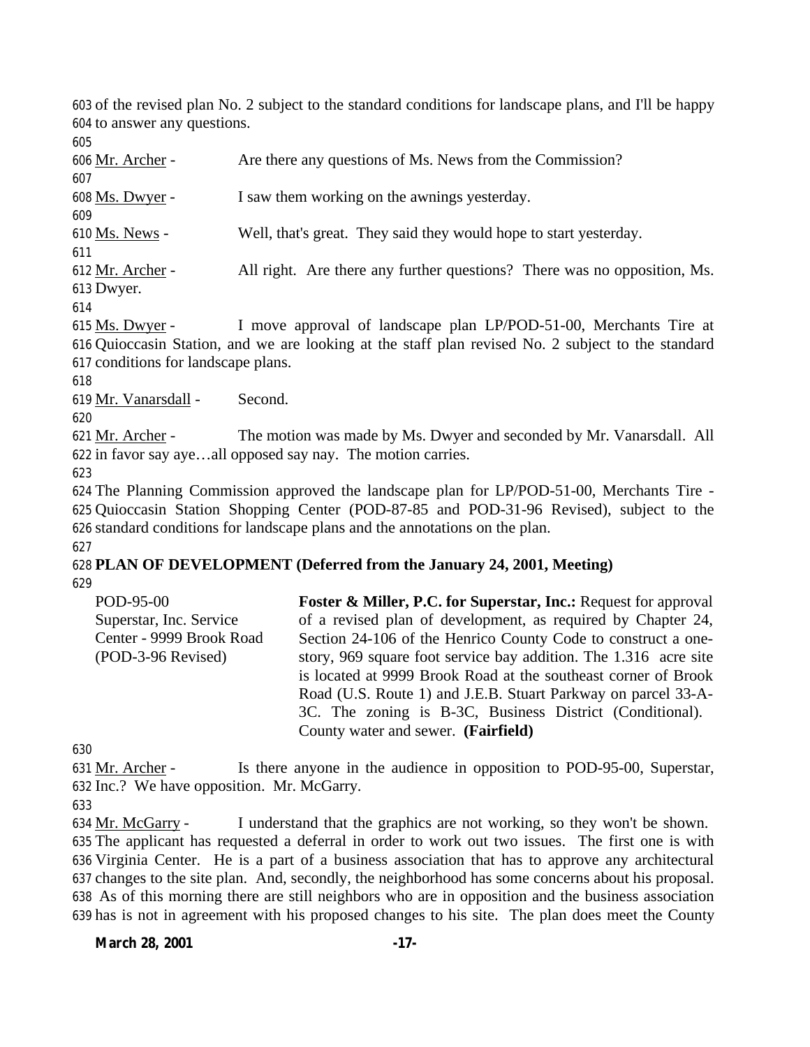603 of the revised plan No. 2 subject to the standard conditions for landscape plans, and I'll be happy
604 to answer any questions.
605
606 Mr. Archer - Are there any questions of Ms. News from the Commission?
607
608 Ms. Dwyer - I saw them working on the awnings yesterday.
609
610 Ms. News - Well, that's great. They said they would hope to start yesterday.
611
612 Mr. Archer - All right. Are there any further questions? There was no opposition, Ms.
613 Dwyer.
614
615 Ms. Dwyer - I move approval of landscape plan LP/POD-51-00, Merchants Tire at
616 Quioccasin Station, and we are looking at the staff plan revised No. 2 subject to the standard
617 conditions for landscape plans.
618
619 Mr. Vanarsdall - Second.
620
621 Mr. Archer - The motion was made by Ms. Dwyer and seconded by Mr. Vanarsdall. All
622 in favor say aye…all opposed say nay. The motion carries.
623
624 The Planning Commission approved the landscape plan for LP/POD-51-00, Merchants Tire -
625 Quioccasin Station Shopping Center (POD-87-85 and POD-31-96 Revised), subject to the
626 standard conditions for landscape plans and the annotations on the plan.
627
628 **PLAN OF DEVELOPMENT (Deferred from the January 24, 2001, Meeting)**
629

| | |
|---|---|
| POD-95-00<br>Superstar, Inc. Service Center - 9999 Brook Road<br>(POD-3-96 Revised) | **Foster & Miller, P.C. for Superstar, Inc.:** Request for approval of a revised plan of development, as required by Chapter 24, Section 24-106 of the Henrico County Code to construct a one-story, 969 square foot service bay addition. The 1.316 acre site is located at 9999 Brook Road at the southeast corner of Brook Road (U.S. Route 1) and J.E.B. Stuart Parkway on parcel 33-A-3C. The zoning is B-3C, Business District (Conditional). County water and sewer. **(Fairfield)** |

630
631 Mr. Archer - Is there anyone in the audience in opposition to POD-95-00, Superstar,
632 Inc.? We have opposition. Mr. McGarry.
633
634 Mr. McGarry - I understand that the graphics are not working, so they won't be shown.
635 The applicant has requested a deferral in order to work out two issues. The first one is with
636 Virginia Center. He is a part of a business association that has to approve any architectural
637 changes to the site plan. And, secondly, the neighborhood has some concerns about his proposal.
638 As of this morning there are still neighbors who are in opposition and the business association
639 has is not in agreement with his proposed changes to his site. The plan does meet the County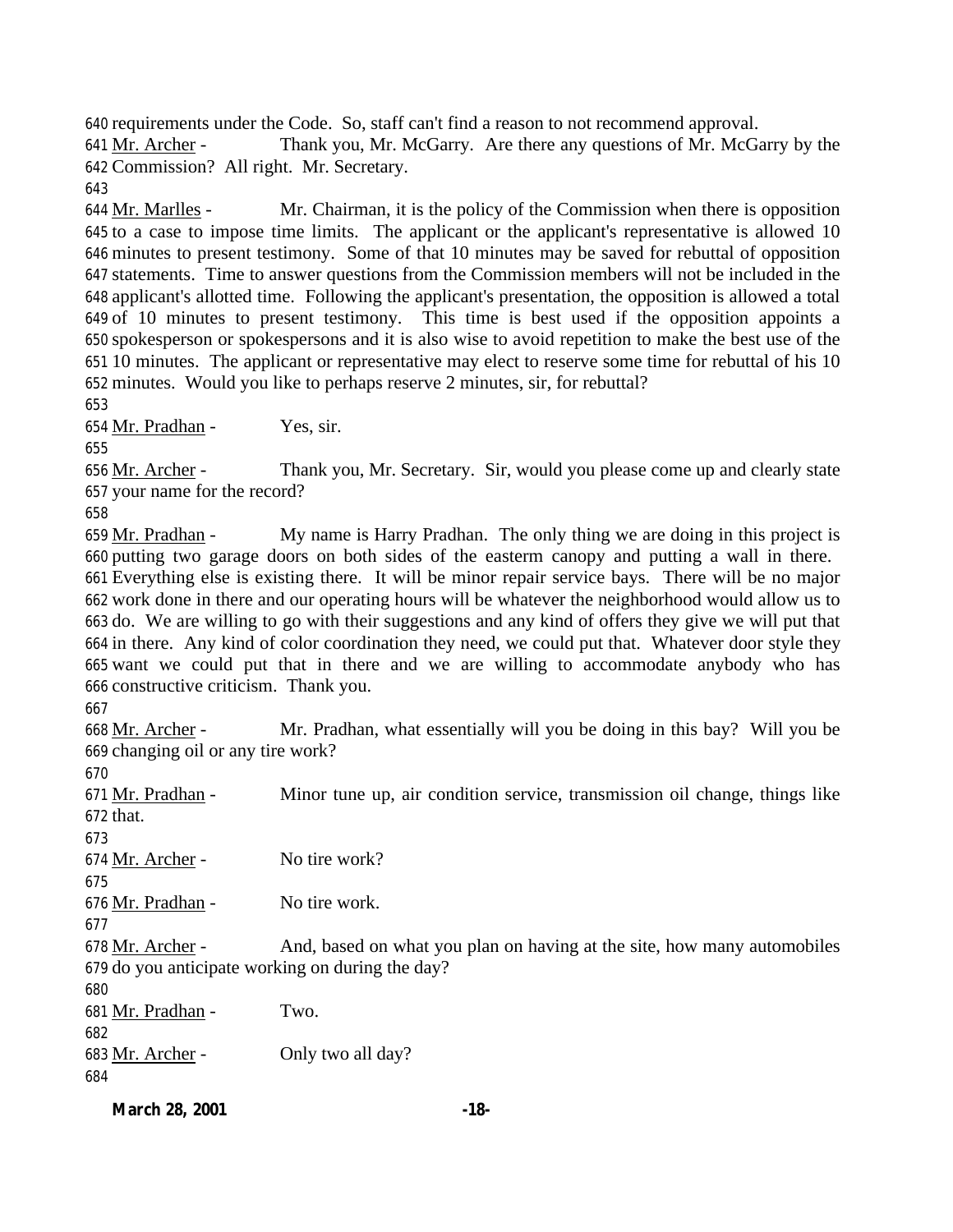requirements under the Code. So, staff can't find a reason to not recommend approval.

Mr. Archer - Thank you, Mr. McGarry. Are there any questions of Mr. McGarry by the Commission? All right. Mr. Secretary.

Mr. Marlles - Mr. Chairman, it is the policy of the Commission when there is opposition to a case to impose time limits. The applicant or the applicant's representative is allowed 10 minutes to present testimony. Some of that 10 minutes may be saved for rebuttal of opposition statements. Time to answer questions from the Commission members will not be included in the applicant's allotted time. Following the applicant's presentation, the opposition is allowed a total of 10 minutes to present testimony. This time is best used if the opposition appoints a spokesperson or spokespersons and it is also wise to avoid repetition to make the best use of the 10 minutes. The applicant or representative may elect to reserve some time for rebuttal of his 10 minutes. Would you like to perhaps reserve 2 minutes, sir, for rebuttal?

Mr. Pradhan - Yes, sir.

Mr. Archer - Thank you, Mr. Secretary. Sir, would you please come up and clearly state your name for the record?

Mr. Pradhan - My name is Harry Pradhan. The only thing we are doing in this project is putting two garage doors on both sides of the easterm canopy and putting a wall in there. Everything else is existing there. It will be minor repair service bays. There will be no major work done in there and our operating hours will be whatever the neighborhood would allow us to do. We are willing to go with their suggestions and any kind of offers they give we will put that in there. Any kind of color coordination they need, we could put that. Whatever door style they want we could put that in there and we are willing to accommodate anybody who has constructive criticism. Thank you.

Mr. Archer - Mr. Pradhan, what essentially will you be doing in this bay? Will you be changing oil or any tire work?

Mr. Pradhan - Minor tune up, air condition service, transmission oil change, things like that.

Mr. Archer - No tire work?

Mr. Pradhan - No tire work.

Mr. Archer - And, based on what you plan on having at the site, how many automobiles do you anticipate working on during the day?

Mr. Pradhan - Two.

Mr. Archer - Only two all day?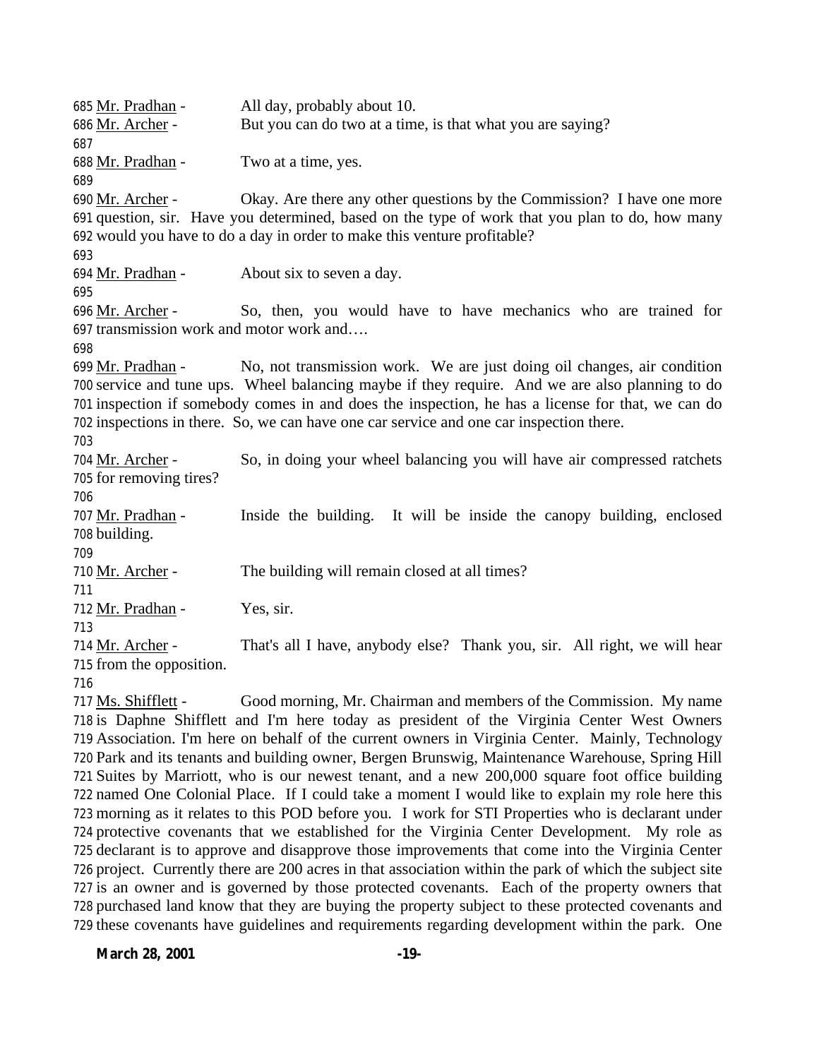Mr. Pradhan - All day, probably about 10.

Mr. Archer - But you can do two at a time, is that what you are saying?

Mr. Pradhan - Two at a time, yes.

Mr. Archer - Okay. Are there any other questions by the Commission? I have one more question, sir. Have you determined, based on the type of work that you plan to do, how many would you have to do a day in order to make this venture profitable?

Mr. Pradhan - About six to seven a day.

Mr. Archer - So, then, you would have to have mechanics who are trained for transmission work and motor work and….

Mr. Pradhan - No, not transmission work. We are just doing oil changes, air condition service and tune ups. Wheel balancing maybe if they require. And we are also planning to do inspection if somebody comes in and does the inspection, he has a license for that, we can do inspections in there. So, we can have one car service and one car inspection there.

Mr. Archer - So, in doing your wheel balancing you will have air compressed ratchets for removing tires?

Mr. Pradhan - Inside the building. It will be inside the canopy building, enclosed building.

Mr. Archer - The building will remain closed at all times?

Mr. Pradhan - Yes, sir.

Mr. Archer - That's all I have, anybody else? Thank you, sir. All right, we will hear from the opposition.

Ms. Shifflett - Good morning, Mr. Chairman and members of the Commission. My name is Daphne Shifflett and I'm here today as president of the Virginia Center West Owners Association. I'm here on behalf of the current owners in Virginia Center. Mainly, Technology Park and its tenants and building owner, Bergen Brunswig, Maintenance Warehouse, Spring Hill Suites by Marriott, who is our newest tenant, and a new 200,000 square foot office building named One Colonial Place. If I could take a moment I would like to explain my role here this morning as it relates to this POD before you. I work for STI Properties who is declarant under protective covenants that we established for the Virginia Center Development. My role as declarant is to approve and disapprove those improvements that come into the Virginia Center project. Currently there are 200 acres in that association within the park of which the subject site is an owner and is governed by those protected covenants. Each of the property owners that purchased land know that they are buying the property subject to these protected covenants and these covenants have guidelines and requirements regarding development within the park. One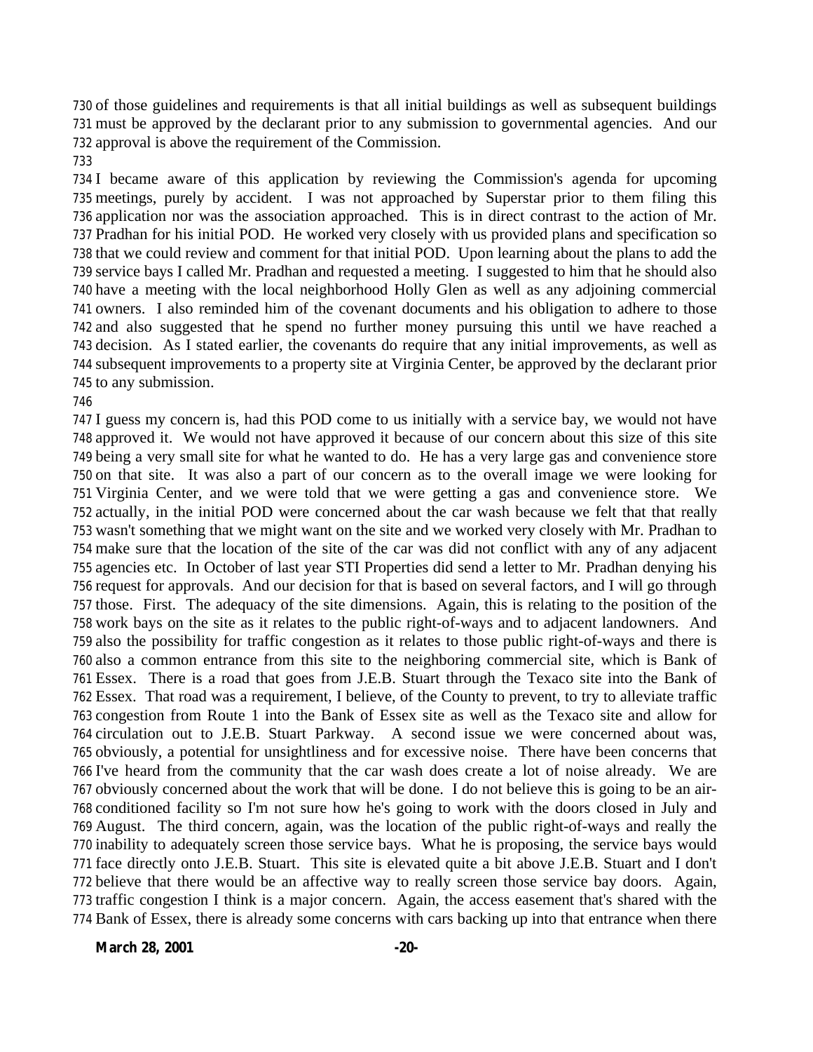of those guidelines and requirements is that all initial buildings as well as subsequent buildings must be approved by the declarant prior to any submission to governmental agencies. And our approval is above the requirement of the Commission.

I became aware of this application by reviewing the Commission's agenda for upcoming meetings, purely by accident. I was not approached by Superstar prior to them filing this application nor was the association approached. This is in direct contrast to the action of Mr. Pradhan for his initial POD. He worked very closely with us provided plans and specification so that we could review and comment for that initial POD. Upon learning about the plans to add the service bays I called Mr. Pradhan and requested a meeting. I suggested to him that he should also have a meeting with the local neighborhood Holly Glen as well as any adjoining commercial owners. I also reminded him of the covenant documents and his obligation to adhere to those and also suggested that he spend no further money pursuing this until we have reached a decision. As I stated earlier, the covenants do require that any initial improvements, as well as subsequent improvements to a property site at Virginia Center, be approved by the declarant prior to any submission.

I guess my concern is, had this POD come to us initially with a service bay, we would not have approved it. We would not have approved it because of our concern about this size of this site being a very small site for what he wanted to do. He has a very large gas and convenience store on that site. It was also a part of our concern as to the overall image we were looking for Virginia Center, and we were told that we were getting a gas and convenience store. We actually, in the initial POD were concerned about the car wash because we felt that that really wasn't something that we might want on the site and we worked very closely with Mr. Pradhan to make sure that the location of the site of the car was did not conflict with any of any adjacent agencies etc. In October of last year STI Properties did send a letter to Mr. Pradhan denying his request for approvals. And our decision for that is based on several factors, and I will go through those. First. The adequacy of the site dimensions. Again, this is relating to the position of the work bays on the site as it relates to the public right-of-ways and to adjacent landowners. And also the possibility for traffic congestion as it relates to those public right-of-ways and there is also a common entrance from this site to the neighboring commercial site, which is Bank of Essex. There is a road that goes from J.E.B. Stuart through the Texaco site into the Bank of Essex. That road was a requirement, I believe, of the County to prevent, to try to alleviate traffic congestion from Route 1 into the Bank of Essex site as well as the Texaco site and allow for circulation out to J.E.B. Stuart Parkway. A second issue we were concerned about was, obviously, a potential for unsightliness and for excessive noise. There have been concerns that I've heard from the community that the car wash does create a lot of noise already. We are obviously concerned about the work that will be done. I do not believe this is going to be an air-conditioned facility so I'm not sure how he's going to work with the doors closed in July and August. The third concern, again, was the location of the public right-of-ways and really the inability to adequately screen those service bays. What he is proposing, the service bays would face directly onto J.E.B. Stuart. This site is elevated quite a bit above J.E.B. Stuart and I don't believe that there would be an affective way to really screen those service bay doors. Again, traffic congestion I think is a major concern. Again, the access easement that's shared with the Bank of Essex, there is already some concerns with cars backing up into that entrance when there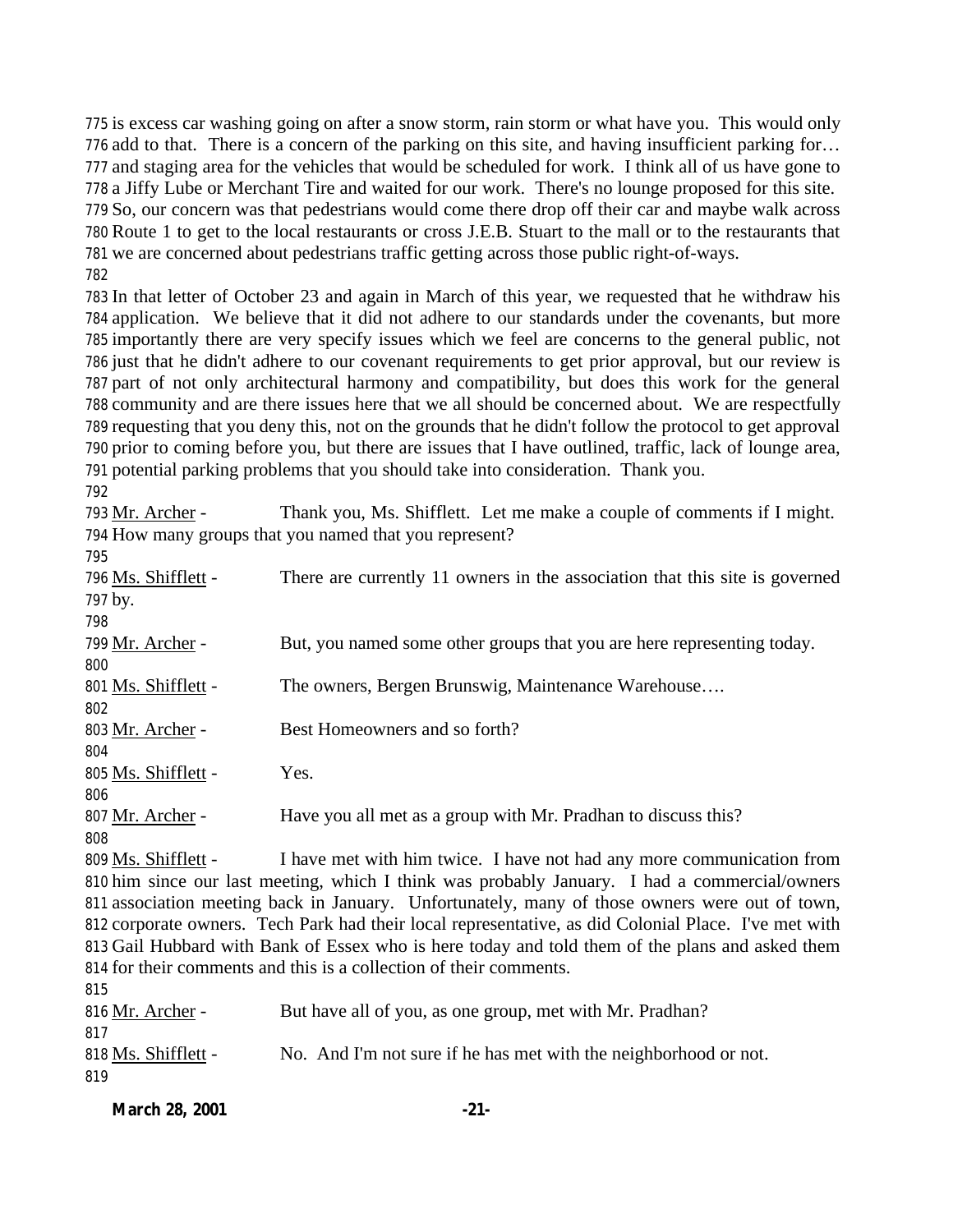775 is excess car washing going on after a snow storm, rain storm or what have you. This would only
776 add to that. There is a concern of the parking on this site, and having insufficient parking for…
777 and staging area for the vehicles that would be scheduled for work. I think all of us have gone to
778 a Jiffy Lube or Merchant Tire and waited for our work. There's no lounge proposed for this site.
779 So, our concern was that pedestrians would come there drop off their car and maybe walk across
780 Route 1 to get to the local restaurants or cross J.E.B. Stuart to the mall or to the restaurants that
781 we are concerned about pedestrians traffic getting across those public right-of-ways.
782
783 In that letter of October 23 and again in March of this year, we requested that he withdraw his
784 application. We believe that it did not adhere to our standards under the covenants, but more
785 importantly there are very specify issues which we feel are concerns to the general public, not
786 just that he didn't adhere to our covenant requirements to get prior approval, but our review is
787 part of not only architectural harmony and compatibility, but does this work for the general
788 community and are there issues here that we all should be concerned about. We are respectfully
789 requesting that you deny this, not on the grounds that he didn't follow the protocol to get approval
790 prior to coming before you, but there are issues that I have outlined, traffic, lack of lounge area,
791 potential parking problems that you should take into consideration. Thank you.
792
793 <u>Mr. Archer</u> - Thank you, Ms. Shifflett. Let me make a couple of comments if I might.
794 How many groups that you named that you represent?
795
796 <u>Ms. Shifflett</u> - There are currently 11 owners in the association that this site is governed
797 by.
798
799 <u>Mr. Archer</u> - But, you named some other groups that you are here representing today.
800
801 <u>Ms. Shifflett</u> - The owners, Bergen Brunswig, Maintenance Warehouse….
802
803 <u>Mr. Archer</u> - Best Homeowners and so forth?
804
805 <u>Ms. Shifflett</u> - Yes.
806
807 <u>Mr. Archer</u> - Have you all met as a group with Mr. Pradhan to discuss this?
808
809 <u>Ms. Shifflett</u> - I have met with him twice. I have not had any more communication from
810 him since our last meeting, which I think was probably January. I had a commercial/owners
811 association meeting back in January. Unfortunately, many of those owners were out of town,
812 corporate owners. Tech Park had their local representative, as did Colonial Place. I've met with
813 Gail Hubbard with Bank of Essex who is here today and told them of the plans and asked them
814 for their comments and this is a collection of their comments.
815
816 <u>Mr. Archer</u> - But have all of you, as one group, met with Mr. Pradhan?
817
818 <u>Ms. Shifflett</u> - No. And I'm not sure if he has met with the neighborhood or not.
819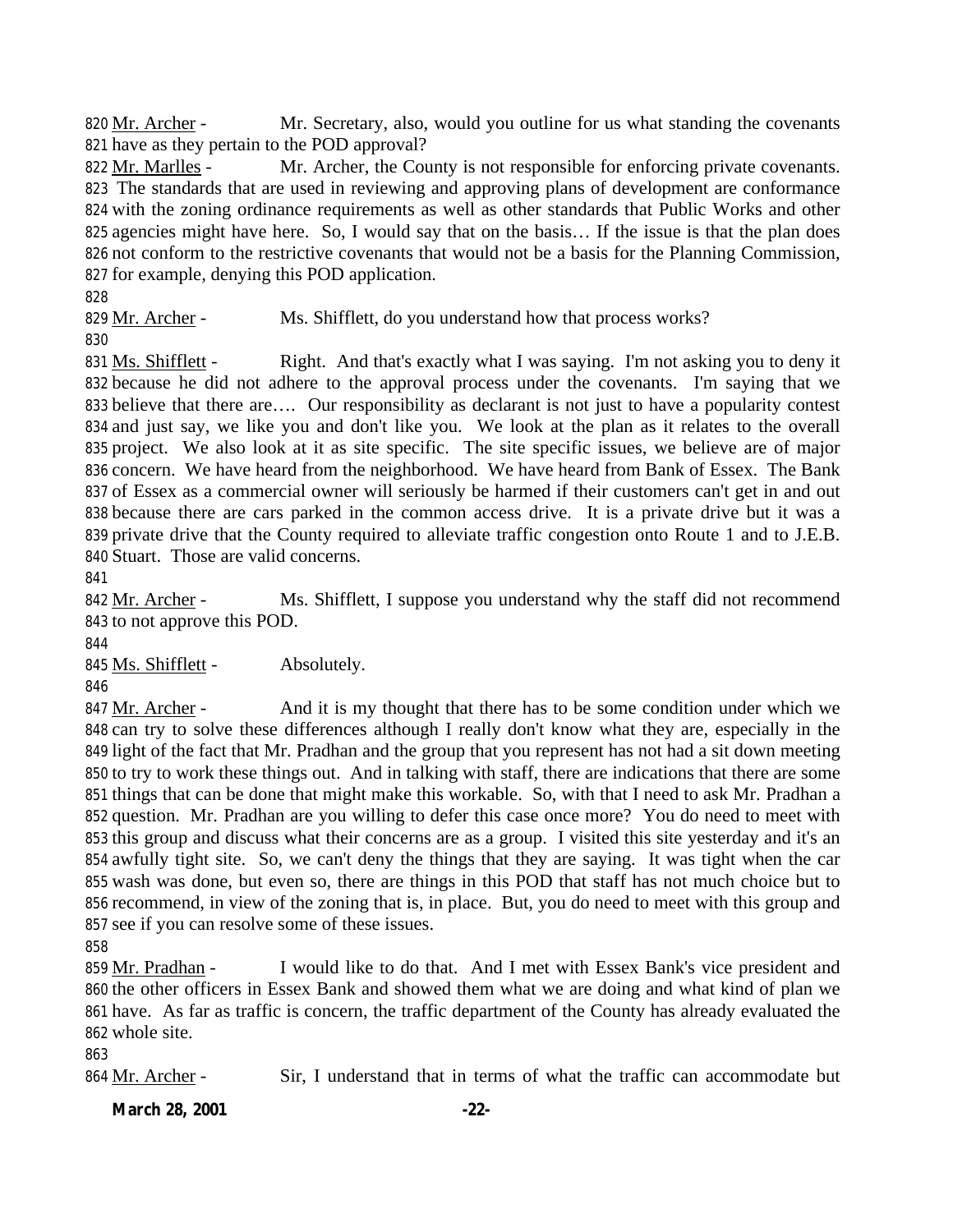820 Mr. Archer - Mr. Secretary, also, would you outline for us what standing the covenants
821 have as they pertain to the POD approval?

822 Mr. Marlles - Mr. Archer, the County is not responsible for enforcing private covenants.
823 The standards that are used in reviewing and approving plans of development are conformance
824 with the zoning ordinance requirements as well as other standards that Public Works and other
825 agencies might have here. So, I would say that on the basis… If the issue is that the plan does
826 not conform to the restrictive covenants that would not be a basis for the Planning Commission,
827 for example, denying this POD application.
828
829 Mr. Archer - Ms. Shifflett, do you understand how that process works?
830
831 Ms. Shifflett - Right. And that's exactly what I was saying. I'm not asking you to deny it
832 because he did not adhere to the approval process under the covenants. I'm saying that we
833 believe that there are…. Our responsibility as declarant is not just to have a popularity contest
834 and just say, we like you and don't like you. We look at the plan as it relates to the overall
835 project. We also look at it as site specific. The site specific issues, we believe are of major
836 concern. We have heard from the neighborhood. We have heard from Bank of Essex. The Bank
837 of Essex as a commercial owner will seriously be harmed if their customers can't get in and out
838 because there are cars parked in the common access drive. It is a private drive but it was a
839 private drive that the County required to alleviate traffic congestion onto Route 1 and to J.E.B.
840 Stuart. Those are valid concerns.
841
842 Mr. Archer - Ms. Shifflett, I suppose you understand why the staff did not recommend
843 to not approve this POD.
844
845 Ms. Shifflett - Absolutely.
846
847 Mr. Archer - And it is my thought that there has to be some condition under which we
848 can try to solve these differences although I really don't know what they are, especially in the
849 light of the fact that Mr. Pradhan and the group that you represent has not had a sit down meeting
850 to try to work these things out. And in talking with staff, there are indications that there are some
851 things that can be done that might make this workable. So, with that I need to ask Mr. Pradhan a
852 question. Mr. Pradhan are you willing to defer this case once more? You do need to meet with
853 this group and discuss what their concerns are as a group. I visited this site yesterday and it's an
854 awfully tight site. So, we can't deny the things that they are saying. It was tight when the car
855 wash was done, but even so, there are things in this POD that staff has not much choice but to
856 recommend, in view of the zoning that is, in place. But, you do need to meet with this group and
857 see if you can resolve some of these issues.
858
859 Mr. Pradhan - I would like to do that. And I met with Essex Bank's vice president and
860 the other officers in Essex Bank and showed them what we are doing and what kind of plan we
861 have. As far as traffic is concern, the traffic department of the County has already evaluated the
862 whole site.
863
864 Mr. Archer - Sir, I understand that in terms of what the traffic can accommodate but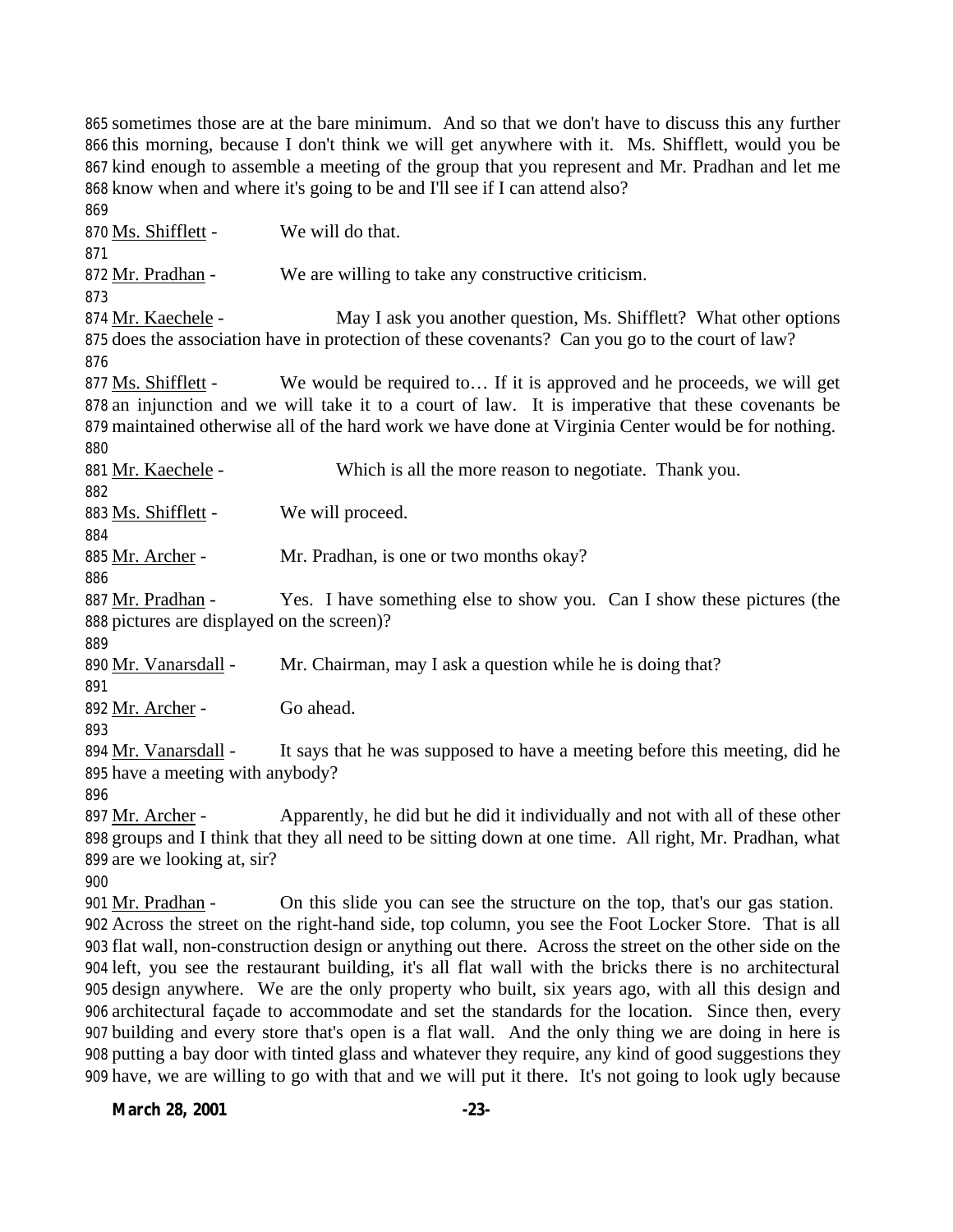865 sometimes those are at the bare minimum. And so that we don't have to discuss this any further
866 this morning, because I don't think we will get anywhere with it. Ms. Shifflett, would you be
867 kind enough to assemble a meeting of the group that you represent and Mr. Pradhan and let me
868 know when and where it's going to be and I'll see if I can attend also?
869
870 Ms. Shifflett - We will do that.
871
872 Mr. Pradhan - We are willing to take any constructive criticism.
873
874 Mr. Kaechele - May I ask you another question, Ms. Shifflett? What other options
875 does the association have in protection of these covenants? Can you go to the court of law?
876
877 Ms. Shifflett - We would be required to… If it is approved and he proceeds, we will get
878 an injunction and we will take it to a court of law. It is imperative that these covenants be
879 maintained otherwise all of the hard work we have done at Virginia Center would be for nothing.
880
881 Mr. Kaechele - Which is all the more reason to negotiate. Thank you.
882
883 Ms. Shifflett - We will proceed.
884
885 Mr. Archer - Mr. Pradhan, is one or two months okay?
886
887 Mr. Pradhan - Yes. I have something else to show you. Can I show these pictures (the
888 pictures are displayed on the screen)?
889
890 Mr. Vanarsdall - Mr. Chairman, may I ask a question while he is doing that?
891
892 Mr. Archer - Go ahead.
893
894 Mr. Vanarsdall - It says that he was supposed to have a meeting before this meeting, did he
895 have a meeting with anybody?
896
897 Mr. Archer - Apparently, he did but he did it individually and not with all of these other
898 groups and I think that they all need to be sitting down at one time. All right, Mr. Pradhan, what
899 are we looking at, sir?
900
901 Mr. Pradhan - On this slide you can see the structure on the top, that's our gas station.
902 Across the street on the right-hand side, top column, you see the Foot Locker Store. That is all
903 flat wall, non-construction design or anything out there. Across the street on the other side on the
904 left, you see the restaurant building, it's all flat wall with the bricks there is no architectural
905 design anywhere. We are the only property who built, six years ago, with all this design and
906 architectural façade to accommodate and set the standards for the location. Since then, every
907 building and every store that's open is a flat wall. And the only thing we are doing in here is
908 putting a bay door with tinted glass and whatever they require, any kind of good suggestions they
909 have, we are willing to go with that and we will put it there. It's not going to look ugly because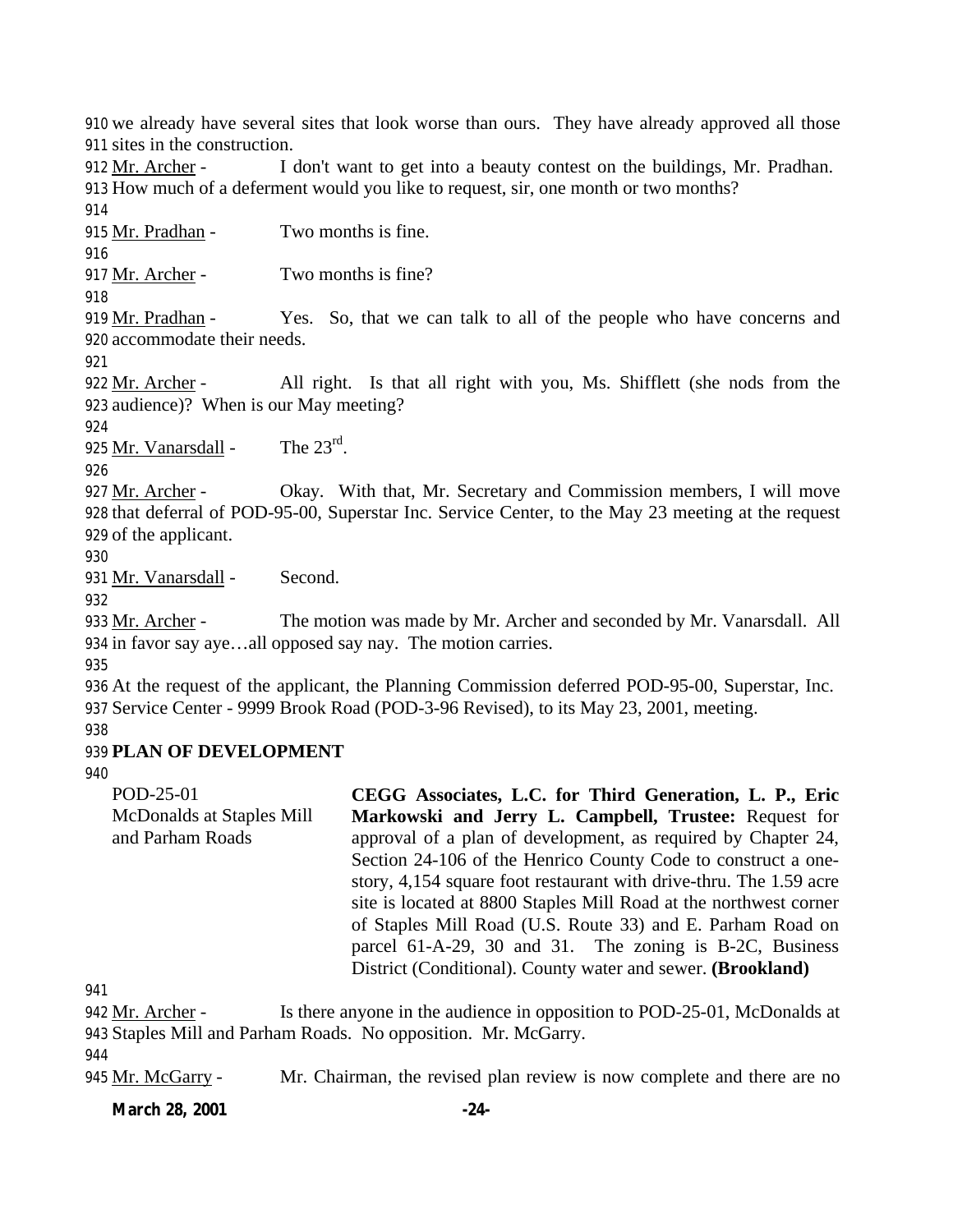we already have several sites that look worse than ours. They have already approved all those sites in the construction.

Mr. Archer - I don't want to get into a beauty contest on the buildings, Mr. Pradhan. How much of a deferment would you like to request, sir, one month or two months?

Mr. Pradhan - Two months is fine.

Mr. Archer - Two months is fine?

Mr. Pradhan - Yes. So, that we can talk to all of the people who have concerns and accommodate their needs.

Mr. Archer - All right. Is that all right with you, Ms. Shifflett (she nods from the audience)? When is our May meeting?

Mr. Vanarsdall - The 23rd.

Mr. Archer - Okay. With that, Mr. Secretary and Commission members, I will move that deferral of POD-95-00, Superstar Inc. Service Center, to the May 23 meeting at the request of the applicant.

Mr. Vanarsdall - Second.

Mr. Archer - The motion was made by Mr. Archer and seconded by Mr. Vanarsdall. All in favor say aye…all opposed say nay. The motion carries.

At the request of the applicant, the Planning Commission deferred POD-95-00, Superstar, Inc. Service Center - 9999 Brook Road (POD-3-96 Revised), to its May 23, 2001, meeting.

**PLAN OF DEVELOPMENT**

POD-25-01
McDonalds at Staples Mill and Parham Roads

**CEGG Associates, L.C. for Third Generation, L. P., Eric Markowski and Jerry L. Campbell, Trustee:** Request for approval of a plan of development, as required by Chapter 24, Section 24-106 of the Henrico County Code to construct a one-story, 4,154 square foot restaurant with drive-thru. The 1.59 acre site is located at 8800 Staples Mill Road at the northwest corner of Staples Mill Road (U.S. Route 33) and E. Parham Road on parcel 61-A-29, 30 and 31. The zoning is B-2C, Business District (Conditional). County water and sewer. **(Brookland)**

Mr. Archer - Is there anyone in the audience in opposition to POD-25-01, McDonalds at Staples Mill and Parham Roads. No opposition. Mr. McGarry.

Mr. McGarry - Mr. Chairman, the revised plan review is now complete and there are no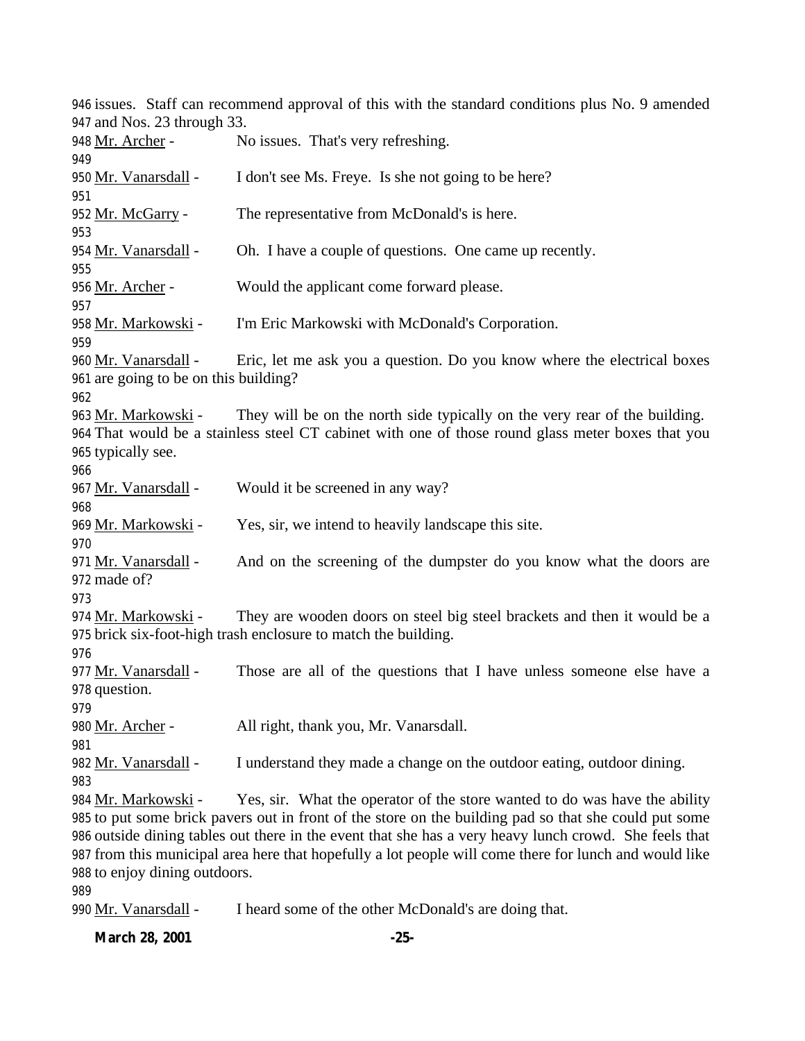issues. Staff can recommend approval of this with the standard conditions plus No. 9 amended and Nos. 23 through 33.

Mr. Archer - No issues. That's very refreshing.

Mr. Vanarsdall - I don't see Ms. Freye. Is she not going to be here?

Mr. McGarry - The representative from McDonald's is here.

Mr. Vanarsdall - Oh. I have a couple of questions. One came up recently.

Mr. Archer - Would the applicant come forward please.

Mr. Markowski - I'm Eric Markowski with McDonald's Corporation.

Mr. Vanarsdall - Eric, let me ask you a question. Do you know where the electrical boxes are going to be on this building?

Mr. Markowski - They will be on the north side typically on the very rear of the building. That would be a stainless steel CT cabinet with one of those round glass meter boxes that you typically see.

Mr. Vanarsdall - Would it be screened in any way?

Mr. Markowski - Yes, sir, we intend to heavily landscape this site.

Mr. Vanarsdall - And on the screening of the dumpster do you know what the doors are made of?

Mr. Markowski - They are wooden doors on steel big steel brackets and then it would be a brick six-foot-high trash enclosure to match the building.

Mr. Vanarsdall - Those are all of the questions that I have unless someone else have a question.

Mr. Archer - All right, thank you, Mr. Vanarsdall.

Mr. Vanarsdall - I understand they made a change on the outdoor eating, outdoor dining.

Mr. Markowski - Yes, sir. What the operator of the store wanted to do was have the ability to put some brick pavers out in front of the store on the building pad so that she could put some outside dining tables out there in the event that she has a very heavy lunch crowd. She feels that from this municipal area here that hopefully a lot people will come there for lunch and would like to enjoy dining outdoors.

Mr. Vanarsdall - I heard some of the other McDonald's are doing that.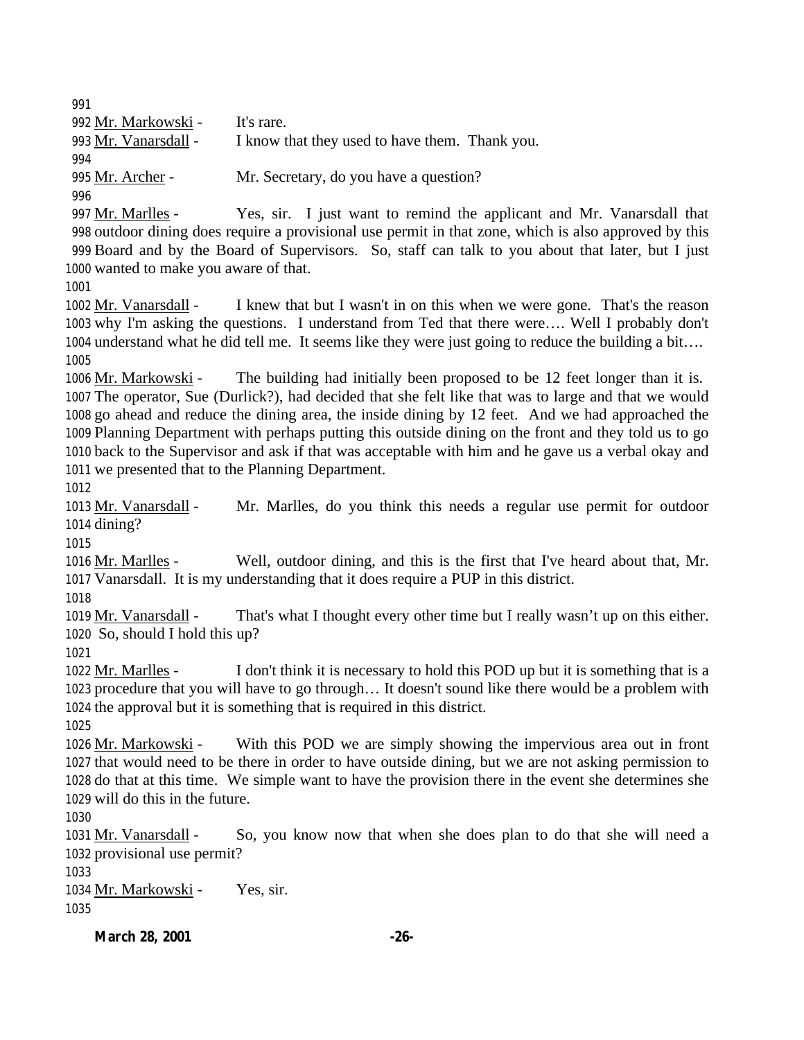Mr. Markowski - It's rare.

Mr. Vanarsdall - I know that they used to have them. Thank you.

Mr. Archer - Mr. Secretary, do you have a question?

Mr. Marlles - Yes, sir. I just want to remind the applicant and Mr. Vanarsdall that outdoor dining does require a provisional use permit in that zone, which is also approved by this Board and by the Board of Supervisors. So, staff can talk to you about that later, but I just wanted to make you aware of that.

Mr. Vanarsdall - I knew that but I wasn't in on this when we were gone. That's the reason why I'm asking the questions. I understand from Ted that there were…. Well I probably don't understand what he did tell me. It seems like they were just going to reduce the building a bit….

Mr. Markowski - The building had initially been proposed to be 12 feet longer than it is. The operator, Sue (Durlick?), had decided that she felt like that was to large and that we would go ahead and reduce the dining area, the inside dining by 12 feet. And we had approached the Planning Department with perhaps putting this outside dining on the front and they told us to go back to the Supervisor and ask if that was acceptable with him and he gave us a verbal okay and we presented that to the Planning Department.

Mr. Vanarsdall - Mr. Marlles, do you think this needs a regular use permit for outdoor dining?

Mr. Marlles - Well, outdoor dining, and this is the first that I've heard about that, Mr. Vanarsdall. It is my understanding that it does require a PUP in this district.

Mr. Vanarsdall - That's what I thought every other time but I really wasn't up on this either. So, should I hold this up?

Mr. Marlles - I don't think it is necessary to hold this POD up but it is something that is a procedure that you will have to go through… It doesn't sound like there would be a problem with the approval but it is something that is required in this district.

Mr. Markowski - With this POD we are simply showing the impervious area out in front that would need to be there in order to have outside dining, but we are not asking permission to do that at this time. We simple want to have the provision there in the event she determines she will do this in the future.

Mr. Vanarsdall - So, you know now that when she does plan to do that she will need a provisional use permit?

Mr. Markowski - Yes, sir.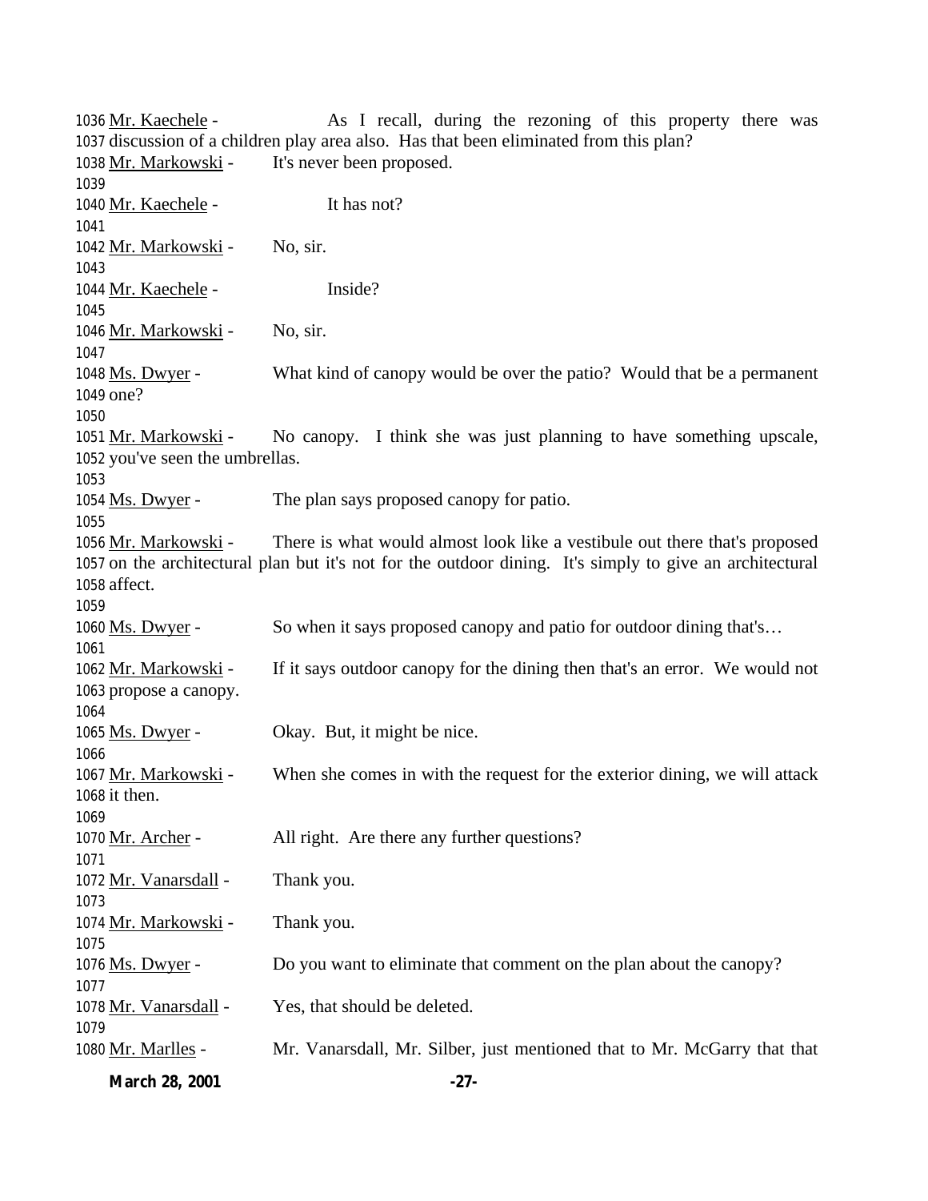Mr. Kaechele - As I recall, during the rezoning of this property there was discussion of a children play area also. Has that been eliminated from this plan?

Mr. Markowski - It's never been proposed.

Mr. Kaechele - It has not?

Mr. Markowski - No, sir.

Mr. Kaechele - Inside?

Mr. Markowski - No, sir.

Ms. Dwyer - What kind of canopy would be over the patio? Would that be a permanent one?

Mr. Markowski - No canopy. I think she was just planning to have something upscale, you've seen the umbrellas.

Ms. Dwyer - The plan says proposed canopy for patio.

Mr. Markowski - There is what would almost look like a vestibule out there that's proposed on the architectural plan but it's not for the outdoor dining. It's simply to give an architectural affect.

Ms. Dwyer - So when it says proposed canopy and patio for outdoor dining that's…

Mr. Markowski - If it says outdoor canopy for the dining then that's an error. We would not propose a canopy.

Ms. Dwyer - Okay. But, it might be nice.

Mr. Markowski - When she comes in with the request for the exterior dining, we will attack it then.

Mr. Archer - All right. Are there any further questions?

Mr. Vanarsdall - Thank you.

Mr. Markowski - Thank you.

Ms. Dwyer - Do you want to eliminate that comment on the plan about the canopy?

Mr. Vanarsdall - Yes, that should be deleted.

Mr. Marlles - Mr. Vanarsdall, Mr. Silber, just mentioned that to Mr. McGarry that that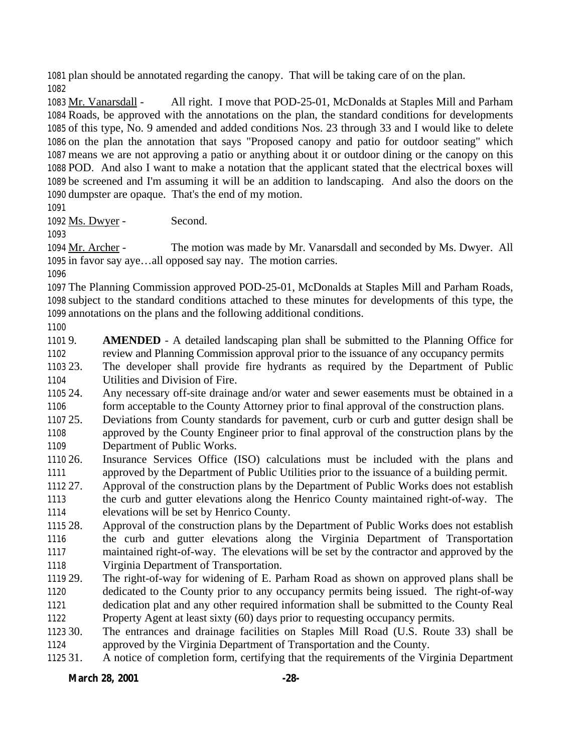plan should be annotated regarding the canopy. That will be taking care of on the plan.

Mr. Vanarsdall - All right. I move that POD-25-01, McDonalds at Staples Mill and Parham Roads, be approved with the annotations on the plan, the standard conditions for developments of this type, No. 9 amended and added conditions Nos. 23 through 33 and I would like to delete on the plan the annotation that says "Proposed canopy and patio for outdoor seating" which means we are not approving a patio or anything about it or outdoor dining or the canopy on this POD. And also I want to make a notation that the applicant stated that the electrical boxes will be screened and I'm assuming it will be an addition to landscaping. And also the doors on the dumpster are opaque. That's the end of my motion.

Ms. Dwyer - Second.

Mr. Archer - The motion was made by Mr. Vanarsdall and seconded by Ms. Dwyer. All in favor say aye…all opposed say nay. The motion carries.

The Planning Commission approved POD-25-01, McDonalds at Staples Mill and Parham Roads, subject to the standard conditions attached to these minutes for developments of this type, the annotations on the plans and the following additional conditions.

9. **AMENDED** - A detailed landscaping plan shall be submitted to the Planning Office for review and Planning Commission approval prior to the issuance of any occupancy permits
23. The developer shall provide fire hydrants as required by the Department of Public Utilities and Division of Fire.
24. Any necessary off-site drainage and/or water and sewer easements must be obtained in a form acceptable to the County Attorney prior to final approval of the construction plans.
25. Deviations from County standards for pavement, curb or curb and gutter design shall be approved by the County Engineer prior to final approval of the construction plans by the Department of Public Works.
26. Insurance Services Office (ISO) calculations must be included with the plans and approved by the Department of Public Utilities prior to the issuance of a building permit.
27. Approval of the construction plans by the Department of Public Works does not establish the curb and gutter elevations along the Henrico County maintained right-of-way. The elevations will be set by Henrico County.
28. Approval of the construction plans by the Department of Public Works does not establish the curb and gutter elevations along the Virginia Department of Transportation maintained right-of-way. The elevations will be set by the contractor and approved by the Virginia Department of Transportation.
29. The right-of-way for widening of E. Parham Road as shown on approved plans shall be dedicated to the County prior to any occupancy permits being issued. The right-of-way dedication plat and any other required information shall be submitted to the County Real Property Agent at least sixty (60) days prior to requesting occupancy permits.
30. The entrances and drainage facilities on Staples Mill Road (U.S. Route 33) shall be approved by the Virginia Department of Transportation and the County.
31. A notice of completion form, certifying that the requirements of the Virginia Department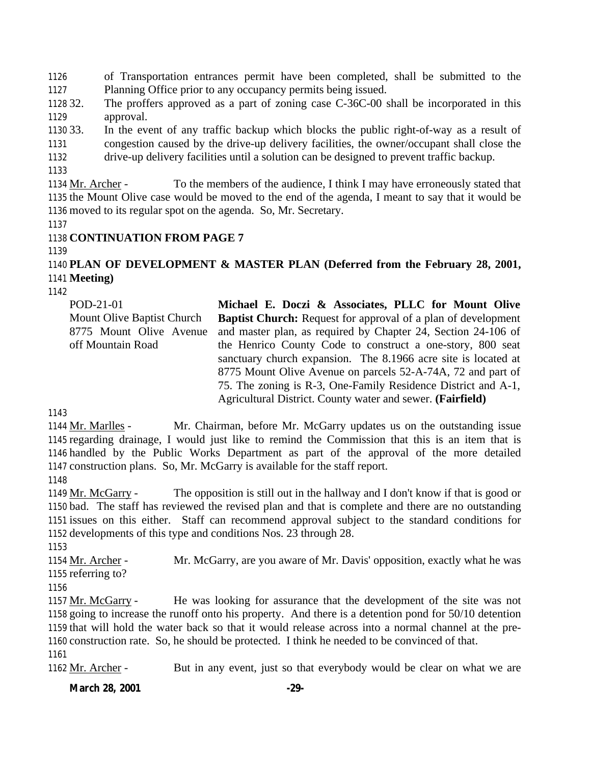of Transportation entrances permit have been completed, shall be submitted to the Planning Office prior to any occupancy permits being issued.

32. The proffers approved as a part of zoning case C-36C-00 shall be incorporated in this approval.
33. In the event of any traffic backup which blocks the public right-of-way as a result of congestion caused by the drive-up delivery facilities, the owner/occupant shall close the drive-up delivery facilities until a solution can be designed to prevent traffic backup.

Mr. Archer - To the members of the audience, I think I may have erroneously stated that the Mount Olive case would be moved to the end of the agenda, I meant to say that it would be moved to its regular spot on the agenda. So, Mr. Secretary.

**CONTINUATION FROM PAGE 7**

**PLAN OF DEVELOPMENT & MASTER PLAN (Deferred from the February 28, 2001, Meeting)**

POD-21-01
Mount Olive Baptist Church
8775 Mount Olive Avenue
off Mountain Road

**Michael E. Doczi & Associates, PLLC for Mount Olive Baptist Church:** Request for approval of a plan of development and master plan, as required by Chapter 24, Section 24-106 of the Henrico County Code to construct a one-story, 800 seat sanctuary church expansion. The 8.1966 acre site is located at 8775 Mount Olive Avenue on parcels 52-A-74A, 72 and part of 75. The zoning is R-3, One-Family Residence District and A-1, Agricultural District. County water and sewer. **(Fairfield)**

Mr. Marlles - Mr. Chairman, before Mr. McGarry updates us on the outstanding issue regarding drainage, I would just like to remind the Commission that this is an item that is handled by the Public Works Department as part of the approval of the more detailed construction plans. So, Mr. McGarry is available for the staff report.

Mr. McGarry - The opposition is still out in the hallway and I don't know if that is good or bad. The staff has reviewed the revised plan and that is complete and there are no outstanding issues on this either. Staff can recommend approval subject to the standard conditions for developments of this type and conditions Nos. 23 through 28.

Mr. Archer - Mr. McGarry, are you aware of Mr. Davis' opposition, exactly what he was referring to?

Mr. McGarry - He was looking for assurance that the development of the site was not going to increase the runoff onto his property. And there is a detention pond for 50/10 detention that will hold the water back so that it would release across into a normal channel at the pre-construction rate. So, he should be protected. I think he needed to be convinced of that.

Mr. Archer - But in any event, just so that everybody would be clear on what we are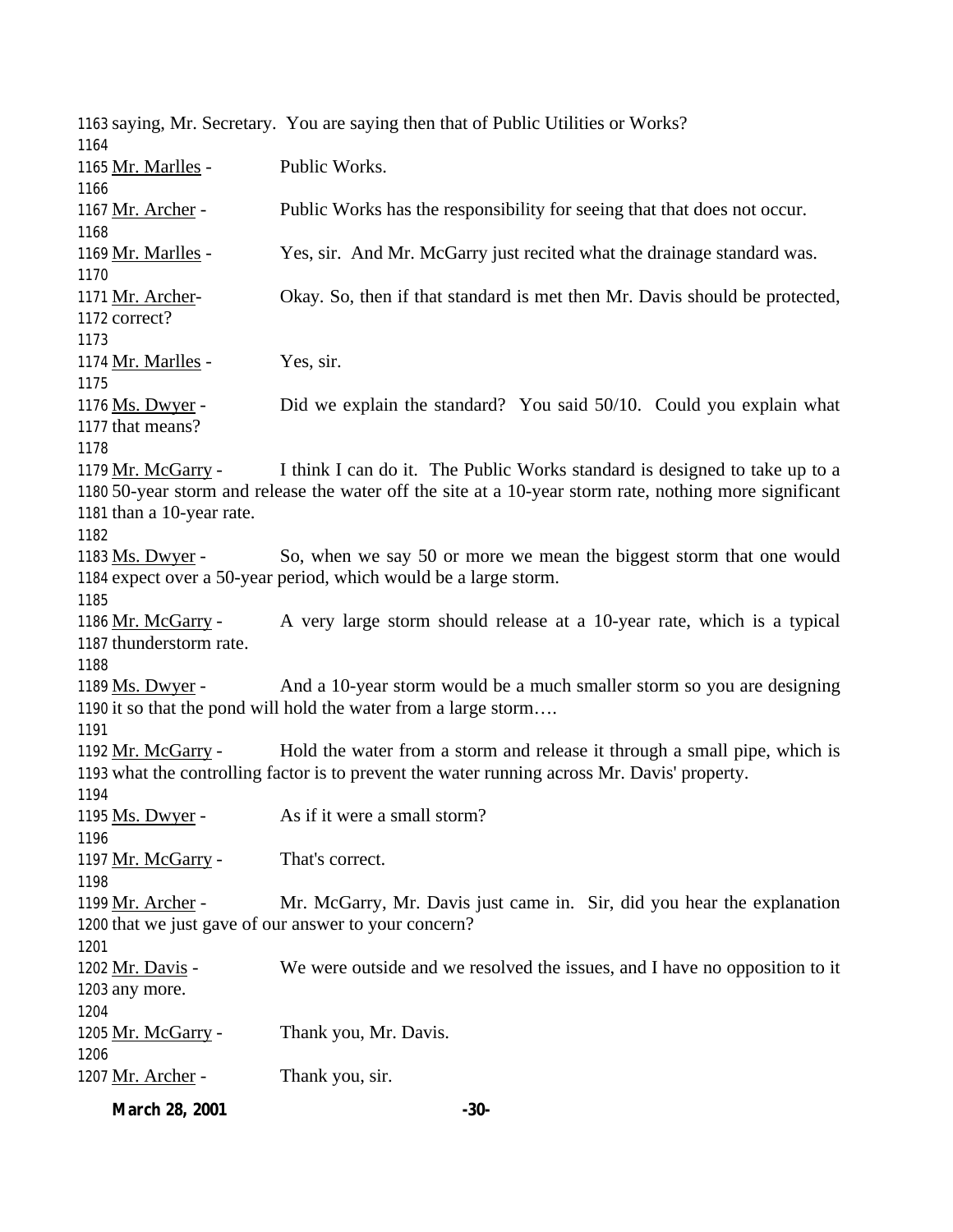saying, Mr. Secretary. You are saying then that of Public Utilities or Works?

Mr. Marlles - Public Works.

Mr. Archer - Public Works has the responsibility for seeing that that does not occur.

Mr. Marlles - Yes, sir. And Mr. McGarry just recited what the drainage standard was.

Mr. Archer- Okay. So, then if that standard is met then Mr. Davis should be protected, correct?

Mr. Marlles - Yes, sir.

Ms. Dwyer - Did we explain the standard? You said 50/10. Could you explain what that means?

Mr. McGarry - I think I can do it. The Public Works standard is designed to take up to a 50-year storm and release the water off the site at a 10-year storm rate, nothing more significant than a 10-year rate.

Ms. Dwyer - So, when we say 50 or more we mean the biggest storm that one would expect over a 50-year period, which would be a large storm.

Mr. McGarry - A very large storm should release at a 10-year rate, which is a typical thunderstorm rate.

Ms. Dwyer - And a 10-year storm would be a much smaller storm so you are designing it so that the pond will hold the water from a large storm….

Mr. McGarry - Hold the water from a storm and release it through a small pipe, which is what the controlling factor is to prevent the water running across Mr. Davis' property.

Ms. Dwyer - As if it were a small storm?

Mr. McGarry - That's correct.

Mr. Archer - Mr. McGarry, Mr. Davis just came in. Sir, did you hear the explanation that we just gave of our answer to your concern?

Mr. Davis - We were outside and we resolved the issues, and I have no opposition to it any more.

Mr. McGarry - Thank you, Mr. Davis.

Mr. Archer - Thank you, sir.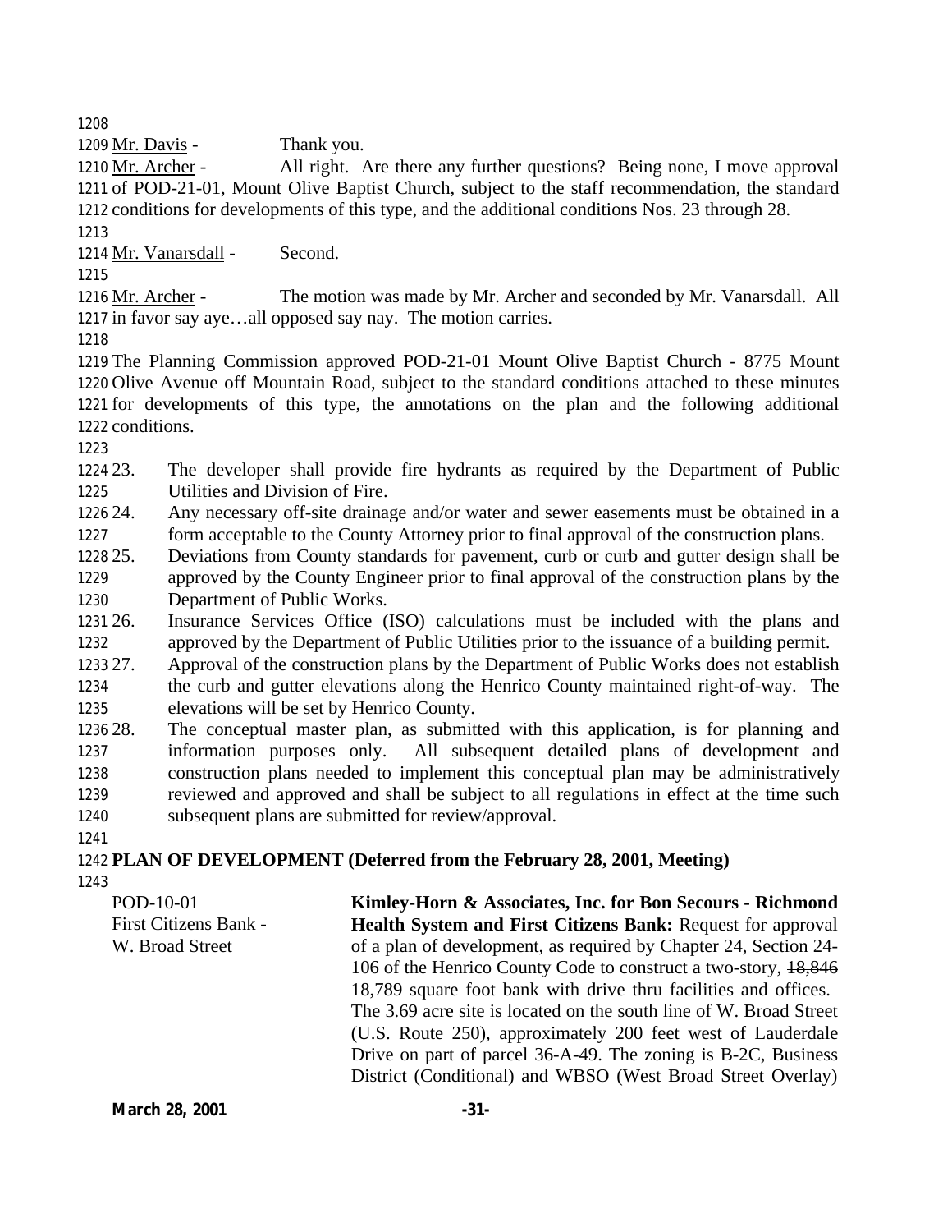Mr. Davis - Thank you.

Mr. Archer - All right. Are there any further questions? Being none, I move approval of POD-21-01, Mount Olive Baptist Church, subject to the staff recommendation, the standard conditions for developments of this type, and the additional conditions Nos. 23 through 28.

Mr. Vanarsdall - Second.

Mr. Archer - The motion was made by Mr. Archer and seconded by Mr. Vanarsdall. All in favor say aye…all opposed say nay. The motion carries.

The Planning Commission approved POD-21-01 Mount Olive Baptist Church - 8775 Mount Olive Avenue off Mountain Road, subject to the standard conditions attached to these minutes for developments of this type, the annotations on the plan and the following additional conditions.

23. The developer shall provide fire hydrants as required by the Department of Public Utilities and Division of Fire.
24. Any necessary off-site drainage and/or water and sewer easements must be obtained in a form acceptable to the County Attorney prior to final approval of the construction plans.
25. Deviations from County standards for pavement, curb or curb and gutter design shall be approved by the County Engineer prior to final approval of the construction plans by the Department of Public Works.
26. Insurance Services Office (ISO) calculations must be included with the plans and approved by the Department of Public Utilities prior to the issuance of a building permit.
27. Approval of the construction plans by the Department of Public Works does not establish the curb and gutter elevations along the Henrico County maintained right-of-way. The elevations will be set by Henrico County.
28. The conceptual master plan, as submitted with this application, is for planning and information purposes only. All subsequent detailed plans of development and construction plans needed to implement this conceptual plan may be administratively reviewed and approved and shall be subject to all regulations in effect at the time such subsequent plans are submitted for review/approval.

**PLAN OF DEVELOPMENT (Deferred from the February 28, 2001, Meeting)**

POD-10-01
First Citizens Bank - W. Broad Street

**Kimley-Horn & Associates, Inc. for Bon Secours - Richmond Health System and First Citizens Bank:** Request for approval of a plan of development, as required by Chapter 24, Section 24-106 of the Henrico County Code to construct a two-story, ~~18,846~~ 18,789 square foot bank with drive thru facilities and offices. The 3.69 acre site is located on the south line of W. Broad Street (U.S. Route 250), approximately 200 feet west of Lauderdale Drive on part of parcel 36-A-49. The zoning is B-2C, Business District (Conditional) and WBSO (West Broad Street Overlay)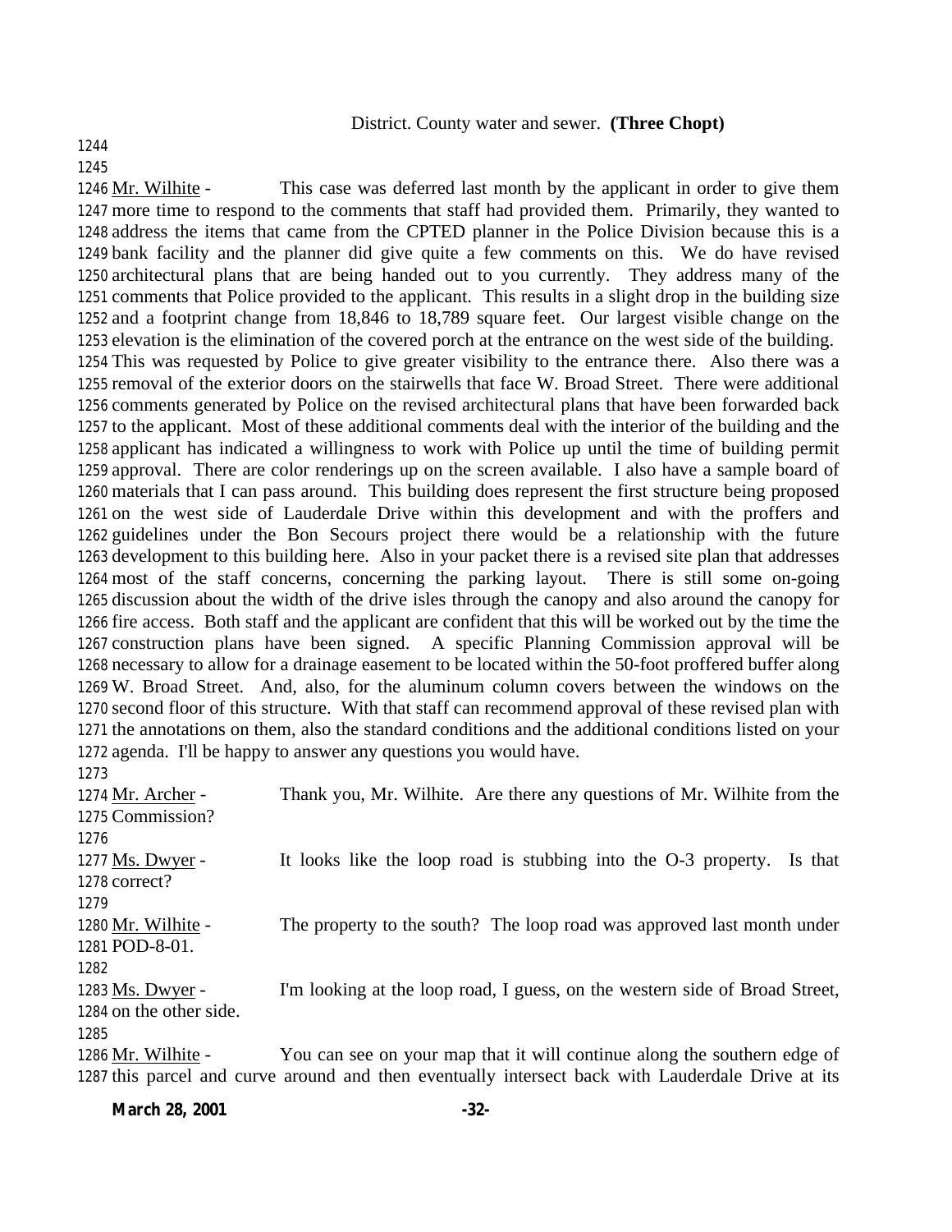District. County water and sewer. **(Three Chopt)**

Mr. Wilhite - This case was deferred last month by the applicant in order to give them more time to respond to the comments that staff had provided them. Primarily, they wanted to address the items that came from the CPTED planner in the Police Division because this is a bank facility and the planner did give quite a few comments on this. We do have revised architectural plans that are being handed out to you currently. They address many of the comments that Police provided to the applicant. This results in a slight drop in the building size and a footprint change from 18,846 to 18,789 square feet. Our largest visible change on the elevation is the elimination of the covered porch at the entrance on the west side of the building. This was requested by Police to give greater visibility to the entrance there. Also there was a removal of the exterior doors on the stairwells that face W. Broad Street. There were additional comments generated by Police on the revised architectural plans that have been forwarded back to the applicant. Most of these additional comments deal with the interior of the building and the applicant has indicated a willingness to work with Police up until the time of building permit approval. There are color renderings up on the screen available. I also have a sample board of materials that I can pass around. This building does represent the first structure being proposed on the west side of Lauderdale Drive within this development and with the proffers and guidelines under the Bon Secours project there would be a relationship with the future development to this building here. Also in your packet there is a revised site plan that addresses most of the staff concerns, concerning the parking layout. There is still some on-going discussion about the width of the drive isles through the canopy and also around the canopy for fire access. Both staff and the applicant are confident that this will be worked out by the time the construction plans have been signed. A specific Planning Commission approval will be necessary to allow for a drainage easement to be located within the 50-foot proffered buffer along W. Broad Street. And, also, for the aluminum column covers between the windows on the second floor of this structure. With that staff can recommend approval of these revised plan with the annotations on them, also the standard conditions and the additional conditions listed on your agenda. I'll be happy to answer any questions you would have.

Mr. Archer - Thank you, Mr. Wilhite. Are there any questions of Mr. Wilhite from the Commission?

Ms. Dwyer - It looks like the loop road is stubbing into the O-3 property. Is that correct?

Mr. Wilhite - The property to the south? The loop road was approved last month under POD-8-01.

Ms. Dwyer - I'm looking at the loop road, I guess, on the western side of Broad Street, on the other side.

Mr. Wilhite - You can see on your map that it will continue along the southern edge of this parcel and curve around and then eventually intersect back with Lauderdale Drive at its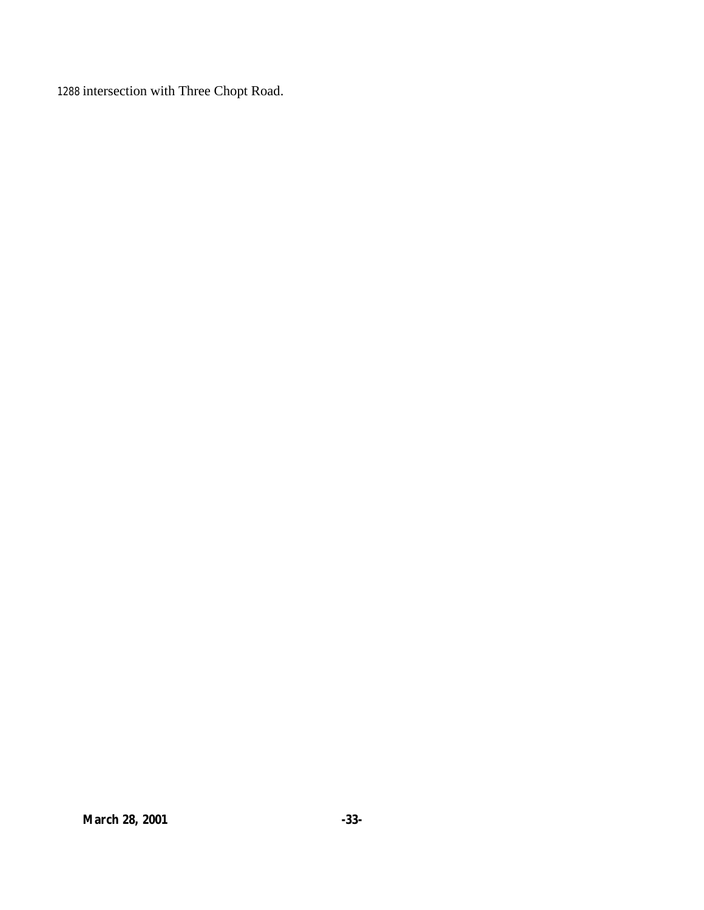1288 intersection with Three Chopt Road.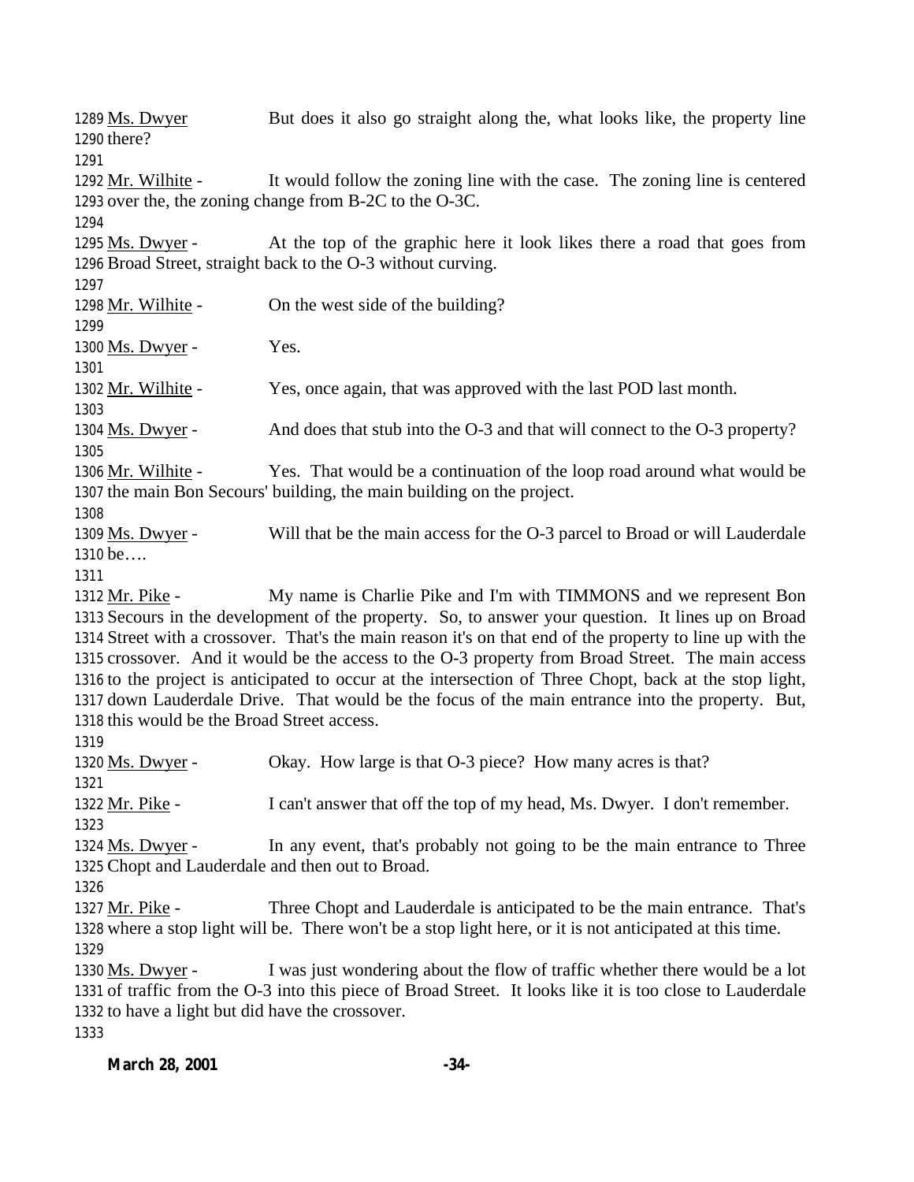1289 Ms. Dwyer But does it also go straight along the, what looks like, the property line
1290 there?
1291
1292 Mr. Wilhite - It would follow the zoning line with the case. The zoning line is centered
1293 over the, the zoning change from B-2C to the O-3C.
1294
1295 Ms. Dwyer - At the top of the graphic here it look likes there a road that goes from
1296 Broad Street, straight back to the O-3 without curving.
1297
1298 Mr. Wilhite - On the west side of the building?
1299
1300 Ms. Dwyer - Yes.
1301
1302 Mr. Wilhite - Yes, once again, that was approved with the last POD last month.
1303
1304 Ms. Dwyer - And does that stub into the O-3 and that will connect to the O-3 property?
1305
1306 Mr. Wilhite - Yes. That would be a continuation of the loop road around what would be
1307 the main Bon Secours' building, the main building on the project.
1308
1309 Ms. Dwyer - Will that be the main access for the O-3 parcel to Broad or will Lauderdale
1310 be….
1311
1312 Mr. Pike - My name is Charlie Pike and I'm with TIMMONS and we represent Bon
1313 Secours in the development of the property. So, to answer your question. It lines up on Broad
1314 Street with a crossover. That's the main reason it's on that end of the property to line up with the
1315 crossover. And it would be the access to the O-3 property from Broad Street. The main access
1316 to the project is anticipated to occur at the intersection of Three Chopt, back at the stop light,
1317 down Lauderdale Drive. That would be the focus of the main entrance into the property. But,
1318 this would be the Broad Street access.
1319
1320 Ms. Dwyer - Okay. How large is that O-3 piece? How many acres is that?
1321
1322 Mr. Pike - I can't answer that off the top of my head, Ms. Dwyer. I don't remember.
1323
1324 Ms. Dwyer - In any event, that's probably not going to be the main entrance to Three
1325 Chopt and Lauderdale and then out to Broad.
1326
1327 Mr. Pike - Three Chopt and Lauderdale is anticipated to be the main entrance. That's
1328 where a stop light will be. There won't be a stop light here, or it is not anticipated at this time.
1329
1330 Ms. Dwyer - I was just wondering about the flow of traffic whether there would be a lot
1331 of traffic from the O-3 into this piece of Broad Street. It looks like it is too close to Lauderdale
1332 to have a light but did have the crossover.
1333

**March 28, 2001**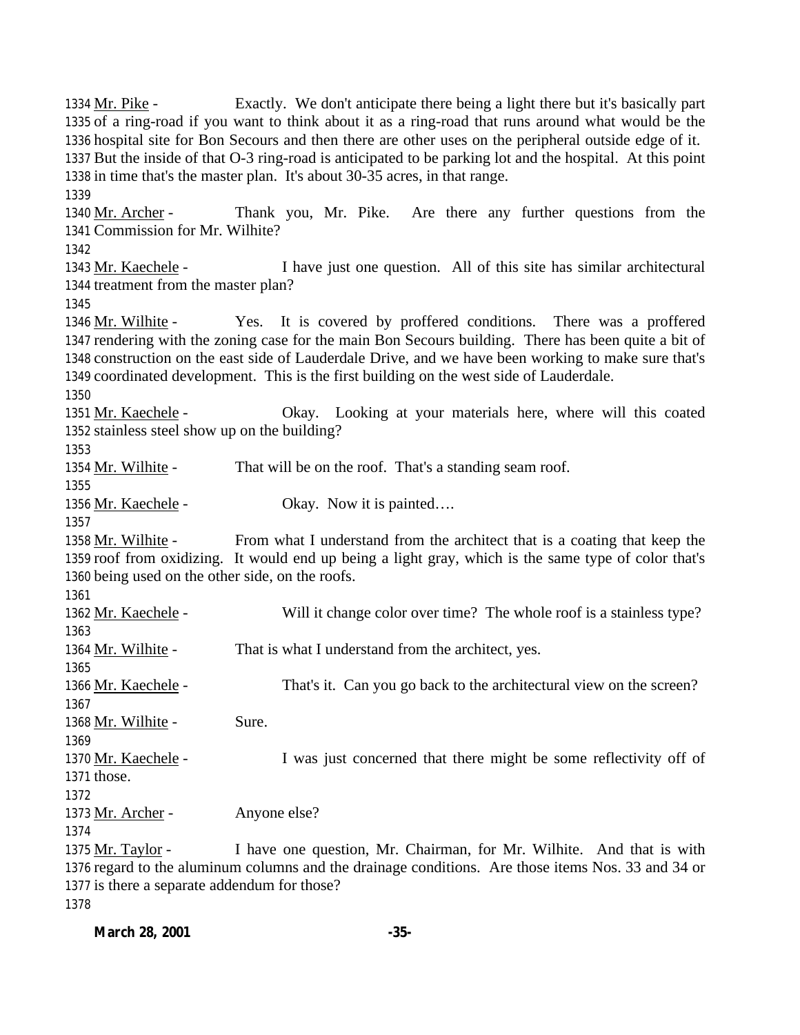1334 Mr. Pike - Exactly. We don't anticipate there being a light there but it's basically part 1335 of a ring-road if you want to think about it as a ring-road that runs around what would be the 1336 hospital site for Bon Secours and then there are other uses on the peripheral outside edge of it. 1337 But the inside of that O-3 ring-road is anticipated to be parking lot and the hospital. At this point 1338 in time that's the master plan. It's about 30-35 acres, in that range.

1339

1340 Mr. Archer - Thank you, Mr. Pike. Are there any further questions from the 1341 Commission for Mr. Wilhite?

1342

1343 Mr. Kaechele - I have just one question. All of this site has similar architectural 1344 treatment from the master plan?

1345

1346 Mr. Wilhite - Yes. It is covered by proffered conditions. There was a proffered 1347 rendering with the zoning case for the main Bon Secours building. There has been quite a bit of 1348 construction on the east side of Lauderdale Drive, and we have been working to make sure that's 1349 coordinated development. This is the first building on the west side of Lauderdale.

1350

1351 Mr. Kaechele - Okay. Looking at your materials here, where will this coated 1352 stainless steel show up on the building?

1353

1354 Mr. Wilhite - That will be on the roof. That's a standing seam roof.

1355

1356 Mr. Kaechele - Okay. Now it is painted….

1357

1358 Mr. Wilhite - From what I understand from the architect that is a coating that keep the 1359 roof from oxidizing. It would end up being a light gray, which is the same type of color that's 1360 being used on the other side, on the roofs.

1361

1362 Mr. Kaechele - Will it change color over time? The whole roof is a stainless type?

1363

1364 Mr. Wilhite - That is what I understand from the architect, yes.

1365

1366 Mr. Kaechele - That's it. Can you go back to the architectural view on the screen?

1367

1368 Mr. Wilhite - Sure.

1369

1370 Mr. Kaechele - I was just concerned that there might be some reflectivity off of 1371 those.

1372

1373 Mr. Archer - Anyone else?

1374

1375 Mr. Taylor - I have one question, Mr. Chairman, for Mr. Wilhite. And that is with 1376 regard to the aluminum columns and the drainage conditions. Are those items Nos. 33 and 34 or 1377 is there a separate addendum for those?

1378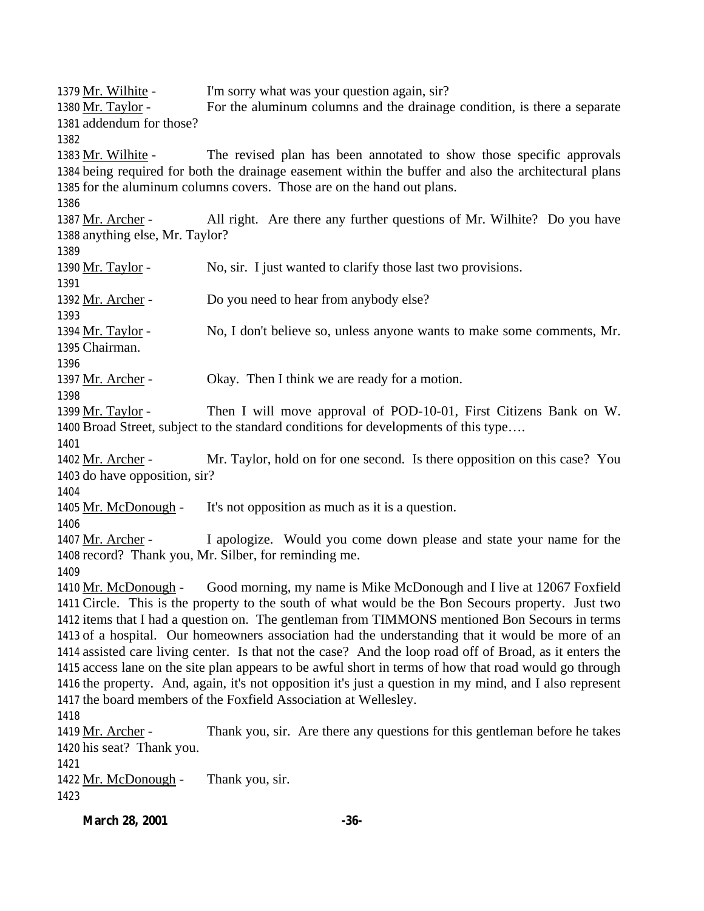1379 Mr. Wilhite - I'm sorry what was your question again, sir?

1380 Mr. Taylor - For the aluminum columns and the drainage condition, is there a separate
1381 addendum for those?

1382

1383 Mr. Wilhite - The revised plan has been annotated to show those specific approvals
1384 being required for both the drainage easement within the buffer and also the architectural plans
1385 for the aluminum columns covers. Those are on the hand out plans.

1386

1387 Mr. Archer - All right. Are there any further questions of Mr. Wilhite? Do you have
1388 anything else, Mr. Taylor?

1389

1390 Mr. Taylor - No, sir. I just wanted to clarify those last two provisions.

1391

1392 Mr. Archer - Do you need to hear from anybody else?

1393

1394 Mr. Taylor - No, I don't believe so, unless anyone wants to make some comments, Mr.
1395 Chairman.

1396

1397 Mr. Archer - Okay. Then I think we are ready for a motion.

1398

1399 Mr. Taylor - Then I will move approval of POD-10-01, First Citizens Bank on W.
1400 Broad Street, subject to the standard conditions for developments of this type….

1401

1402 Mr. Archer - Mr. Taylor, hold on for one second. Is there opposition on this case? You
1403 do have opposition, sir?

1404

1405 Mr. McDonough - It's not opposition as much as it is a question.

1406

1407 Mr. Archer - I apologize. Would you come down please and state your name for the
1408 record? Thank you, Mr. Silber, for reminding me.

1409

1410 Mr. McDonough - Good morning, my name is Mike McDonough and I live at 12067 Foxfield
1411 Circle. This is the property to the south of what would be the Bon Secours property. Just two
1412 items that I had a question on. The gentleman from TIMMONS mentioned Bon Secours in terms
1413 of a hospital. Our homeowners association had the understanding that it would be more of an
1414 assisted care living center. Is that not the case? And the loop road off of Broad, as it enters the
1415 access lane on the site plan appears to be awful short in terms of how that road would go through
1416 the property. And, again, it's not opposition it's just a question in my mind, and I also represent
1417 the board members of the Foxfield Association at Wellesley.

1418

1419 Mr. Archer - Thank you, sir. Are there any questions for this gentleman before he takes
1420 his seat? Thank you.

1421

1422 Mr. McDonough - Thank you, sir.

1423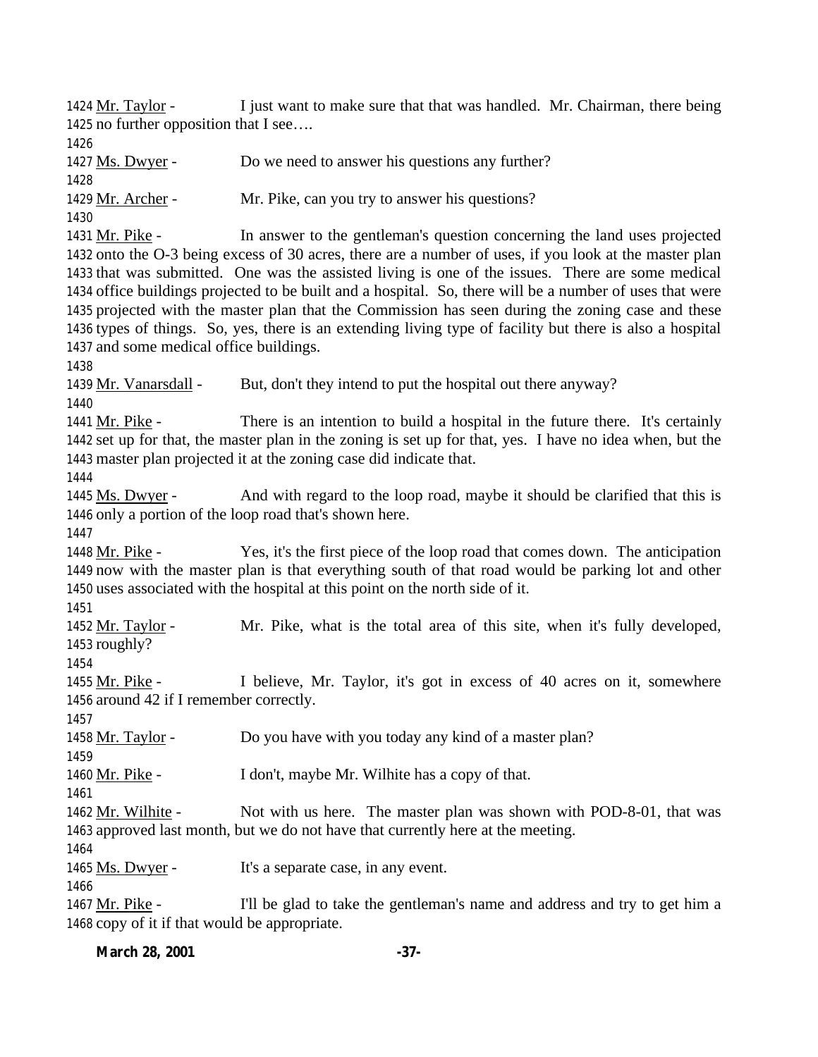1424 Mr. Taylor - I just want to make sure that that was handled. Mr. Chairman, there being 1425 no further opposition that I see….

1426

1427 Ms. Dwyer - Do we need to answer his questions any further?

1428

1429 Mr. Archer - Mr. Pike, can you try to answer his questions?

1430

1431 Mr. Pike - In answer to the gentleman's question concerning the land uses projected 1432 onto the O-3 being excess of 30 acres, there are a number of uses, if you look at the master plan 1433 that was submitted. One was the assisted living is one of the issues. There are some medical 1434 office buildings projected to be built and a hospital. So, there will be a number of uses that were 1435 projected with the master plan that the Commission has seen during the zoning case and these 1436 types of things. So, yes, there is an extending living type of facility but there is also a hospital 1437 and some medical office buildings.

1438

1439 Mr. Vanarsdall - But, don't they intend to put the hospital out there anyway?

1440

1441 Mr. Pike - There is an intention to build a hospital in the future there. It's certainly 1442 set up for that, the master plan in the zoning is set up for that, yes. I have no idea when, but the 1443 master plan projected it at the zoning case did indicate that.

1444

1445 Ms. Dwyer - And with regard to the loop road, maybe it should be clarified that this is 1446 only a portion of the loop road that's shown here.

1447

1448 Mr. Pike - Yes, it's the first piece of the loop road that comes down. The anticipation 1449 now with the master plan is that everything south of that road would be parking lot and other 1450 uses associated with the hospital at this point on the north side of it.

1451

1452 Mr. Taylor - Mr. Pike, what is the total area of this site, when it's fully developed, 1453 roughly?

1454

1455 Mr. Pike - I believe, Mr. Taylor, it's got in excess of 40 acres on it, somewhere 1456 around 42 if I remember correctly.

1457

1458 Mr. Taylor - Do you have with you today any kind of a master plan?

1459

1460 Mr. Pike - I don't, maybe Mr. Wilhite has a copy of that.

1461

1462 Mr. Wilhite - Not with us here. The master plan was shown with POD-8-01, that was 1463 approved last month, but we do not have that currently here at the meeting.

1464

1465 Ms. Dwyer - It's a separate case, in any event.

1466

1467 Mr. Pike - I'll be glad to take the gentleman's name and address and try to get him a 1468 copy of it if that would be appropriate.

**March 28, 2001**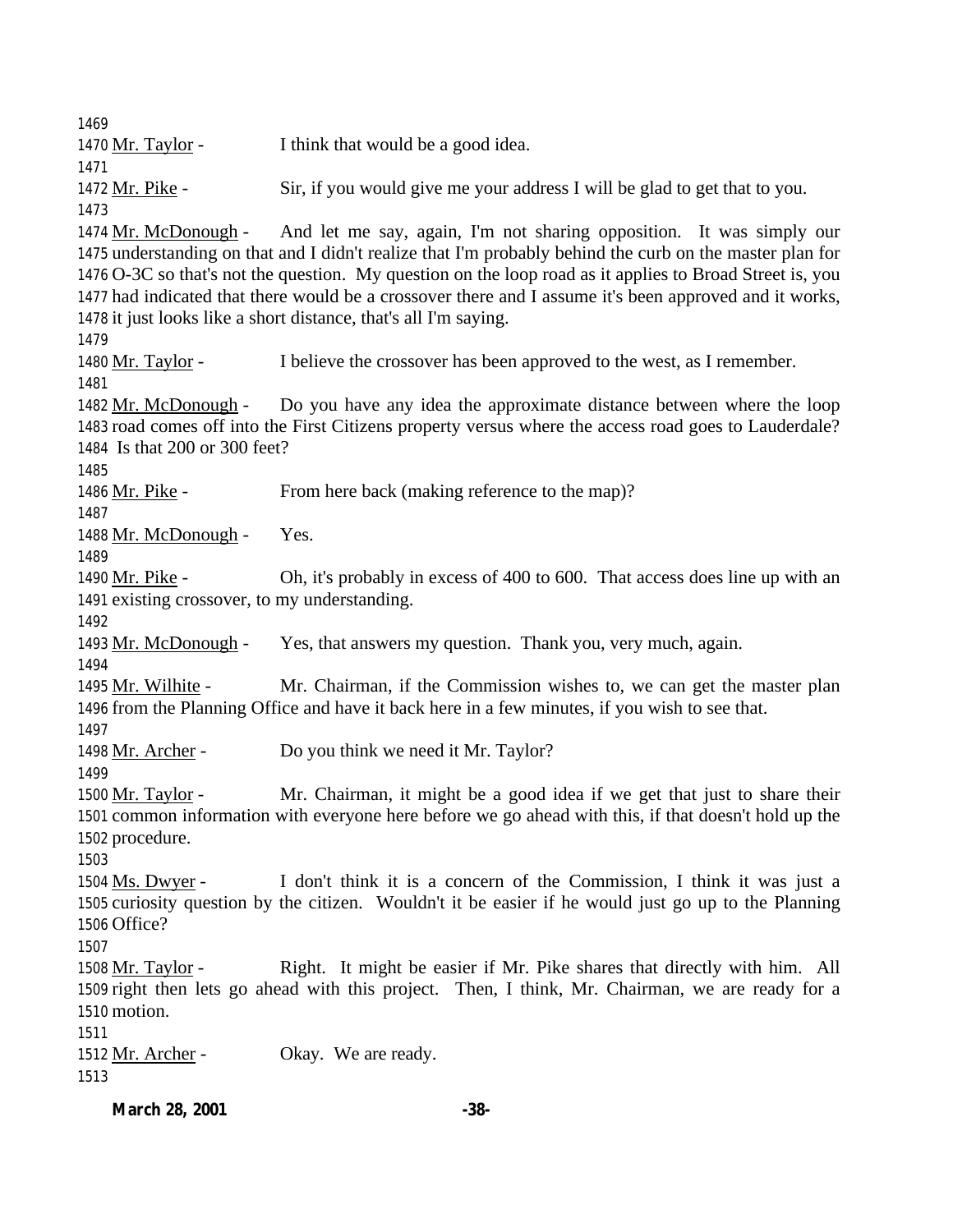Mr. Taylor - I think that would be a good idea.

Mr. Pike - Sir, if you would give me your address I will be glad to get that to you.

Mr. McDonough - And let me say, again, I'm not sharing opposition. It was simply our understanding on that and I didn't realize that I'm probably behind the curb on the master plan for O-3C so that's not the question. My question on the loop road as it applies to Broad Street is, you had indicated that there would be a crossover there and I assume it's been approved and it works, it just looks like a short distance, that's all I'm saying.

Mr. Taylor - I believe the crossover has been approved to the west, as I remember.

Mr. McDonough - Do you have any idea the approximate distance between where the loop road comes off into the First Citizens property versus where the access road goes to Lauderdale? Is that 200 or 300 feet?

Mr. Pike - From here back (making reference to the map)?

Mr. McDonough - Yes.

Mr. Pike - Oh, it's probably in excess of 400 to 600. That access does line up with an existing crossover, to my understanding.

Mr. McDonough - Yes, that answers my question. Thank you, very much, again.

Mr. Wilhite - Mr. Chairman, if the Commission wishes to, we can get the master plan from the Planning Office and have it back here in a few minutes, if you wish to see that.

Mr. Archer - Do you think we need it Mr. Taylor?

Mr. Taylor - Mr. Chairman, it might be a good idea if we get that just to share their common information with everyone here before we go ahead with this, if that doesn't hold up the procedure.

Ms. Dwyer - I don't think it is a concern of the Commission, I think it was just a curiosity question by the citizen. Wouldn't it be easier if he would just go up to the Planning Office?

Mr. Taylor - Right. It might be easier if Mr. Pike shares that directly with him. All right then lets go ahead with this project. Then, I think, Mr. Chairman, we are ready for a motion.

Mr. Archer - Okay. We are ready.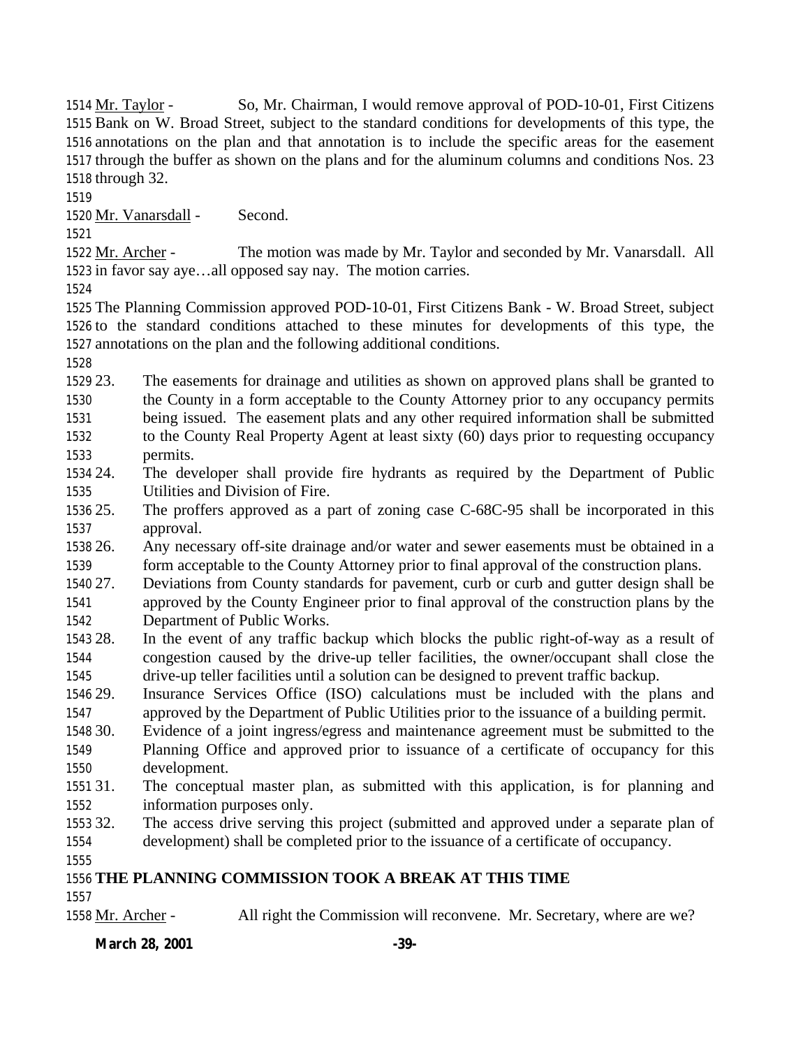Mr. Taylor - So, Mr. Chairman, I would remove approval of POD-10-01, First Citizens Bank on W. Broad Street, subject to the standard conditions for developments of this type, the annotations on the plan and that annotation is to include the specific areas for the easement through the buffer as shown on the plans and for the aluminum columns and conditions Nos. 23 through 32.

Mr. Vanarsdall - Second.

Mr. Archer - The motion was made by Mr. Taylor and seconded by Mr. Vanarsdall. All in favor say aye…all opposed say nay. The motion carries.

The Planning Commission approved POD-10-01, First Citizens Bank - W. Broad Street, subject to the standard conditions attached to these minutes for developments of this type, the annotations on the plan and the following additional conditions.

23. The easements for drainage and utilities as shown on approved plans shall be granted to the County in a form acceptable to the County Attorney prior to any occupancy permits being issued. The easement plats and any other required information shall be submitted to the County Real Property Agent at least sixty (60) days prior to requesting occupancy permits.
24. The developer shall provide fire hydrants as required by the Department of Public Utilities and Division of Fire.
25. The proffers approved as a part of zoning case C-68C-95 shall be incorporated in this approval.
26. Any necessary off-site drainage and/or water and sewer easements must be obtained in a form acceptable to the County Attorney prior to final approval of the construction plans.
27. Deviations from County standards for pavement, curb or curb and gutter design shall be approved by the County Engineer prior to final approval of the construction plans by the Department of Public Works.
28. In the event of any traffic backup which blocks the public right-of-way as a result of congestion caused by the drive-up teller facilities, the owner/occupant shall close the drive-up teller facilities until a solution can be designed to prevent traffic backup.
29. Insurance Services Office (ISO) calculations must be included with the plans and approved by the Department of Public Utilities prior to the issuance of a building permit.
30. Evidence of a joint ingress/egress and maintenance agreement must be submitted to the Planning Office and approved prior to issuance of a certificate of occupancy for this development.
31. The conceptual master plan, as submitted with this application, is for planning and information purposes only.
32. The access drive serving this project (submitted and approved under a separate plan of development) shall be completed prior to the issuance of a certificate of occupancy.

**THE PLANNING COMMISSION TOOK A BREAK AT THIS TIME**

Mr. Archer - All right the Commission will reconvene. Mr. Secretary, where are we?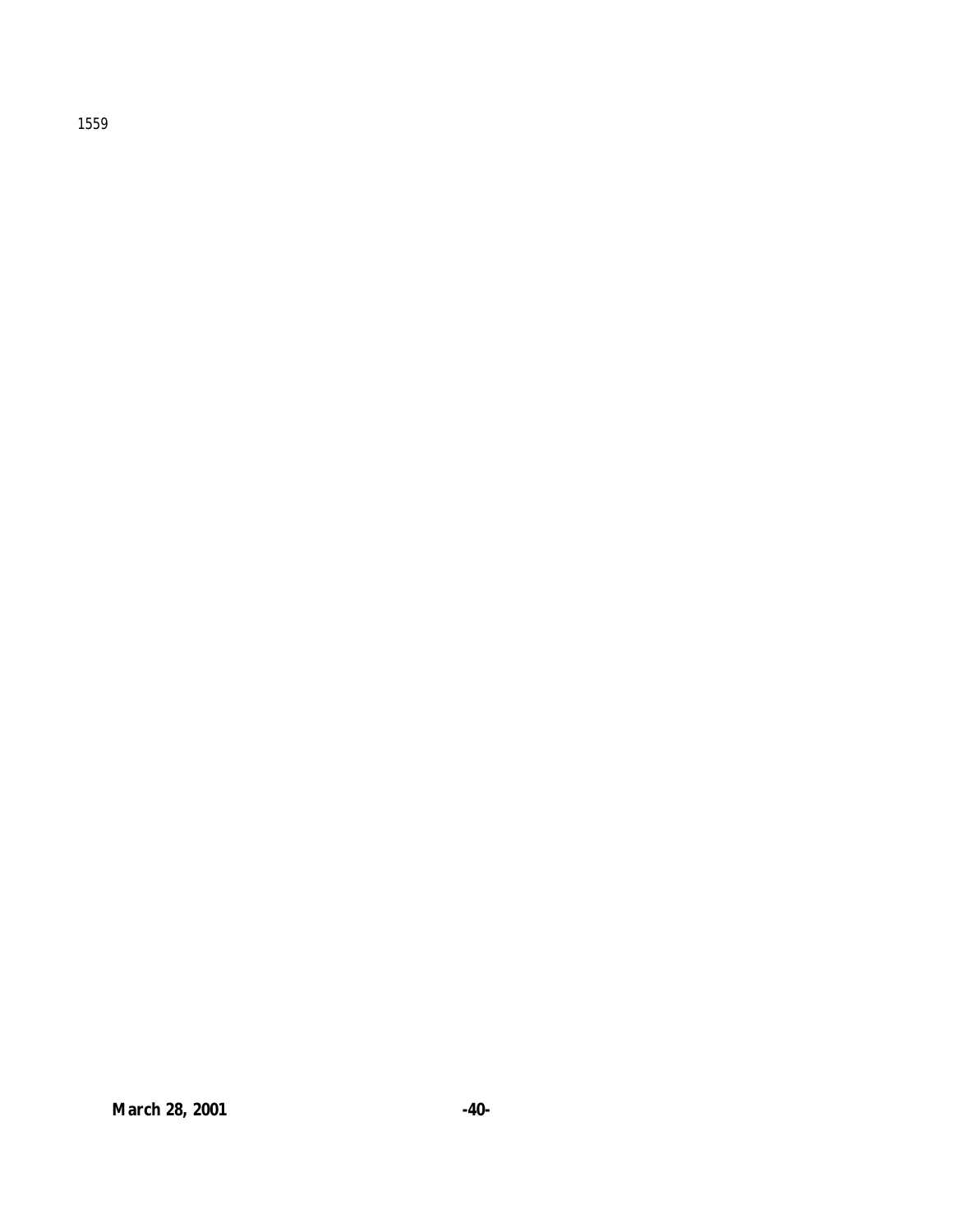1559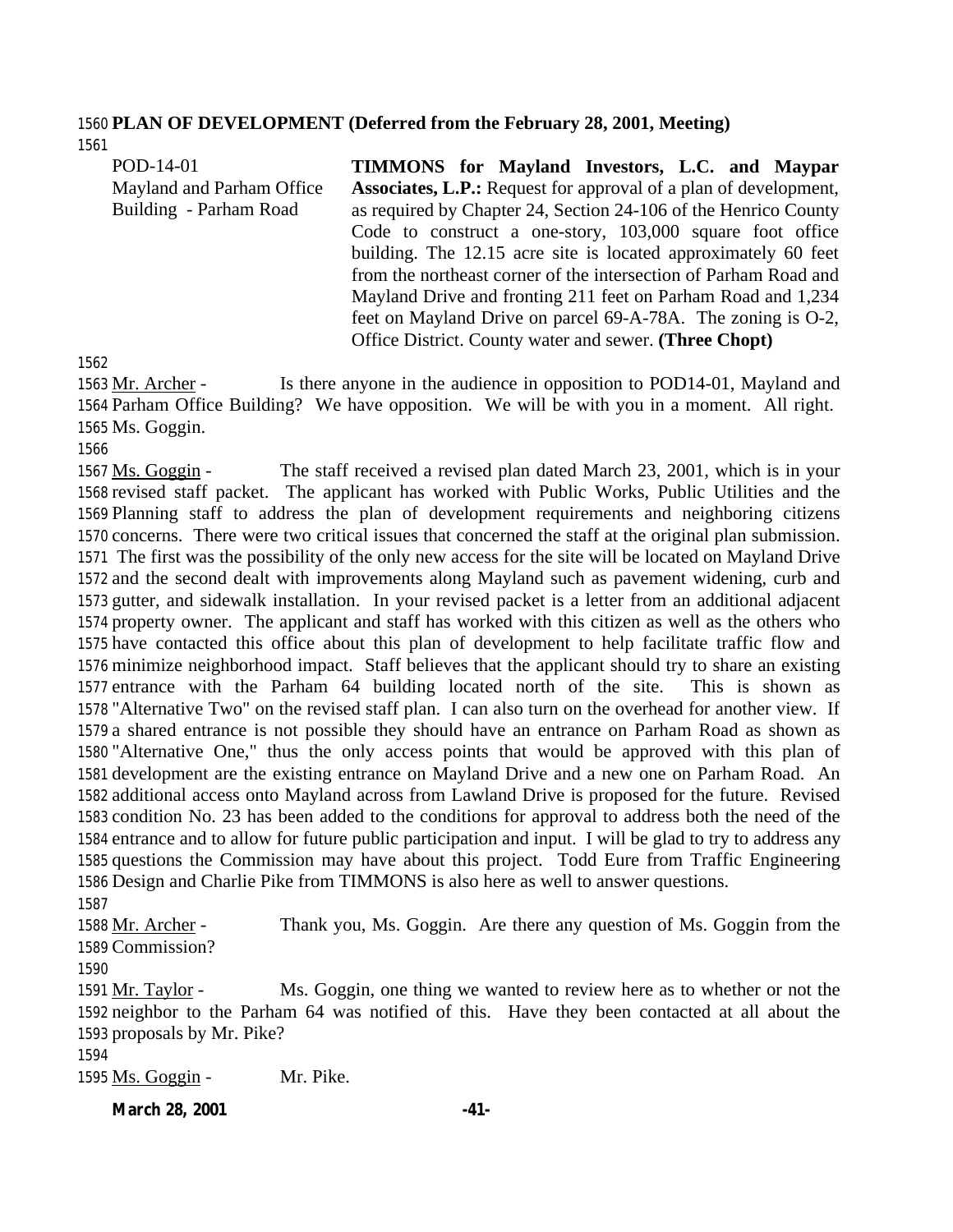**PLAN OF DEVELOPMENT (Deferred from the February 28, 2001, Meeting)**

| | |
|---|---|
| POD-14-01<br>Mayland and Parham Office Building - Parham Road | **TIMMONS for Mayland Investors, L.C. and Maypar Associates, L.P.:** Request for approval of a plan of development, as required by Chapter 24, Section 24-106 of the Henrico County Code to construct a one-story, 103,000 square foot office building. The 12.15 acre site is located approximately 60 feet from the northeast corner of the intersection of Parham Road and Mayland Drive and fronting 211 feet on Parham Road and 1,234 feet on Mayland Drive on parcel 69-A-78A. The zoning is O-2, Office District. County water and sewer. **(Three Chopt)** |

Mr. Archer - Is there anyone in the audience in opposition to POD14-01, Mayland and Parham Office Building? We have opposition. We will be with you in a moment. All right. Ms. Goggin.

Ms. Goggin - The staff received a revised plan dated March 23, 2001, which is in your revised staff packet. The applicant has worked with Public Works, Public Utilities and the Planning staff to address the plan of development requirements and neighboring citizens concerns. There were two critical issues that concerned the staff at the original plan submission. The first was the possibility of the only new access for the site will be located on Mayland Drive and the second dealt with improvements along Mayland such as pavement widening, curb and gutter, and sidewalk installation. In your revised packet is a letter from an additional adjacent property owner. The applicant and staff has worked with this citizen as well as the others who have contacted this office about this plan of development to help facilitate traffic flow and minimize neighborhood impact. Staff believes that the applicant should try to share an existing entrance with the Parham 64 building located north of the site. This is shown as "Alternative Two" on the revised staff plan. I can also turn on the overhead for another view. If a shared entrance is not possible they should have an entrance on Parham Road as shown as "Alternative One," thus the only access points that would be approved with this plan of development are the existing entrance on Mayland Drive and a new one on Parham Road. An additional access onto Mayland across from Lawland Drive is proposed for the future. Revised condition No. 23 has been added to the conditions for approval to address both the need of the entrance and to allow for future public participation and input. I will be glad to try to address any questions the Commission may have about this project. Todd Eure from Traffic Engineering Design and Charlie Pike from TIMMONS is also here as well to answer questions.

Mr. Archer - Thank you, Ms. Goggin. Are there any question of Ms. Goggin from the Commission?

Mr. Taylor - Ms. Goggin, one thing we wanted to review here as to whether or not the neighbor to the Parham 64 was notified of this. Have they been contacted at all about the proposals by Mr. Pike?

Ms. Goggin - Mr. Pike.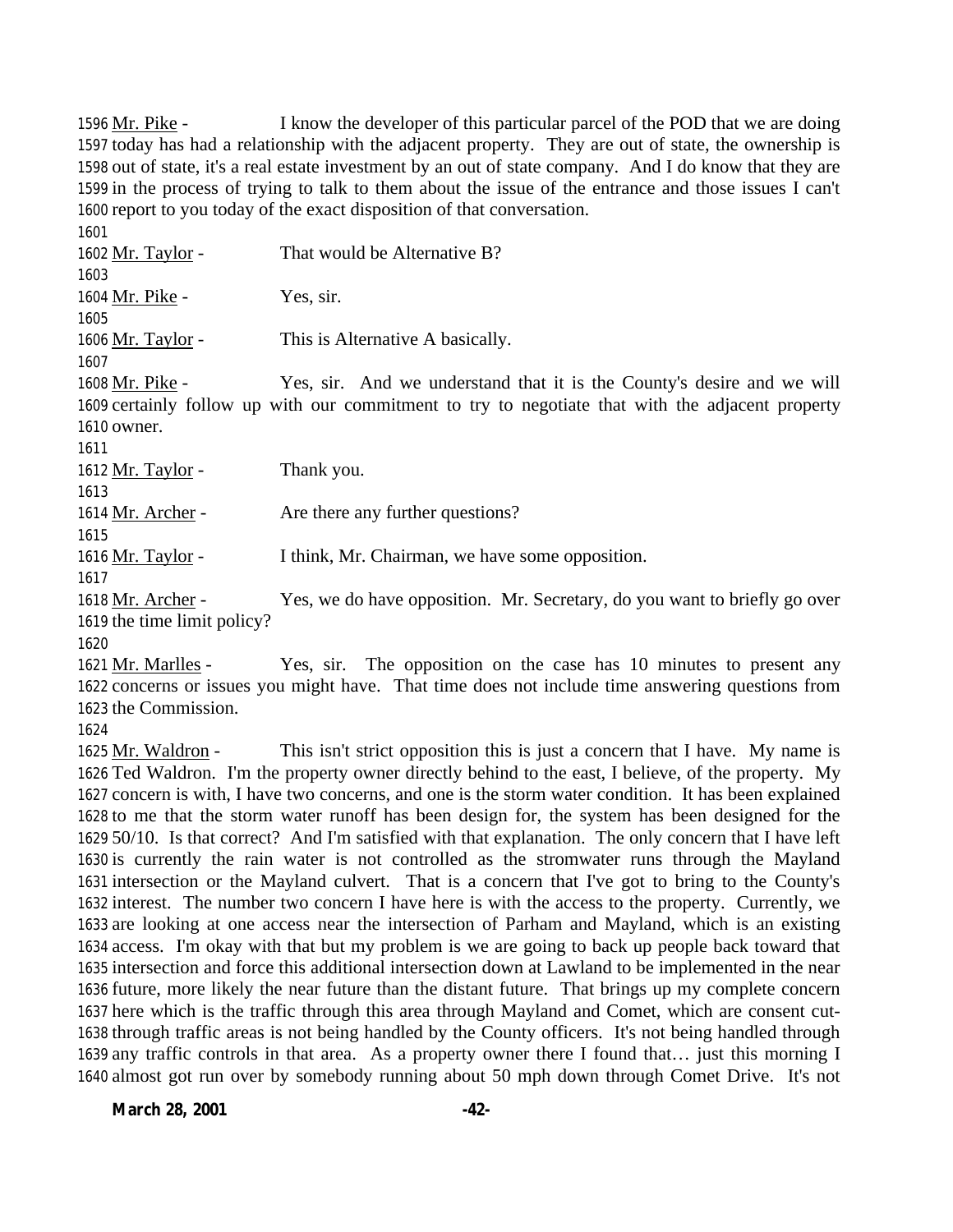1596 Mr. Pike - I know the developer of this particular parcel of the POD that we are doing 1597 today has had a relationship with the adjacent property. They are out of state, the ownership is 1598 out of state, it's a real estate investment by an out of state company. And I do know that they are 1599 in the process of trying to talk to them about the issue of the entrance and those issues I can't 1600 report to you today of the exact disposition of that conversation.

1601

1602 Mr. Taylor - That would be Alternative B?

1603

1604 Mr. Pike - Yes, sir.

1605

1606 Mr. Taylor - This is Alternative A basically.

1607

1608 Mr. Pike - Yes, sir. And we understand that it is the County's desire and we will 1609 certainly follow up with our commitment to try to negotiate that with the adjacent property 1610 owner.

1611

1612 Mr. Taylor - Thank you.

1613

1614 Mr. Archer - Are there any further questions?

1615

1616 Mr. Taylor - I think, Mr. Chairman, we have some opposition.

1617

1618 Mr. Archer - Yes, we do have opposition. Mr. Secretary, do you want to briefly go over 1619 the time limit policy?

1620

1621 Mr. Marlles - Yes, sir. The opposition on the case has 10 minutes to present any 1622 concerns or issues you might have. That time does not include time answering questions from 1623 the Commission.

1624

1625 Mr. Waldron - This isn't strict opposition this is just a concern that I have. My name is 1626 Ted Waldron. I'm the property owner directly behind to the east, I believe, of the property. My 1627 concern is with, I have two concerns, and one is the storm water condition. It has been explained 1628 to me that the storm water runoff has been design for, the system has been designed for the 1629 50/10. Is that correct? And I'm satisfied with that explanation. The only concern that I have left 1630 is currently the rain water is not controlled as the stromwater runs through the Mayland 1631 intersection or the Mayland culvert. That is a concern that I've got to bring to the County's 1632 interest. The number two concern I have here is with the access to the property. Currently, we 1633 are looking at one access near the intersection of Parham and Mayland, which is an existing 1634 access. I'm okay with that but my problem is we are going to back up people back toward that 1635 intersection and force this additional intersection down at Lawland to be implemented in the near 1636 future, more likely the near future than the distant future. That brings up my complete concern 1637 here which is the traffic through this area through Mayland and Comet, which are consent cut-1638 through traffic areas is not being handled by the County officers. It's not being handled through 1639 any traffic controls in that area. As a property owner there I found that… just this morning I 1640 almost got run over by somebody running about 50 mph down through Comet Drive. It's not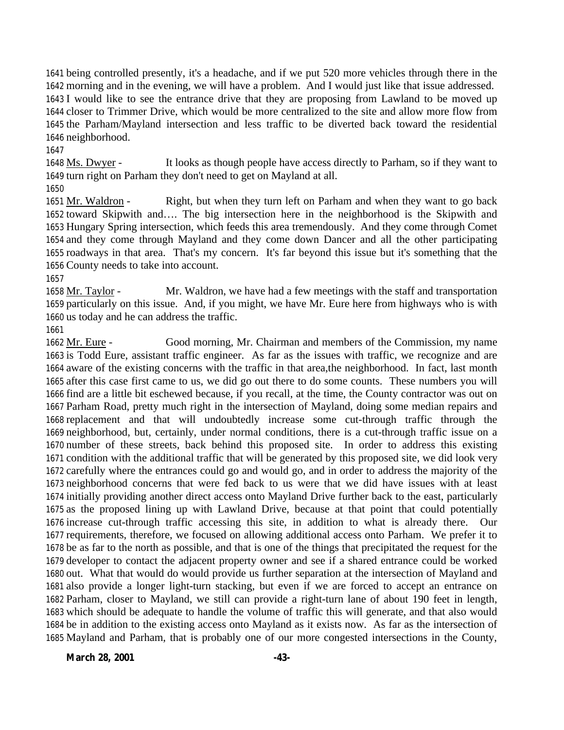being controlled presently, it's a headache, and if we put 520 more vehicles through there in the morning and in the evening, we will have a problem. And I would just like that issue addressed. I would like to see the entrance drive that they are proposing from Lawland to be moved up closer to Trimmer Drive, which would be more centralized to the site and allow more flow from the Parham/Mayland intersection and less traffic to be diverted back toward the residential neighborhood.

Ms. Dwyer - It looks as though people have access directly to Parham, so if they want to turn right on Parham they don't need to get on Mayland at all.

Mr. Waldron - Right, but when they turn left on Parham and when they want to go back toward Skipwith and…. The big intersection here in the neighborhood is the Skipwith and Hungary Spring intersection, which feeds this area tremendously. And they come through Comet and they come through Mayland and they come down Dancer and all the other participating roadways in that area. That's my concern. It's far beyond this issue but it's something that the County needs to take into account.

Mr. Taylor - Mr. Waldron, we have had a few meetings with the staff and transportation particularly on this issue. And, if you might, we have Mr. Eure here from highways who is with us today and he can address the traffic.

Mr. Eure - Good morning, Mr. Chairman and members of the Commission, my name is Todd Eure, assistant traffic engineer. As far as the issues with traffic, we recognize and are aware of the existing concerns with the traffic in that area,the neighborhood. In fact, last month after this case first came to us, we did go out there to do some counts. These numbers you will find are a little bit eschewed because, if you recall, at the time, the County contractor was out on Parham Road, pretty much right in the intersection of Mayland, doing some median repairs and replacement and that will undoubtedly increase some cut-through traffic through the neighborhood, but, certainly, under normal conditions, there is a cut-through traffic issue on a number of these streets, back behind this proposed site. In order to address this existing condition with the additional traffic that will be generated by this proposed site, we did look very carefully where the entrances could go and would go, and in order to address the majority of the neighborhood concerns that were fed back to us were that we did have issues with at least initially providing another direct access onto Mayland Drive further back to the east, particularly as the proposed lining up with Lawland Drive, because at that point that could potentially increase cut-through traffic accessing this site, in addition to what is already there. Our requirements, therefore, we focused on allowing additional access onto Parham. We prefer it to be as far to the north as possible, and that is one of the things that precipitated the request for the developer to contact the adjacent property owner and see if a shared entrance could be worked out. What that would do would provide us further separation at the intersection of Mayland and also provide a longer light-turn stacking, but even if we are forced to accept an entrance on Parham, closer to Mayland, we still can provide a right-turn lane of about 190 feet in length, which should be adequate to handle the volume of traffic this will generate, and that also would be in addition to the existing access onto Mayland as it exists now. As far as the intersection of Mayland and Parham, that is probably one of our more congested intersections in the County,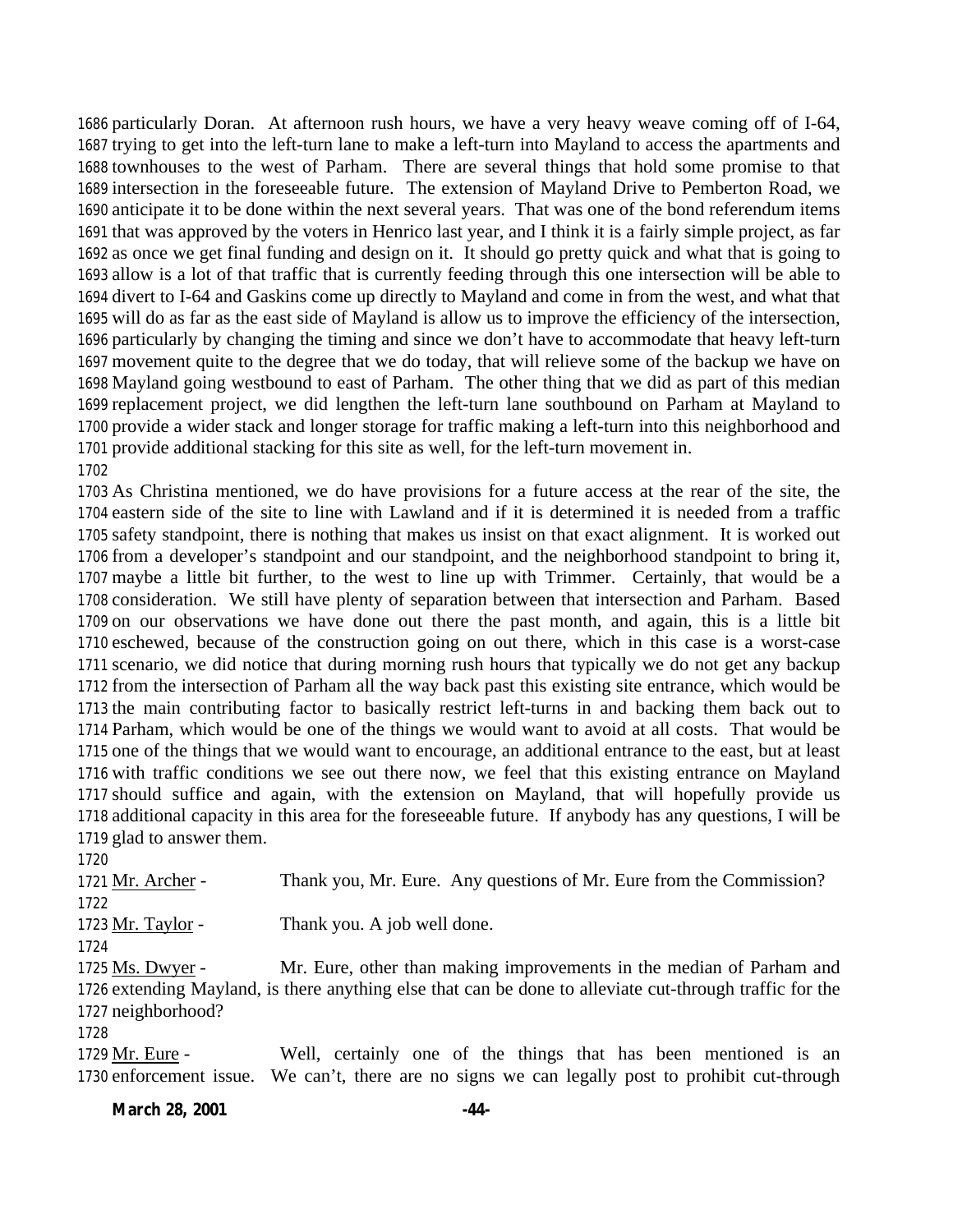1686 particularly Doran. At afternoon rush hours, we have a very heavy weave coming off of I-64, 1687 trying to get into the left-turn lane to make a left-turn into Mayland to access the apartments and 1688 townhouses to the west of Parham. There are several things that hold some promise to that 1689 intersection in the foreseeable future. The extension of Mayland Drive to Pemberton Road, we 1690 anticipate it to be done within the next several years. That was one of the bond referendum items 1691 that was approved by the voters in Henrico last year, and I think it is a fairly simple project, as far 1692 as once we get final funding and design on it. It should go pretty quick and what that is going to 1693 allow is a lot of that traffic that is currently feeding through this one intersection will be able to 1694 divert to I-64 and Gaskins come up directly to Mayland and come in from the west, and what that 1695 will do as far as the east side of Mayland is allow us to improve the efficiency of the intersection, 1696 particularly by changing the timing and since we don't have to accommodate that heavy left-turn 1697 movement quite to the degree that we do today, that will relieve some of the backup we have on 1698 Mayland going westbound to east of Parham. The other thing that we did as part of this median 1699 replacement project, we did lengthen the left-turn lane southbound on Parham at Mayland to 1700 provide a wider stack and longer storage for traffic making a left-turn into this neighborhood and 1701 provide additional stacking for this site as well, for the left-turn movement in.

1702

1703 As Christina mentioned, we do have provisions for a future access at the rear of the site, the 1704 eastern side of the site to line with Lawland and if it is determined it is needed from a traffic 1705 safety standpoint, there is nothing that makes us insist on that exact alignment. It is worked out 1706 from a developer's standpoint and our standpoint, and the neighborhood standpoint to bring it, 1707 maybe a little bit further, to the west to line up with Trimmer. Certainly, that would be a 1708 consideration. We still have plenty of separation between that intersection and Parham. Based 1709 on our observations we have done out there the past month, and again, this is a little bit 1710 eschewed, because of the construction going on out there, which in this case is a worst-case 1711 scenario, we did notice that during morning rush hours that typically we do not get any backup 1712 from the intersection of Parham all the way back past this existing site entrance, which would be 1713 the main contributing factor to basically restrict left-turns in and backing them back out to 1714 Parham, which would be one of the things we would want to avoid at all costs. That would be 1715 one of the things that we would want to encourage, an additional entrance to the east, but at least 1716 with traffic conditions we see out there now, we feel that this existing entrance on Mayland 1717 should suffice and again, with the extension on Mayland, that will hopefully provide us 1718 additional capacity in this area for the foreseeable future. If anybody has any questions, I will be 1719 glad to answer them.

1720

1721 Mr. Archer - Thank you, Mr. Eure. Any questions of Mr. Eure from the Commission?

1722

1723 Mr. Taylor - Thank you. A job well done.

1724

1725 Ms. Dwyer - Mr. Eure, other than making improvements in the median of Parham and 1726 extending Mayland, is there anything else that can be done to alleviate cut-through traffic for the 1727 neighborhood?

1728

1729 Mr. Eure - Well, certainly one of the things that has been mentioned is an 1730 enforcement issue. We can't, there are no signs we can legally post to prohibit cut-through

**March 28, 2001**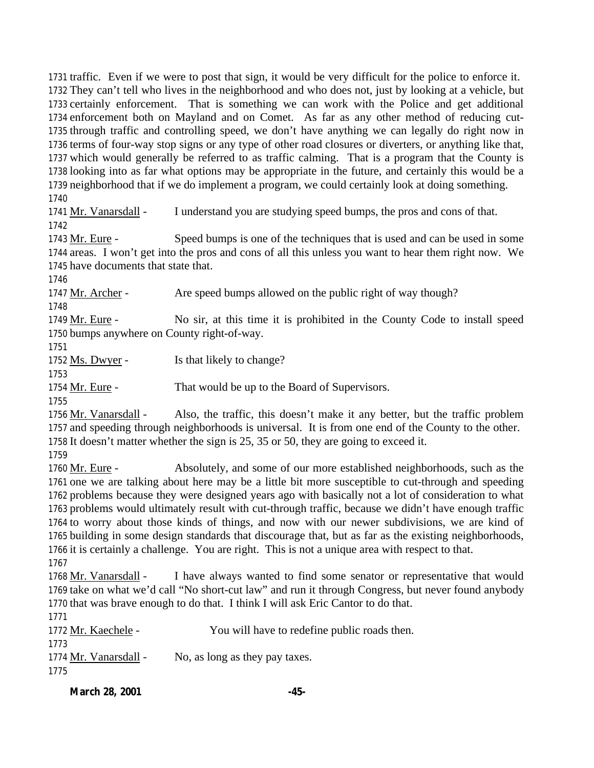traffic. Even if we were to post that sign, it would be very difficult for the police to enforce it. They can't tell who lives in the neighborhood and who does not, just by looking at a vehicle, but certainly enforcement. That is something we can work with the Police and get additional enforcement both on Mayland and on Comet. As far as any other method of reducing cut-through traffic and controlling speed, we don't have anything we can legally do right now in terms of four-way stop signs or any type of other road closures or diverters, or anything like that, which would generally be referred to as traffic calming. That is a program that the County is looking into as far what options may be appropriate in the future, and certainly this would be a neighborhood that if we do implement a program, we could certainly look at doing something.

Mr. Vanarsdall - I understand you are studying speed bumps, the pros and cons of that.

Mr. Eure - Speed bumps is one of the techniques that is used and can be used in some areas. I won't get into the pros and cons of all this unless you want to hear them right now. We have documents that state that.

Mr. Archer - Are speed bumps allowed on the public right of way though?

Mr. Eure - No sir, at this time it is prohibited in the County Code to install speed bumps anywhere on County right-of-way.

Ms. Dwyer - Is that likely to change?

Mr. Eure - That would be up to the Board of Supervisors.

Mr. Vanarsdall - Also, the traffic, this doesn't make it any better, but the traffic problem and speeding through neighborhoods is universal. It is from one end of the County to the other. It doesn't matter whether the sign is 25, 35 or 50, they are going to exceed it.

Mr. Eure - Absolutely, and some of our more established neighborhoods, such as the one we are talking about here may be a little bit more susceptible to cut-through and speeding problems because they were designed years ago with basically not a lot of consideration to what problems would ultimately result with cut-through traffic, because we didn't have enough traffic to worry about those kinds of things, and now with our newer subdivisions, we are kind of building in some design standards that discourage that, but as far as the existing neighborhoods, it is certainly a challenge. You are right. This is not a unique area with respect to that.

Mr. Vanarsdall - I have always wanted to find some senator or representative that would take on what we'd call "No short-cut law" and run it through Congress, but never found anybody that was brave enough to do that. I think I will ask Eric Cantor to do that.

Mr. Kaechele - You will have to redefine public roads then.

Mr. Vanarsdall - No, as long as they pay taxes.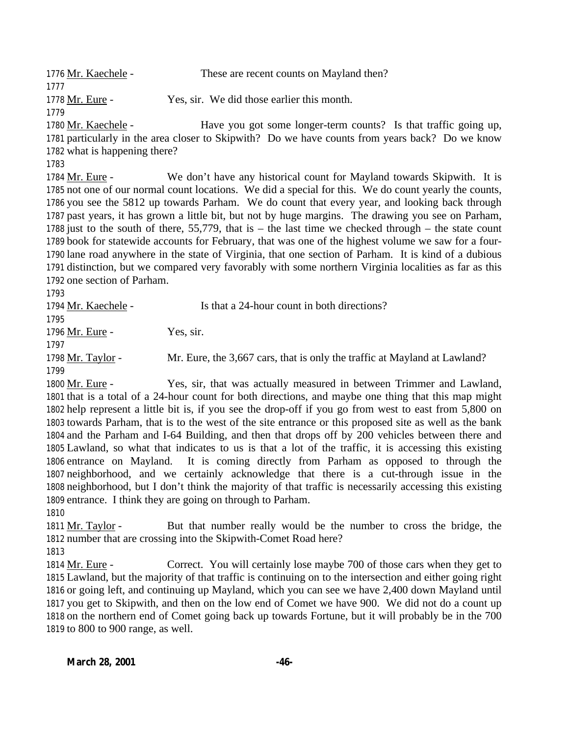1776 Mr. Kaechele - These are recent counts on Mayland then?
1777
1778 Mr. Eure - Yes, sir. We did those earlier this month.
1779
1780 Mr. Kaechele - Have you got some longer-term counts? Is that traffic going up,
1781 particularly in the area closer to Skipwith? Do we have counts from years back? Do we know
1782 what is happening there?
1783
1784 Mr. Eure - We don't have any historical count for Mayland towards Skipwith. It is
1785 not one of our normal count locations. We did a special for this. We do count yearly the counts,
1786 you see the 5812 up towards Parham. We do count that every year, and looking back through
1787 past years, it has grown a little bit, but not by huge margins. The drawing you see on Parham,
1788 just to the south of there, 55,779, that is – the last time we checked through – the state count
1789 book for statewide accounts for February, that was one of the highest volume we saw for a four-
1790 lane road anywhere in the state of Virginia, that one section of Parham. It is kind of a dubious
1791 distinction, but we compared very favorably with some northern Virginia localities as far as this
1792 one section of Parham.
1793
1794 Mr. Kaechele - Is that a 24-hour count in both directions?
1795
1796 Mr. Eure - Yes, sir.
1797
1798 Mr. Taylor - Mr. Eure, the 3,667 cars, that is only the traffic at Mayland at Lawland?
1799
1800 Mr. Eure - Yes, sir, that was actually measured in between Trimmer and Lawland,
1801 that is a total of a 24-hour count for both directions, and maybe one thing that this map might
1802 help represent a little bit is, if you see the drop-off if you go from west to east from 5,800 on
1803 towards Parham, that is to the west of the site entrance or this proposed site as well as the bank
1804 and the Parham and I-64 Building, and then that drops off by 200 vehicles between there and
1805 Lawland, so what that indicates to us is that a lot of the traffic, it is accessing this existing
1806 entrance on Mayland. It is coming directly from Parham as opposed to through the
1807 neighborhood, and we certainly acknowledge that there is a cut-through issue in the
1808 neighborhood, but I don't think the majority of that traffic is necessarily accessing this existing
1809 entrance. I think they are going on through to Parham.
1810
1811 Mr. Taylor - But that number really would be the number to cross the bridge, the
1812 number that are crossing into the Skipwith-Comet Road here?
1813
1814 Mr. Eure - Correct. You will certainly lose maybe 700 of those cars when they get to
1815 Lawland, but the majority of that traffic is continuing on to the intersection and either going right
1816 or going left, and continuing up Mayland, which you can see we have 2,400 down Mayland until
1817 you get to Skipwith, and then on the low end of Comet we have 900. We did not do a count up
1818 on the northern end of Comet going back up towards Fortune, but it will probably be in the 700
1819 to 800 to 900 range, as well.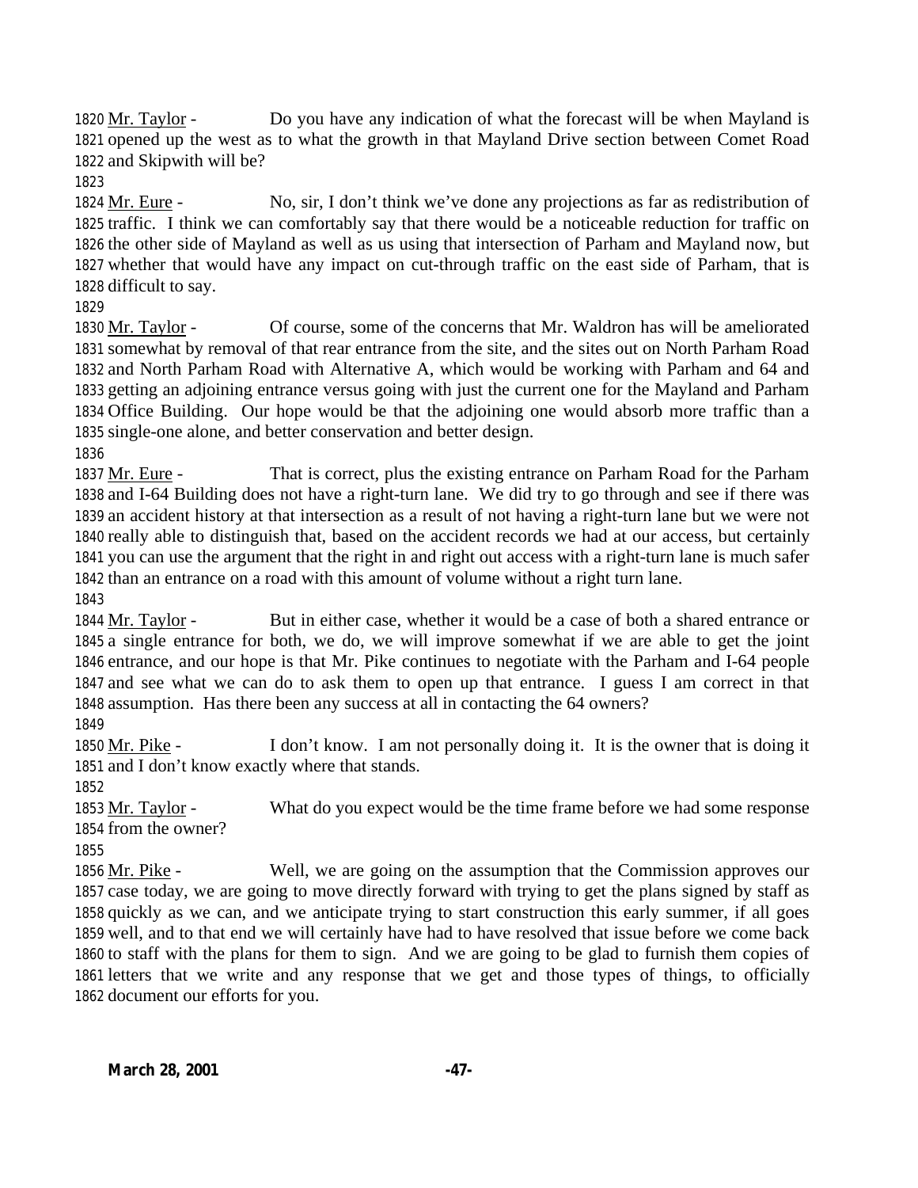1820 Mr. Taylor - Do you have any indication of what the forecast will be when Mayland is 1821 opened up the west as to what the growth in that Mayland Drive section between Comet Road 1822 and Skipwith will be?

1823

1824 Mr. Eure - No, sir, I don't think we've done any projections as far as redistribution of 1825 traffic. I think we can comfortably say that there would be a noticeable reduction for traffic on 1826 the other side of Mayland as well as us using that intersection of Parham and Mayland now, but 1827 whether that would have any impact on cut-through traffic on the east side of Parham, that is 1828 difficult to say.

1829

1830 Mr. Taylor - Of course, some of the concerns that Mr. Waldron has will be ameliorated 1831 somewhat by removal of that rear entrance from the site, and the sites out on North Parham Road 1832 and North Parham Road with Alternative A, which would be working with Parham and 64 and 1833 getting an adjoining entrance versus going with just the current one for the Mayland and Parham 1834 Office Building. Our hope would be that the adjoining one would absorb more traffic than a 1835 single-one alone, and better conservation and better design.

1836

1837 Mr. Eure - That is correct, plus the existing entrance on Parham Road for the Parham 1838 and I-64 Building does not have a right-turn lane. We did try to go through and see if there was 1839 an accident history at that intersection as a result of not having a right-turn lane but we were not 1840 really able to distinguish that, based on the accident records we had at our access, but certainly 1841 you can use the argument that the right in and right out access with a right-turn lane is much safer 1842 than an entrance on a road with this amount of volume without a right turn lane.

1843

1844 Mr. Taylor - But in either case, whether it would be a case of both a shared entrance or 1845 a single entrance for both, we do, we will improve somewhat if we are able to get the joint 1846 entrance, and our hope is that Mr. Pike continues to negotiate with the Parham and I-64 people 1847 and see what we can do to ask them to open up that entrance. I guess I am correct in that 1848 assumption. Has there been any success at all in contacting the 64 owners?

1849

1850 Mr. Pike - I don't know. I am not personally doing it. It is the owner that is doing it 1851 and I don't know exactly where that stands.

1852

1853 Mr. Taylor - What do you expect would be the time frame before we had some response 1854 from the owner?

1855

1856 Mr. Pike - Well, we are going on the assumption that the Commission approves our 1857 case today, we are going to move directly forward with trying to get the plans signed by staff as 1858 quickly as we can, and we anticipate trying to start construction this early summer, if all goes 1859 well, and to that end we will certainly have had to have resolved that issue before we come back 1860 to staff with the plans for them to sign. And we are going to be glad to furnish them copies of 1861 letters that we write and any response that we get and those types of things, to officially 1862 document our efforts for you.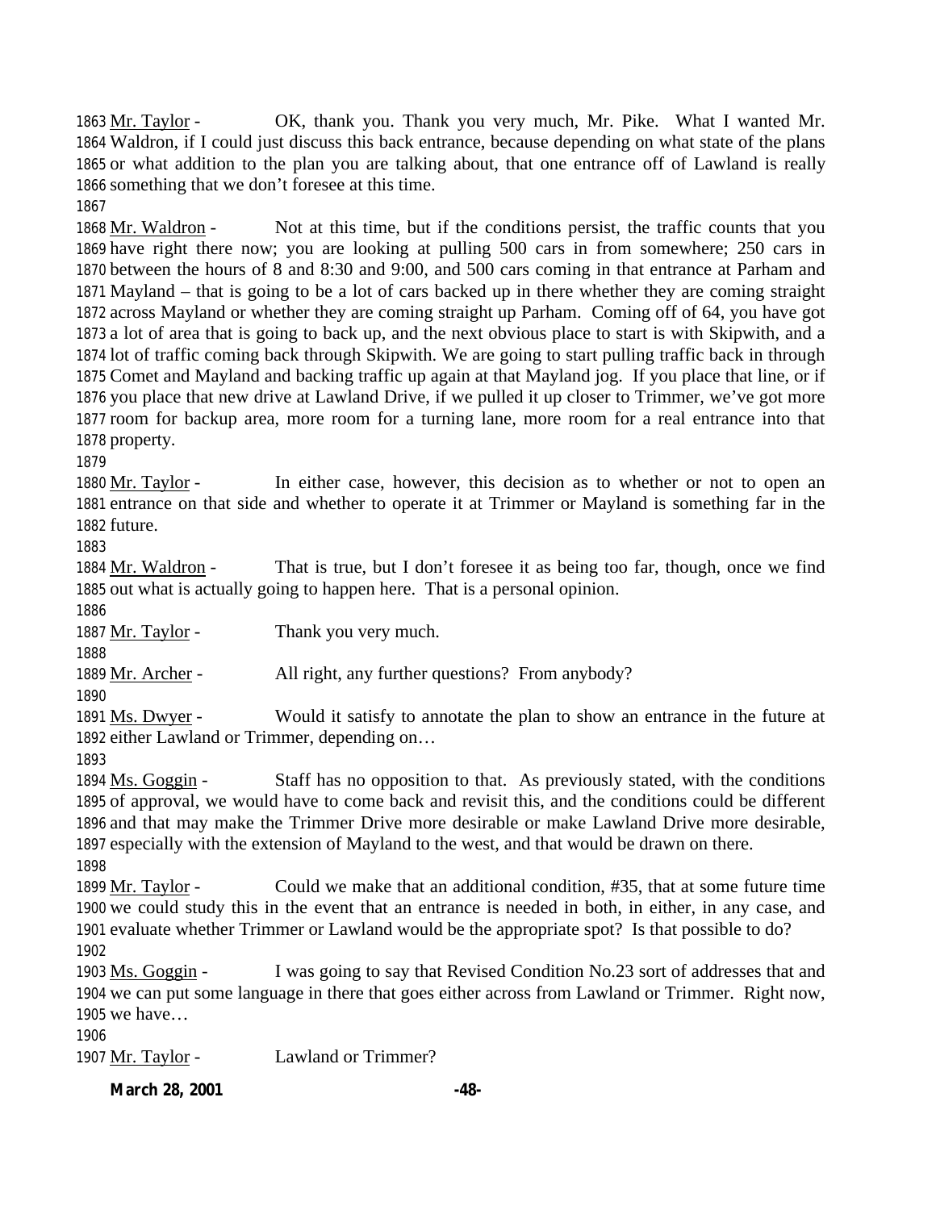Mr. Taylor - OK, thank you. Thank you very much, Mr. Pike. What I wanted Mr. Waldron, if I could just discuss this back entrance, because depending on what state of the plans or what addition to the plan you are talking about, that one entrance off of Lawland is really something that we don't foresee at this time.

Mr. Waldron - Not at this time, but if the conditions persist, the traffic counts that you have right there now; you are looking at pulling 500 cars in from somewhere; 250 cars in between the hours of 8 and 8:30 and 9:00, and 500 cars coming in that entrance at Parham and Mayland – that is going to be a lot of cars backed up in there whether they are coming straight across Mayland or whether they are coming straight up Parham. Coming off of 64, you have got a lot of area that is going to back up, and the next obvious place to start is with Skipwith, and a lot of traffic coming back through Skipwith. We are going to start pulling traffic back in through Comet and Mayland and backing traffic up again at that Mayland jog. If you place that line, or if you place that new drive at Lawland Drive, if we pulled it up closer to Trimmer, we've got more room for backup area, more room for a turning lane, more room for a real entrance into that property.

Mr. Taylor - In either case, however, this decision as to whether or not to open an entrance on that side and whether to operate it at Trimmer or Mayland is something far in the future.

Mr. Waldron - That is true, but I don't foresee it as being too far, though, once we find out what is actually going to happen here. That is a personal opinion.

Mr. Taylor - Thank you very much.

Mr. Archer - All right, any further questions? From anybody?

Ms. Dwyer - Would it satisfy to annotate the plan to show an entrance in the future at either Lawland or Trimmer, depending on…

Ms. Goggin - Staff has no opposition to that. As previously stated, with the conditions of approval, we would have to come back and revisit this, and the conditions could be different and that may make the Trimmer Drive more desirable or make Lawland Drive more desirable, especially with the extension of Mayland to the west, and that would be drawn on there.

Mr. Taylor - Could we make that an additional condition, #35, that at some future time we could study this in the event that an entrance is needed in both, in either, in any case, and evaluate whether Trimmer or Lawland would be the appropriate spot? Is that possible to do?

Ms. Goggin - I was going to say that Revised Condition No.23 sort of addresses that and we can put some language in there that goes either across from Lawland or Trimmer. Right now, we have…

Mr. Taylor - Lawland or Trimmer?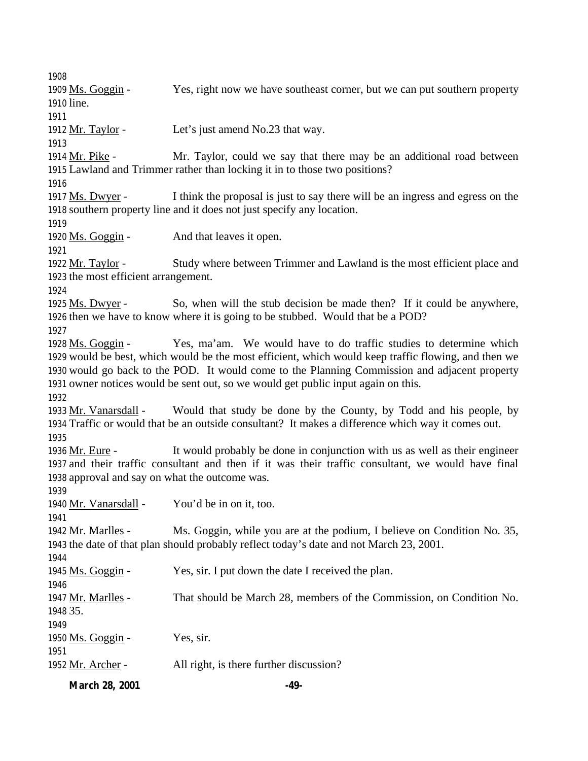Ms. Goggin - Yes, right now we have southeast corner, but we can put southern property line.

Mr. Taylor - Let's just amend No.23 that way.

Mr. Pike - Mr. Taylor, could we say that there may be an additional road between Lawland and Trimmer rather than locking it in to those two positions?

Ms. Dwyer - I think the proposal is just to say there will be an ingress and egress on the southern property line and it does not just specify any location.

Ms. Goggin - And that leaves it open.

Mr. Taylor - Study where between Trimmer and Lawland is the most efficient place and the most efficient arrangement.

Ms. Dwyer - So, when will the stub decision be made then? If it could be anywhere, then we have to know where it is going to be stubbed. Would that be a POD?

Ms. Goggin - Yes, ma'am. We would have to do traffic studies to determine which would be best, which would be the most efficient, which would keep traffic flowing, and then we would go back to the POD. It would come to the Planning Commission and adjacent property owner notices would be sent out, so we would get public input again on this.

Mr. Vanarsdall - Would that study be done by the County, by Todd and his people, by Traffic or would that be an outside consultant? It makes a difference which way it comes out.

Mr. Eure - It would probably be done in conjunction with us as well as their engineer and their traffic consultant and then if it was their traffic consultant, we would have final approval and say on what the outcome was.

Mr. Vanarsdall - You'd be in on it, too.

Mr. Marlles - Ms. Goggin, while you are at the podium, I believe on Condition No. 35, the date of that plan should probably reflect today's date and not March 23, 2001.

Ms. Goggin - Yes, sir. I put down the date I received the plan.

Mr. Marlles - That should be March 28, members of the Commission, on Condition No. 35.

Ms. Goggin - Yes, sir.

Mr. Archer - All right, is there further discussion?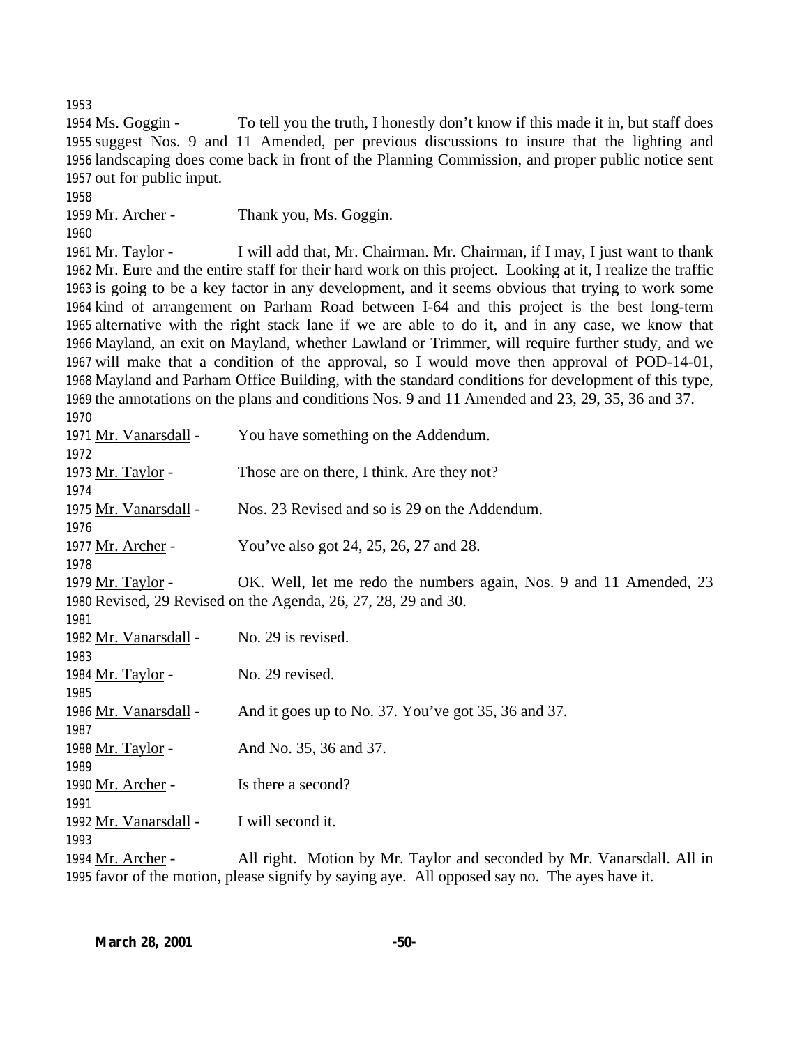Ms. Goggin - To tell you the truth, I honestly don't know if this made it in, but staff does suggest Nos. 9 and 11 Amended, per previous discussions to insure that the lighting and landscaping does come back in front of the Planning Commission, and proper public notice sent out for public input.

Mr. Archer - Thank you, Ms. Goggin.

Mr. Taylor - I will add that, Mr. Chairman. Mr. Chairman, if I may, I just want to thank Mr. Eure and the entire staff for their hard work on this project. Looking at it, I realize the traffic is going to be a key factor in any development, and it seems obvious that trying to work some kind of arrangement on Parham Road between I-64 and this project is the best long-term alternative with the right stack lane if we are able to do it, and in any case, we know that Mayland, an exit on Mayland, whether Lawland or Trimmer, will require further study, and we will make that a condition of the approval, so I would move then approval of POD-14-01, Mayland and Parham Office Building, with the standard conditions for development of this type, the annotations on the plans and conditions Nos. 9 and 11 Amended and 23, 29, 35, 36 and 37.

Mr. Vanarsdall - You have something on the Addendum.

Mr. Taylor - Those are on there, I think. Are they not?

Mr. Vanarsdall - Nos. 23 Revised and so is 29 on the Addendum.

Mr. Archer - You've also got 24, 25, 26, 27 and 28.

Mr. Taylor - OK. Well, let me redo the numbers again, Nos. 9 and 11 Amended, 23 Revised, 29 Revised on the Agenda, 26, 27, 28, 29 and 30.

Mr. Vanarsdall - No. 29 is revised.

Mr. Taylor - No. 29 revised.

Mr. Vanarsdall - And it goes up to No. 37. You've got 35, 36 and 37.

Mr. Taylor - And No. 35, 36 and 37.

Mr. Archer - Is there a second?

Mr. Vanarsdall - I will second it.

Mr. Archer - All right. Motion by Mr. Taylor and seconded by Mr. Vanarsdall. All in favor of the motion, please signify by saying aye. All opposed say no. The ayes have it.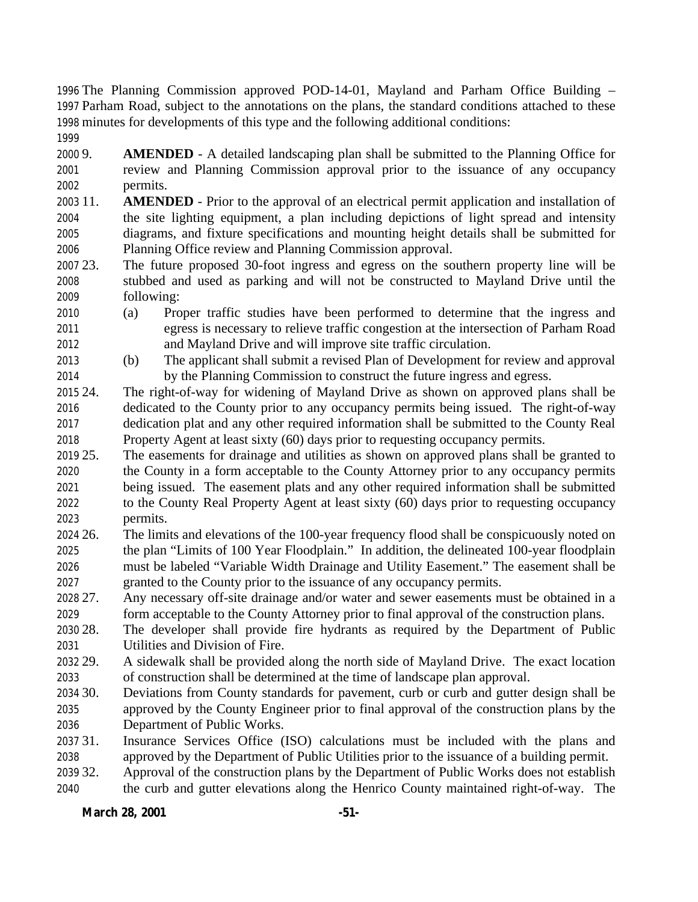The Planning Commission approved POD-14-01, Mayland and Parham Office Building – Parham Road, subject to the annotations on the plans, the standard conditions attached to these minutes for developments of this type and the following additional conditions:

9. **AMENDED** - A detailed landscaping plan shall be submitted to the Planning Office for review and Planning Commission approval prior to the issuance of any occupancy permits.

11. **AMENDED** - Prior to the approval of an electrical permit application and installation of the site lighting equipment, a plan including depictions of light spread and intensity diagrams, and fixture specifications and mounting height details shall be submitted for Planning Office review and Planning Commission approval.

23. The future proposed 30-foot ingress and egress on the southern property line will be stubbed and used as parking and will not be constructed to Mayland Drive until the following:
    (a) Proper traffic studies have been performed to determine that the ingress and egress is necessary to relieve traffic congestion at the intersection of Parham Road and Mayland Drive and will improve site traffic circulation.
    (b) The applicant shall submit a revised Plan of Development for review and approval by the Planning Commission to construct the future ingress and egress.

24. The right-of-way for widening of Mayland Drive as shown on approved plans shall be dedicated to the County prior to any occupancy permits being issued. The right-of-way dedication plat and any other required information shall be submitted to the County Real Property Agent at least sixty (60) days prior to requesting occupancy permits.

25. The easements for drainage and utilities as shown on approved plans shall be granted to the County in a form acceptable to the County Attorney prior to any occupancy permits being issued. The easement plats and any other required information shall be submitted to the County Real Property Agent at least sixty (60) days prior to requesting occupancy permits.

26. The limits and elevations of the 100-year frequency flood shall be conspicuously noted on the plan "Limits of 100 Year Floodplain." In addition, the delineated 100-year floodplain must be labeled "Variable Width Drainage and Utility Easement." The easement shall be granted to the County prior to the issuance of any occupancy permits.

27. Any necessary off-site drainage and/or water and sewer easements must be obtained in a form acceptable to the County Attorney prior to final approval of the construction plans.

28. The developer shall provide fire hydrants as required by the Department of Public Utilities and Division of Fire.

29. A sidewalk shall be provided along the north side of Mayland Drive. The exact location of construction shall be determined at the time of landscape plan approval.

30. Deviations from County standards for pavement, curb or curb and gutter design shall be approved by the County Engineer prior to final approval of the construction plans by the Department of Public Works.

31. Insurance Services Office (ISO) calculations must be included with the plans and approved by the Department of Public Utilities prior to the issuance of a building permit.

32. Approval of the construction plans by the Department of Public Works does not establish the curb and gutter elevations along the Henrico County maintained right-of-way. The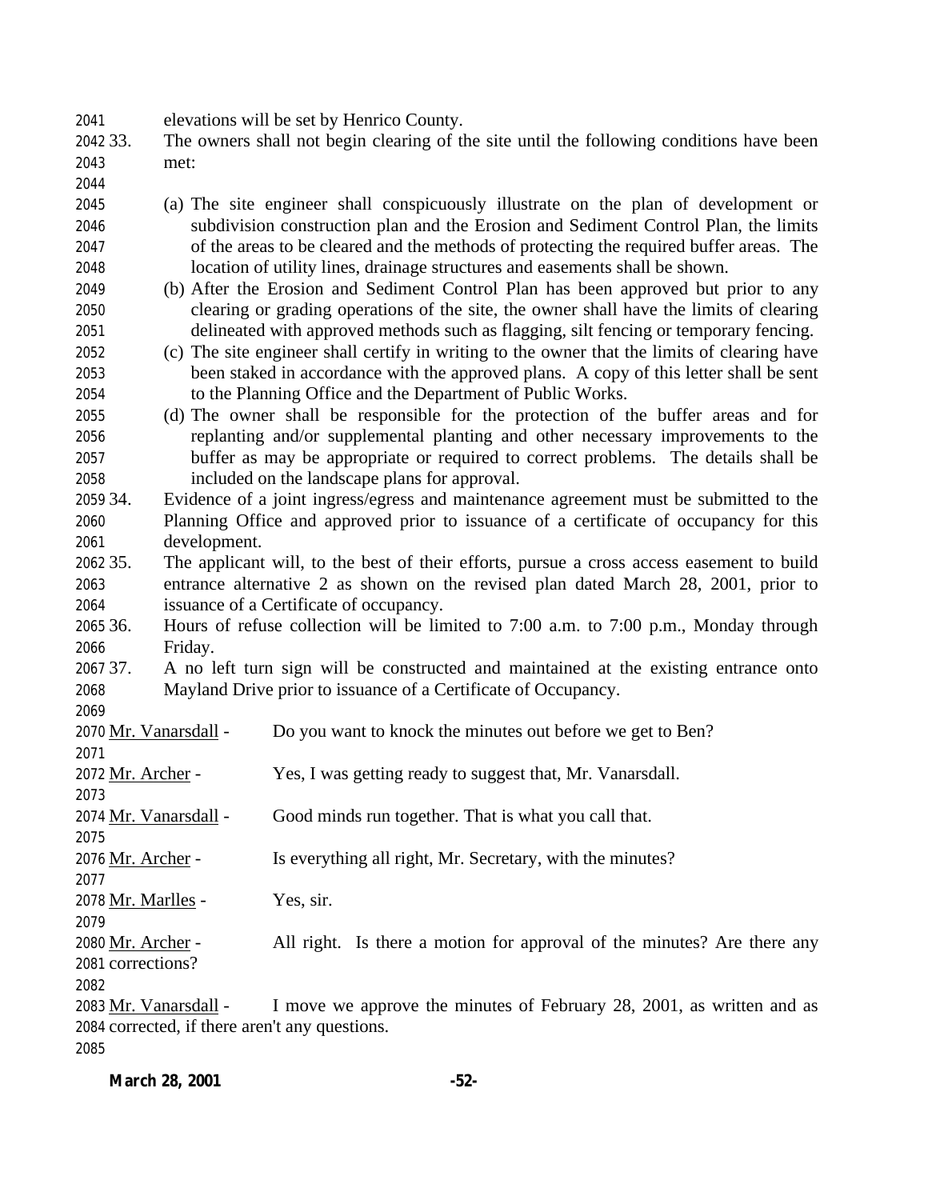elevations will be set by Henrico County.

33. The owners shall not begin clearing of the site until the following conditions have been met:

    (a) The site engineer shall conspicuously illustrate on the plan of development or subdivision construction plan and the Erosion and Sediment Control Plan, the limits of the areas to be cleared and the methods of protecting the required buffer areas. The location of utility lines, drainage structures and easements shall be shown.
    (b) After the Erosion and Sediment Control Plan has been approved but prior to any clearing or grading operations of the site, the owner shall have the limits of clearing delineated with approved methods such as flagging, silt fencing or temporary fencing.
    (c) The site engineer shall certify in writing to the owner that the limits of clearing have been staked in accordance with the approved plans. A copy of this letter shall be sent to the Planning Office and the Department of Public Works.
    (d) The owner shall be responsible for the protection of the buffer areas and for replanting and/or supplemental planting and other necessary improvements to the buffer as may be appropriate or required to correct problems. The details shall be included on the landscape plans for approval.

34. Evidence of a joint ingress/egress and maintenance agreement must be submitted to the Planning Office and approved prior to issuance of a certificate of occupancy for this development.
35. The applicant will, to the best of their efforts, pursue a cross access easement to build entrance alternative 2 as shown on the revised plan dated March 28, 2001, prior to issuance of a Certificate of occupancy.
36. Hours of refuse collection will be limited to 7:00 a.m. to 7:00 p.m., Monday through Friday.
37. A no left turn sign will be constructed and maintained at the existing entrance onto Mayland Drive prior to issuance of a Certificate of Occupancy.

Mr. Vanarsdall - Do you want to knock the minutes out before we get to Ben?

Mr. Archer - Yes, I was getting ready to suggest that, Mr. Vanarsdall.

Mr. Vanarsdall - Good minds run together. That is what you call that.

Mr. Archer - Is everything all right, Mr. Secretary, with the minutes?

Mr. Marlles - Yes, sir.

Mr. Archer - All right. Is there a motion for approval of the minutes? Are there any corrections?

Mr. Vanarsdall - I move we approve the minutes of February 28, 2001, as written and as corrected, if there aren't any questions.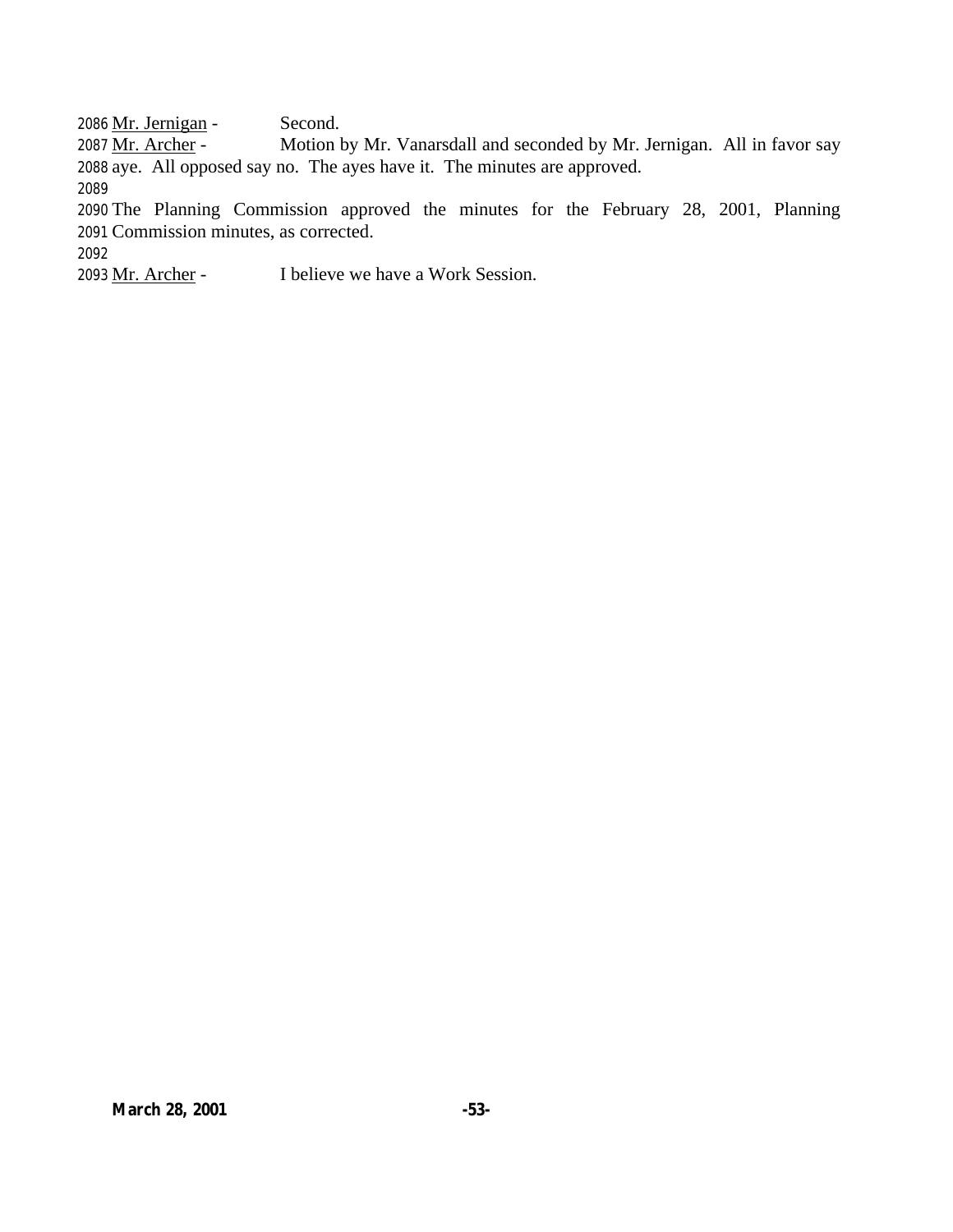Mr. Jernigan - Second.

Mr. Archer - Motion by Mr. Vanarsdall and seconded by Mr. Jernigan. All in favor say aye. All opposed say no. The ayes have it. The minutes are approved.

The Planning Commission approved the minutes for the February 28, 2001, Planning Commission minutes, as corrected.

Mr. Archer - I believe we have a Work Session.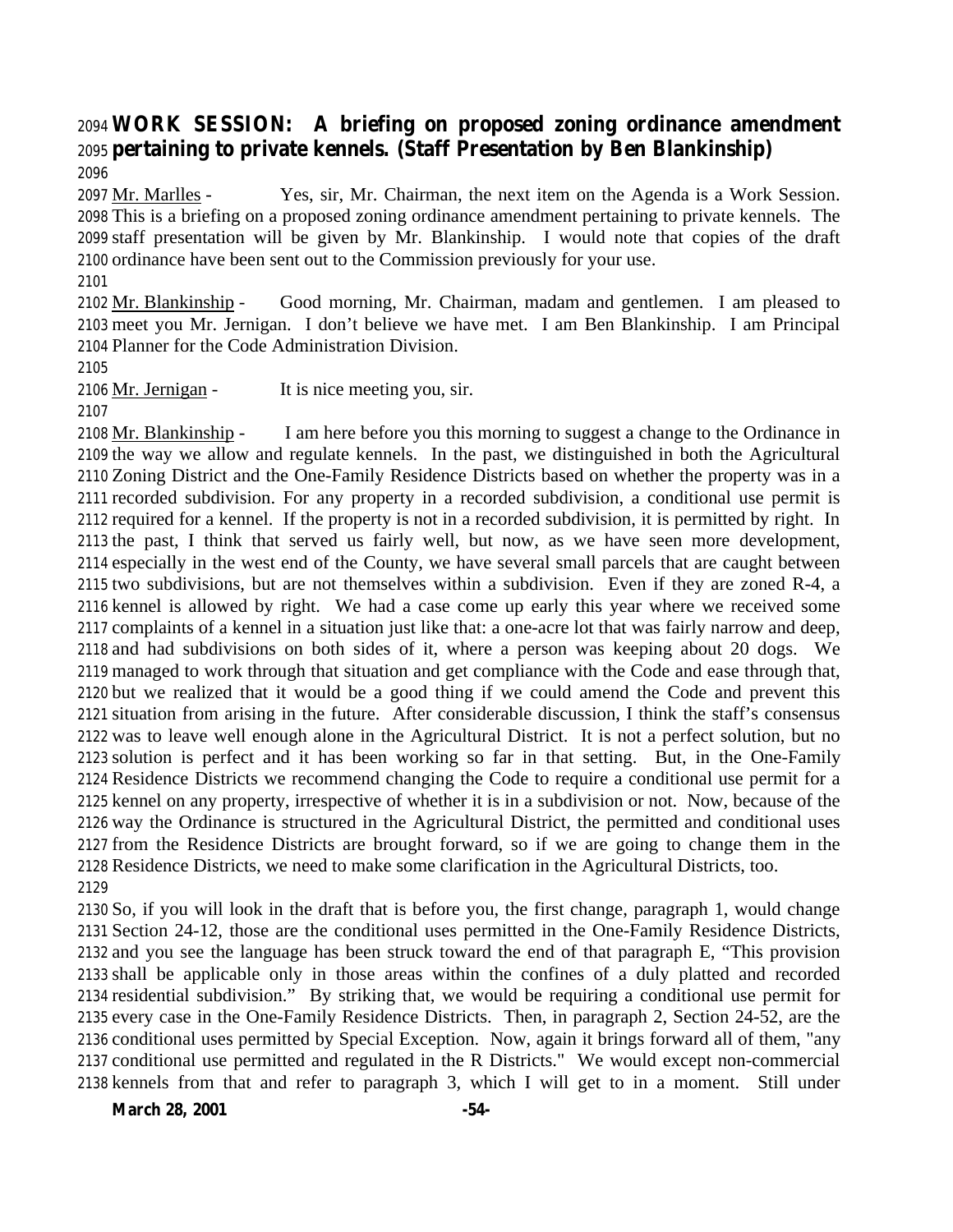**WORK SESSION: A briefing on proposed zoning ordinance amendment pertaining to private kennels. (Staff Presentation by Ben Blankinship)**

Mr. Marlles - Yes, sir, Mr. Chairman, the next item on the Agenda is a Work Session. This is a briefing on a proposed zoning ordinance amendment pertaining to private kennels. The staff presentation will be given by Mr. Blankinship. I would note that copies of the draft ordinance have been sent out to the Commission previously for your use.

Mr. Blankinship - Good morning, Mr. Chairman, madam and gentlemen. I am pleased to meet you Mr. Jernigan. I don't believe we have met. I am Ben Blankinship. I am Principal Planner for the Code Administration Division.

Mr. Jernigan - It is nice meeting you, sir.

Mr. Blankinship - I am here before you this morning to suggest a change to the Ordinance in the way we allow and regulate kennels. In the past, we distinguished in both the Agricultural Zoning District and the One-Family Residence Districts based on whether the property was in a recorded subdivision. For any property in a recorded subdivision, a conditional use permit is required for a kennel. If the property is not in a recorded subdivision, it is permitted by right. In the past, I think that served us fairly well, but now, as we have seen more development, especially in the west end of the County, we have several small parcels that are caught between two subdivisions, but are not themselves within a subdivision. Even if they are zoned R-4, a kennel is allowed by right. We had a case come up early this year where we received some complaints of a kennel in a situation just like that: a one-acre lot that was fairly narrow and deep, and had subdivisions on both sides of it, where a person was keeping about 20 dogs. We managed to work through that situation and get compliance with the Code and ease through that, but we realized that it would be a good thing if we could amend the Code and prevent this situation from arising in the future. After considerable discussion, I think the staff's consensus was to leave well enough alone in the Agricultural District. It is not a perfect solution, but no solution is perfect and it has been working so far in that setting. But, in the One-Family Residence Districts we recommend changing the Code to require a conditional use permit for a kennel on any property, irrespective of whether it is in a subdivision or not. Now, because of the way the Ordinance is structured in the Agricultural District, the permitted and conditional uses from the Residence Districts are brought forward, so if we are going to change them in the Residence Districts, we need to make some clarification in the Agricultural Districts, too.

So, if you will look in the draft that is before you, the first change, paragraph 1, would change Section 24-12, those are the conditional uses permitted in the One-Family Residence Districts, and you see the language has been struck toward the end of that paragraph E, "This provision shall be applicable only in those areas within the confines of a duly platted and recorded residential subdivision." By striking that, we would be requiring a conditional use permit for every case in the One-Family Residence Districts. Then, in paragraph 2, Section 24-52, are the conditional uses permitted by Special Exception. Now, again it brings forward all of them, "any conditional use permitted and regulated in the R Districts." We would except non-commercial kennels from that and refer to paragraph 3, which I will get to in a moment. Still under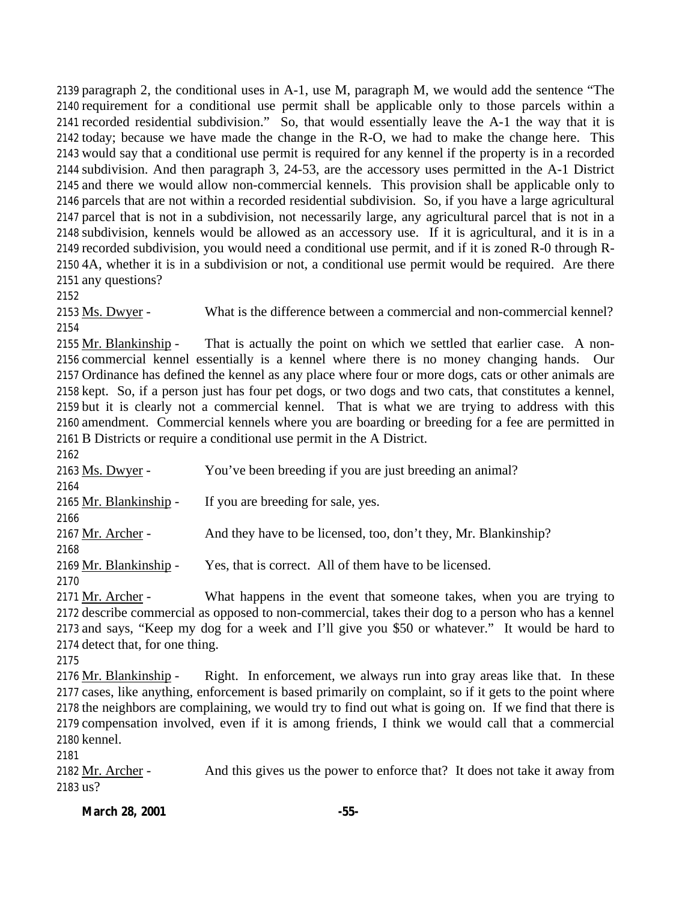paragraph 2, the conditional uses in A-1, use M, paragraph M, we would add the sentence "The requirement for a conditional use permit shall be applicable only to those parcels within a recorded residential subdivision." So, that would essentially leave the A-1 the way that it is today; because we have made the change in the R-O, we had to make the change here. This would say that a conditional use permit is required for any kennel if the property is in a recorded subdivision. And then paragraph 3, 24-53, are the accessory uses permitted in the A-1 District and there we would allow non-commercial kennels. This provision shall be applicable only to parcels that are not within a recorded residential subdivision. So, if you have a large agricultural parcel that is not in a subdivision, not necessarily large, any agricultural parcel that is not in a subdivision, kennels would be allowed as an accessory use. If it is agricultural, and it is in a recorded subdivision, you would need a conditional use permit, and if it is zoned R-0 through R-4A, whether it is in a subdivision or not, a conditional use permit would be required. Are there any questions?

Ms. Dwyer - What is the difference between a commercial and non-commercial kennel?

Mr. Blankinship - That is actually the point on which we settled that earlier case. A non-commercial kennel essentially is a kennel where there is no money changing hands. Our Ordinance has defined the kennel as any place where four or more dogs, cats or other animals are kept. So, if a person just has four pet dogs, or two dogs and two cats, that constitutes a kennel, but it is clearly not a commercial kennel. That is what we are trying to address with this amendment. Commercial kennels where you are boarding or breeding for a fee are permitted in B Districts or require a conditional use permit in the A District.

Ms. Dwyer - You've been breeding if you are just breeding an animal?

Mr. Blankinship - If you are breeding for sale, yes.

Mr. Archer - And they have to be licensed, too, don't they, Mr. Blankinship?

Mr. Blankinship - Yes, that is correct. All of them have to be licensed.

Mr. Archer - What happens in the event that someone takes, when you are trying to describe commercial as opposed to non-commercial, takes their dog to a person who has a kennel and says, "Keep my dog for a week and I'll give you $50 or whatever." It would be hard to detect that, for one thing.

Mr. Blankinship - Right. In enforcement, we always run into gray areas like that. In these cases, like anything, enforcement is based primarily on complaint, so if it gets to the point where the neighbors are complaining, we would try to find out what is going on. If we find that there is compensation involved, even if it is among friends, I think we would call that a commercial kennel.

Mr. Archer - And this gives us the power to enforce that? It does not take it away from us?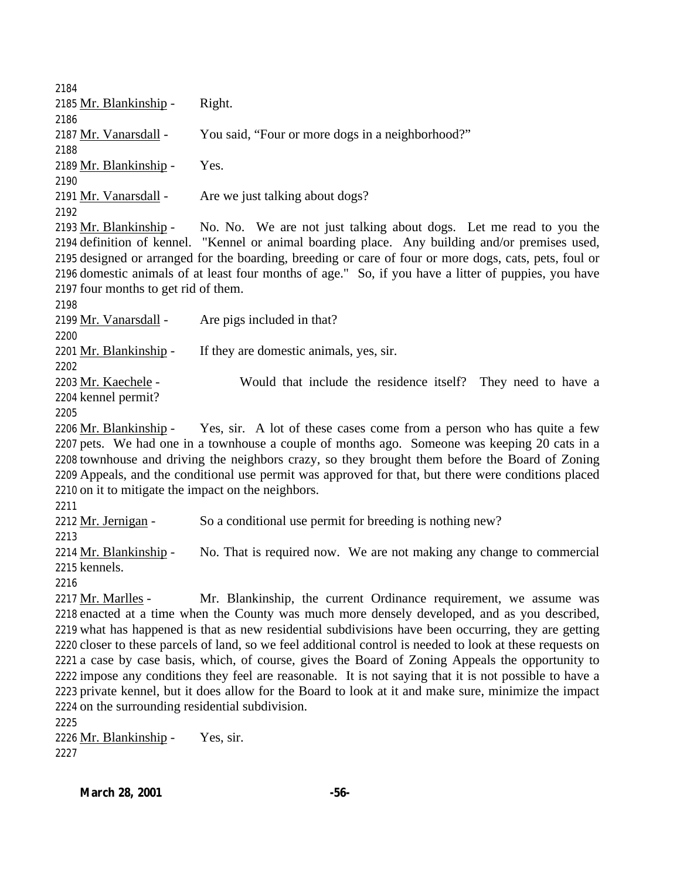Mr. Blankinship - Right.

Mr. Vanarsdall - You said, "Four or more dogs in a neighborhood?"

Mr. Blankinship - Yes.

Mr. Vanarsdall - Are we just talking about dogs?

Mr. Blankinship - No. No. We are not just talking about dogs. Let me read to you the definition of kennel. "Kennel or animal boarding place. Any building and/or premises used, designed or arranged for the boarding, breeding or care of four or more dogs, cats, pets, foul or domestic animals of at least four months of age." So, if you have a litter of puppies, you have four months to get rid of them.

Mr. Vanarsdall - Are pigs included in that?

Mr. Blankinship - If they are domestic animals, yes, sir.

Mr. Kaechele - Would that include the residence itself? They need to have a kennel permit?

Mr. Blankinship - Yes, sir. A lot of these cases come from a person who has quite a few pets. We had one in a townhouse a couple of months ago. Someone was keeping 20 cats in a townhouse and driving the neighbors crazy, so they brought them before the Board of Zoning Appeals, and the conditional use permit was approved for that, but there were conditions placed on it to mitigate the impact on the neighbors.

Mr. Jernigan - So a conditional use permit for breeding is nothing new?

Mr. Blankinship - No. That is required now. We are not making any change to commercial kennels.

Mr. Marlles - Mr. Blankinship, the current Ordinance requirement, we assume was enacted at a time when the County was much more densely developed, and as you described, what has happened is that as new residential subdivisions have been occurring, they are getting closer to these parcels of land, so we feel additional control is needed to look at these requests on a case by case basis, which, of course, gives the Board of Zoning Appeals the opportunity to impose any conditions they feel are reasonable. It is not saying that it is not possible to have a private kennel, but it does allow for the Board to look at it and make sure, minimize the impact on the surrounding residential subdivision.

Mr. Blankinship - Yes, sir.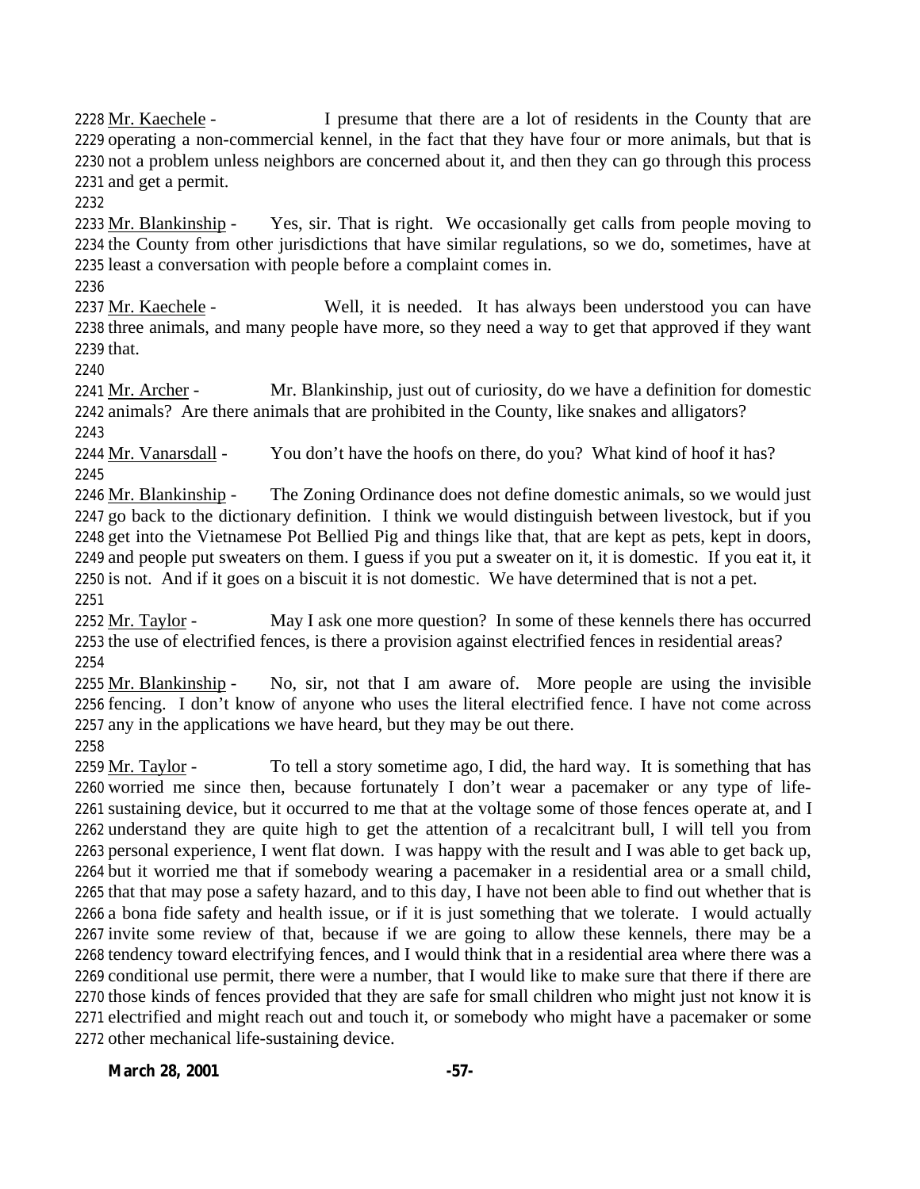2228 Mr. Kaechele - I presume that there are a lot of residents in the County that are 2229 operating a non-commercial kennel, in the fact that they have four or more animals, but that is 2230 not a problem unless neighbors are concerned about it, and then they can go through this process 2231 and get a permit.
2232
2233 Mr. Blankinship - Yes, sir. That is right. We occasionally get calls from people moving to 2234 the County from other jurisdictions that have similar regulations, so we do, sometimes, have at 2235 least a conversation with people before a complaint comes in.
2236
2237 Mr. Kaechele - Well, it is needed. It has always been understood you can have 2238 three animals, and many people have more, so they need a way to get that approved if they want 2239 that.
2240
2241 Mr. Archer - Mr. Blankinship, just out of curiosity, do we have a definition for domestic 2242 animals? Are there animals that are prohibited in the County, like snakes and alligators?
2243
2244 Mr. Vanarsdall - You don't have the hoofs on there, do you? What kind of hoof it has?
2245
2246 Mr. Blankinship - The Zoning Ordinance does not define domestic animals, so we would just 2247 go back to the dictionary definition. I think we would distinguish between livestock, but if you 2248 get into the Vietnamese Pot Bellied Pig and things like that, that are kept as pets, kept in doors, 2249 and people put sweaters on them. I guess if you put a sweater on it, it is domestic. If you eat it, it 2250 is not. And if it goes on a biscuit it is not domestic. We have determined that is not a pet.
2251
2252 Mr. Taylor - May I ask one more question? In some of these kennels there has occurred 2253 the use of electrified fences, is there a provision against electrified fences in residential areas?
2254
2255 Mr. Blankinship - No, sir, not that I am aware of. More people are using the invisible 2256 fencing. I don't know of anyone who uses the literal electrified fence. I have not come across 2257 any in the applications we have heard, but they may be out there.
2258
2259 Mr. Taylor - To tell a story sometime ago, I did, the hard way. It is something that has 2260 worried me since then, because fortunately I don't wear a pacemaker or any type of life-2261 sustaining device, but it occurred to me that at the voltage some of those fences operate at, and I 2262 understand they are quite high to get the attention of a recalcitrant bull, I will tell you from 2263 personal experience, I went flat down. I was happy with the result and I was able to get back up, 2264 but it worried me that if somebody wearing a pacemaker in a residential area or a small child, 2265 that that may pose a safety hazard, and to this day, I have not been able to find out whether that is 2266 a bona fide safety and health issue, or if it is just something that we tolerate. I would actually 2267 invite some review of that, because if we are going to allow these kennels, there may be a 2268 tendency toward electrifying fences, and I would think that in a residential area where there was a 2269 conditional use permit, there were a number, that I would like to make sure that there if there are 2270 those kinds of fences provided that they are safe for small children who might just not know it is 2271 electrified and might reach out and touch it, or somebody who might have a pacemaker or some 2272 other mechanical life-sustaining device.

**March 28, 2001**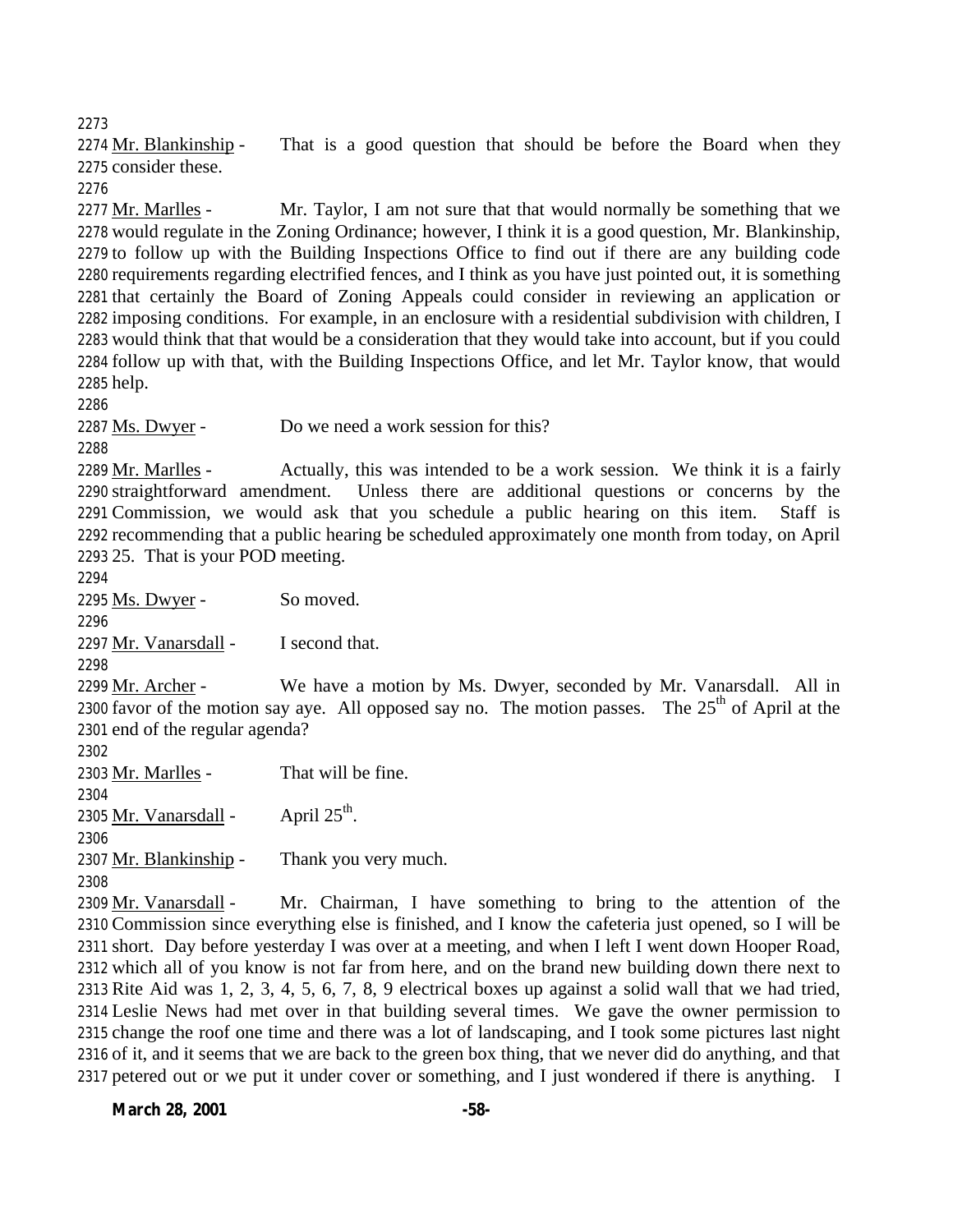2273

2274 Mr. Blankinship - That is a good question that should be before the Board when they 2275 consider these.

2276

2277 Mr. Marlles - Mr. Taylor, I am not sure that that would normally be something that we 2278 would regulate in the Zoning Ordinance; however, I think it is a good question, Mr. Blankinship, 2279 to follow up with the Building Inspections Office to find out if there are any building code 2280 requirements regarding electrified fences, and I think as you have just pointed out, it is something 2281 that certainly the Board of Zoning Appeals could consider in reviewing an application or 2282 imposing conditions. For example, in an enclosure with a residential subdivision with children, I 2283 would think that that would be a consideration that they would take into account, but if you could 2284 follow up with that, with the Building Inspections Office, and let Mr. Taylor know, that would 2285 help.

2286

2287 Ms. Dwyer - Do we need a work session for this?

2288

2289 Mr. Marlles - Actually, this was intended to be a work session. We think it is a fairly 2290 straightforward amendment. Unless there are additional questions or concerns by the 2291 Commission, we would ask that you schedule a public hearing on this item. Staff is 2292 recommending that a public hearing be scheduled approximately one month from today, on April 2293 25. That is your POD meeting.

2294

2295 Ms. Dwyer - So moved.

2296

2297 Mr. Vanarsdall - I second that.

2298

2299 Mr. Archer - We have a motion by Ms. Dwyer, seconded by Mr. Vanarsdall. All in 2300 favor of the motion say aye. All opposed say no. The motion passes. The 25th of April at the 2301 end of the regular agenda?

2302

2303 Mr. Marlles - That will be fine.

2304

2305 Mr. Vanarsdall - April 25th.

2306

2307 Mr. Blankinship - Thank you very much.

2308

2309 Mr. Vanarsdall - Mr. Chairman, I have something to bring to the attention of the 2310 Commission since everything else is finished, and I know the cafeteria just opened, so I will be 2311 short. Day before yesterday I was over at a meeting, and when I left I went down Hooper Road, 2312 which all of you know is not far from here, and on the brand new building down there next to 2313 Rite Aid was 1, 2, 3, 4, 5, 6, 7, 8, 9 electrical boxes up against a solid wall that we had tried, 2314 Leslie News had met over in that building several times. We gave the owner permission to 2315 change the roof one time and there was a lot of landscaping, and I took some pictures last night 2316 of it, and it seems that we are back to the green box thing, that we never did do anything, and that 2317 petered out or we put it under cover or something, and I just wondered if there is anything. I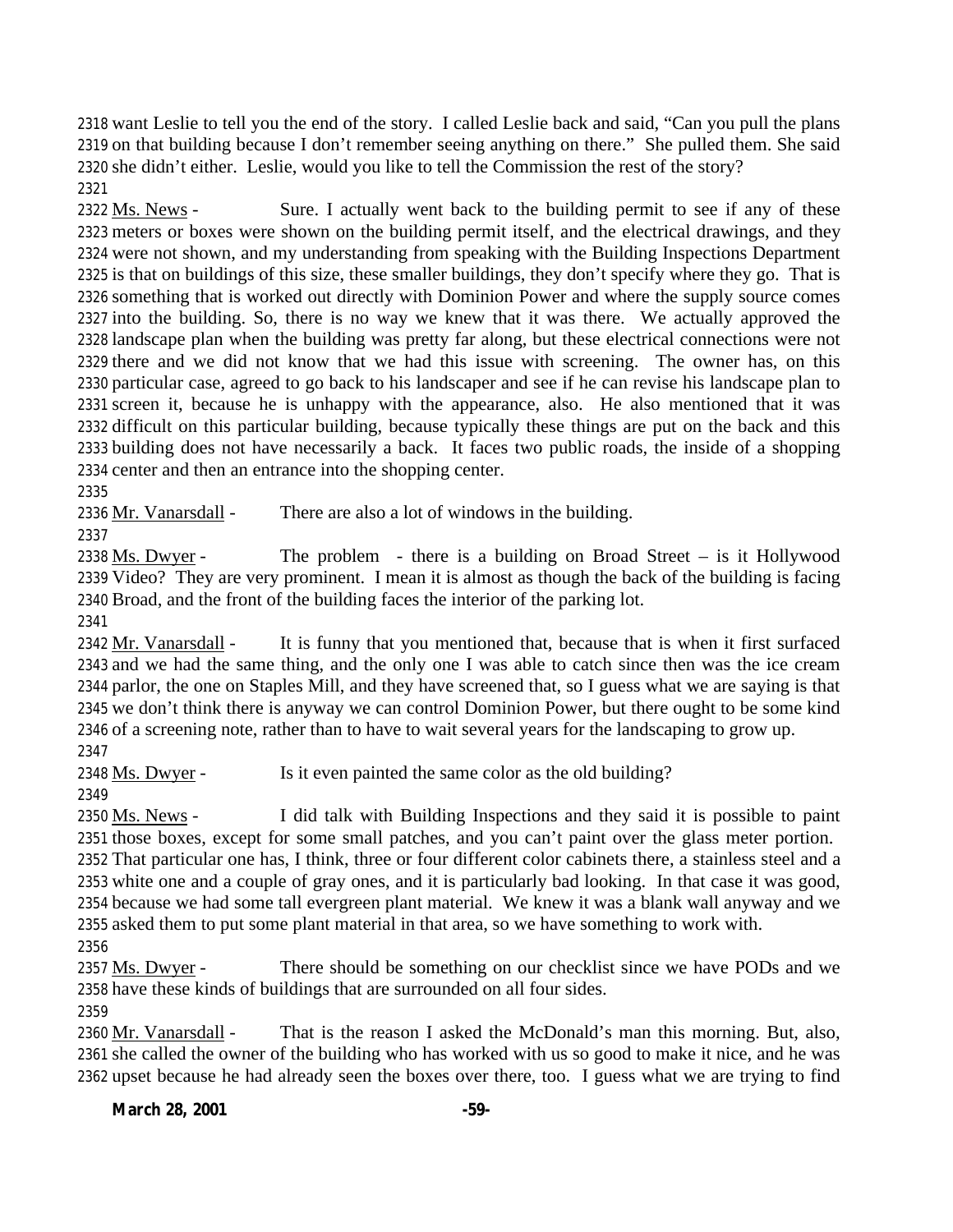want Leslie to tell you the end of the story. I called Leslie back and said, "Can you pull the plans on that building because I don't remember seeing anything on there." She pulled them. She said she didn't either. Leslie, would you like to tell the Commission the rest of the story?

Ms. News - Sure. I actually went back to the building permit to see if any of these meters or boxes were shown on the building permit itself, and the electrical drawings, and they were not shown, and my understanding from speaking with the Building Inspections Department is that on buildings of this size, these smaller buildings, they don't specify where they go. That is something that is worked out directly with Dominion Power and where the supply source comes into the building. So, there is no way we knew that it was there. We actually approved the landscape plan when the building was pretty far along, but these electrical connections were not there and we did not know that we had this issue with screening. The owner has, on this particular case, agreed to go back to his landscaper and see if he can revise his landscape plan to screen it, because he is unhappy with the appearance, also. He also mentioned that it was difficult on this particular building, because typically these things are put on the back and this building does not have necessarily a back. It faces two public roads, the inside of a shopping center and then an entrance into the shopping center.

Mr. Vanarsdall - There are also a lot of windows in the building.

Ms. Dwyer - The problem - there is a building on Broad Street – is it Hollywood Video? They are very prominent. I mean it is almost as though the back of the building is facing Broad, and the front of the building faces the interior of the parking lot.

Mr. Vanarsdall - It is funny that you mentioned that, because that is when it first surfaced and we had the same thing, and the only one I was able to catch since then was the ice cream parlor, the one on Staples Mill, and they have screened that, so I guess what we are saying is that we don't think there is anyway we can control Dominion Power, but there ought to be some kind of a screening note, rather than to have to wait several years for the landscaping to grow up.

Ms. Dwyer - Is it even painted the same color as the old building?

Ms. News - I did talk with Building Inspections and they said it is possible to paint those boxes, except for some small patches, and you can't paint over the glass meter portion. That particular one has, I think, three or four different color cabinets there, a stainless steel and a white one and a couple of gray ones, and it is particularly bad looking. In that case it was good, because we had some tall evergreen plant material. We knew it was a blank wall anyway and we asked them to put some plant material in that area, so we have something to work with.

Ms. Dwyer - There should be something on our checklist since we have PODs and we have these kinds of buildings that are surrounded on all four sides.

Mr. Vanarsdall - That is the reason I asked the McDonald's man this morning. But, also, she called the owner of the building who has worked with us so good to make it nice, and he was upset because he had already seen the boxes over there, too. I guess what we are trying to find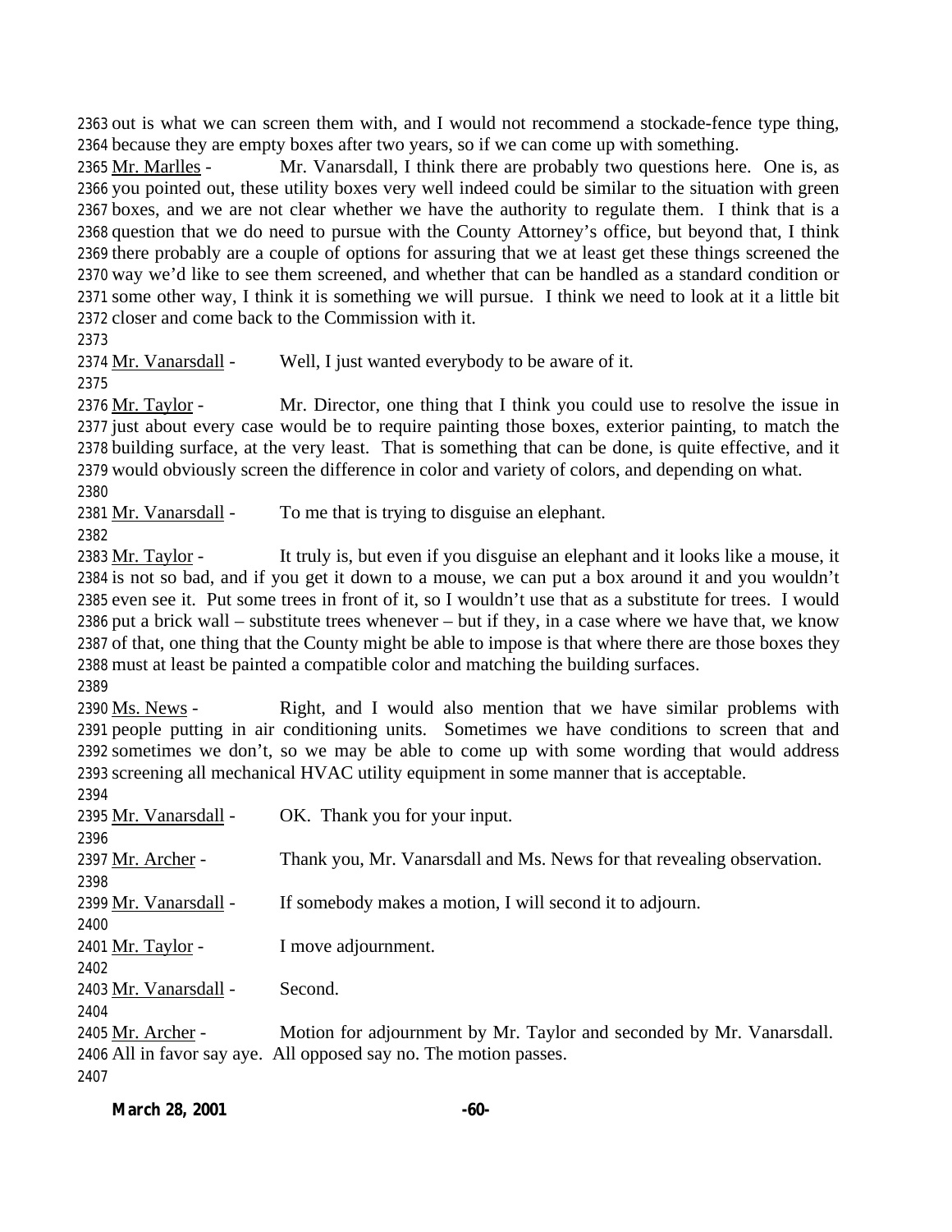out is what we can screen them with, and I would not recommend a stockade-fence type thing, because they are empty boxes after two years, so if we can come up with something.

Mr. Marlles - Mr. Vanarsdall, I think there are probably two questions here. One is, as you pointed out, these utility boxes very well indeed could be similar to the situation with green boxes, and we are not clear whether we have the authority to regulate them. I think that is a question that we do need to pursue with the County Attorney's office, but beyond that, I think there probably are a couple of options for assuring that we at least get these things screened the way we'd like to see them screened, and whether that can be handled as a standard condition or some other way, I think it is something we will pursue. I think we need to look at it a little bit closer and come back to the Commission with it.

Mr. Vanarsdall - Well, I just wanted everybody to be aware of it.

Mr. Taylor - Mr. Director, one thing that I think you could use to resolve the issue in just about every case would be to require painting those boxes, exterior painting, to match the building surface, at the very least. That is something that can be done, is quite effective, and it would obviously screen the difference in color and variety of colors, and depending on what.

Mr. Vanarsdall - To me that is trying to disguise an elephant.

Mr. Taylor - It truly is, but even if you disguise an elephant and it looks like a mouse, it is not so bad, and if you get it down to a mouse, we can put a box around it and you wouldn't even see it. Put some trees in front of it, so I wouldn't use that as a substitute for trees. I would put a brick wall – substitute trees whenever – but if they, in a case where we have that, we know of that, one thing that the County might be able to impose is that where there are those boxes they must at least be painted a compatible color and matching the building surfaces.

Ms. News - Right, and I would also mention that we have similar problems with people putting in air conditioning units. Sometimes we have conditions to screen that and sometimes we don't, so we may be able to come up with some wording that would address screening all mechanical HVAC utility equipment in some manner that is acceptable.

Mr. Vanarsdall - OK. Thank you for your input.

Mr. Archer - Thank you, Mr. Vanarsdall and Ms. News for that revealing observation.

Mr. Vanarsdall - If somebody makes a motion, I will second it to adjourn.

Mr. Taylor - I move adjournment.

Mr. Vanarsdall - Second.

Mr. Archer - Motion for adjournment by Mr. Taylor and seconded by Mr. Vanarsdall. All in favor say aye. All opposed say no. The motion passes.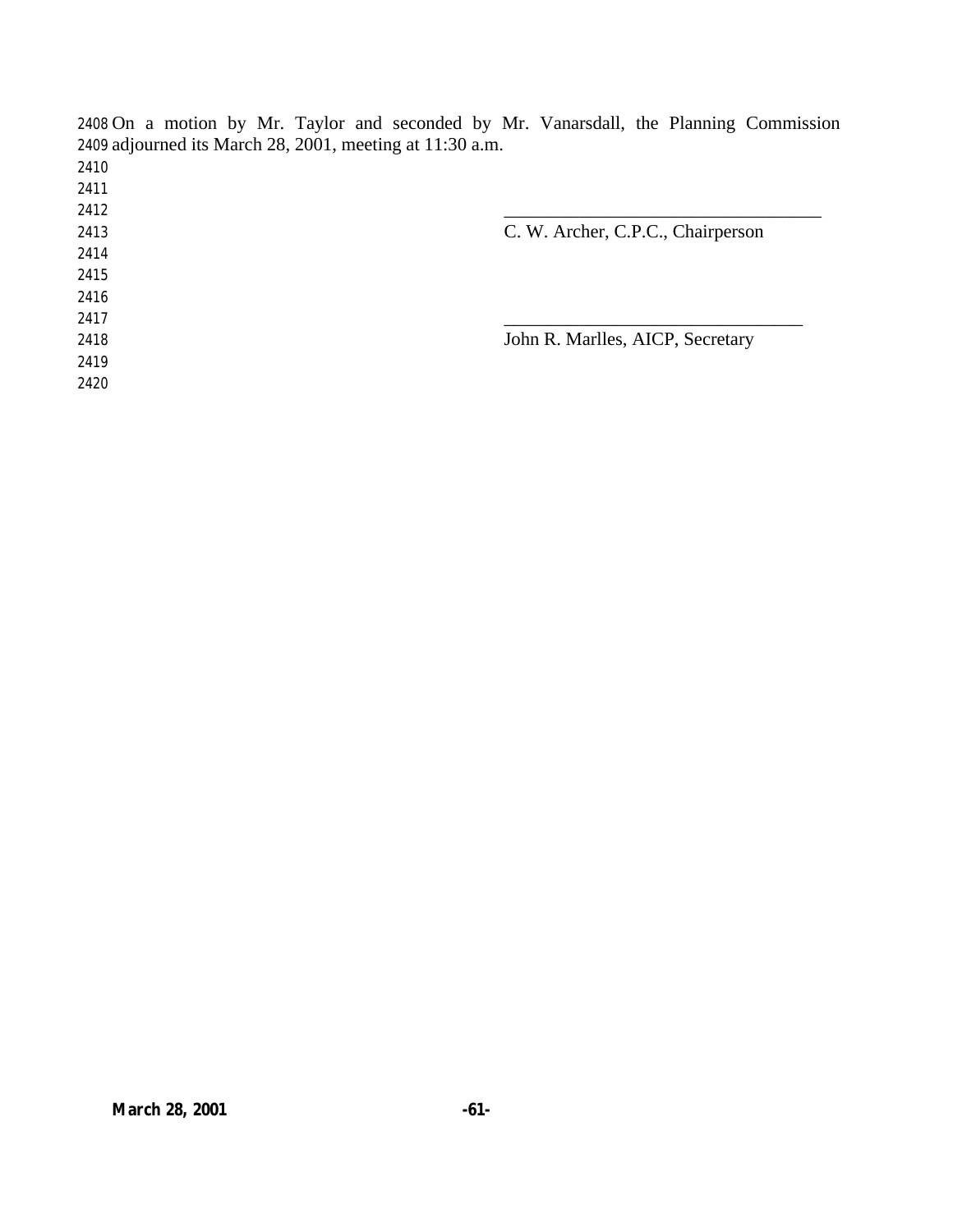On a motion by Mr. Taylor and seconded by Mr. Vanarsdall, the Planning Commission adjourned its March 28, 2001, meeting at 11:30 a.m.

\_\_\_\_\_\_\_\_\_\_\_\_\_\_\_\_\_\_\_\_\_\_\_\_\_\_\_\_\_\_\_\_\_\_

C. W. Archer, C.P.C., Chairperson

\_\_\_\_\_\_\_\_\_\_\_\_\_\_\_\_\_\_\_\_\_\_\_\_\_\_\_\_\_\_\_\_\_\_

John R. Marlles, AICP, Secretary